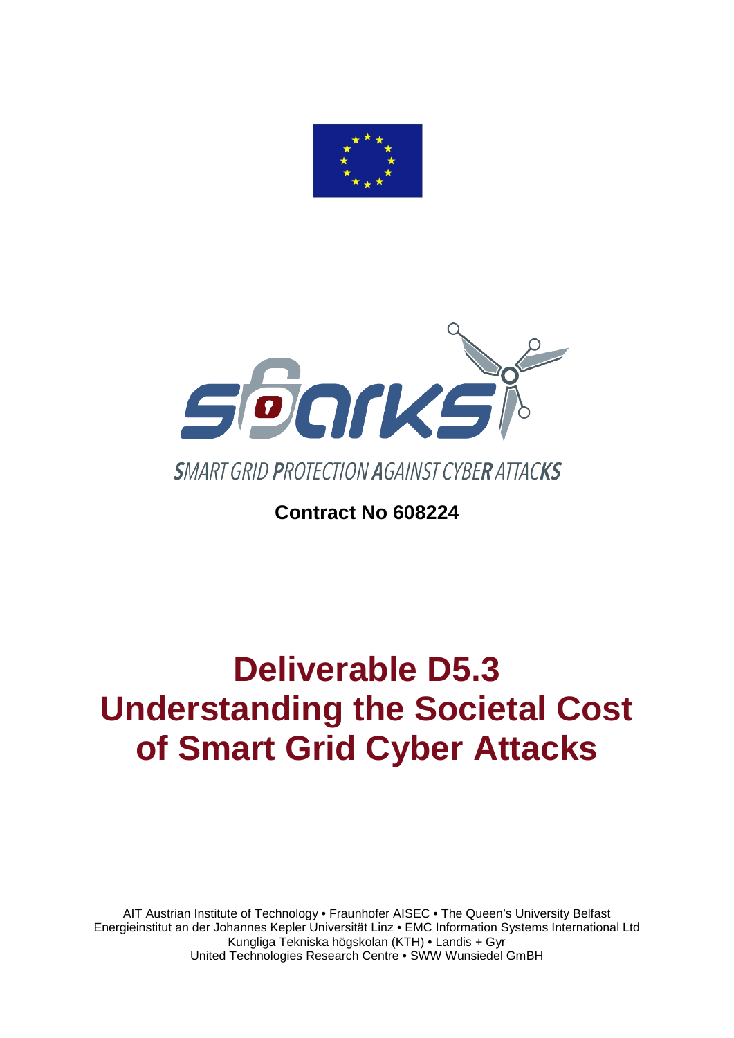SMART GRID PROTECTION AGAINST CYBER ATTACKS

**Contract No 608224**

# Deliverable D5.3
# Understanding the Societal Cost of Smart Grid Cyber Attacks

AIT Austrian Institute of Technology • Fraunhofer AISEC • The Queen's University Belfast
Energieinstitut an der Johannes Kepler Universität Linz • EMC Information Systems International Ltd
Kungliga Tekniska högskolan (KTH) • Landis + Gyr
United Technologies Research Centre • SWW Wunsiedel GmBH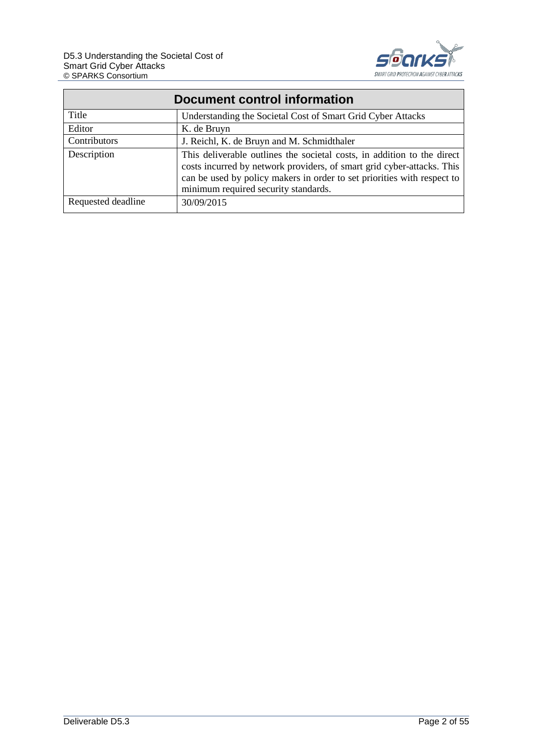| Document control information | |
|---|---|
| Title | Understanding the Societal Cost of Smart Grid Cyber Attacks |
| Editor | K. de Bruyn |
| Contributors | J. Reichl, K. de Bruyn and M. Schmidthaler |
| Description | This deliverable outlines the societal costs, in addition to the direct costs incurred by network providers, of smart grid cyber-attacks. This can be used by policy makers in order to set priorities with respect to minimum required security standards. |
| Requested deadline | 30/09/2015 |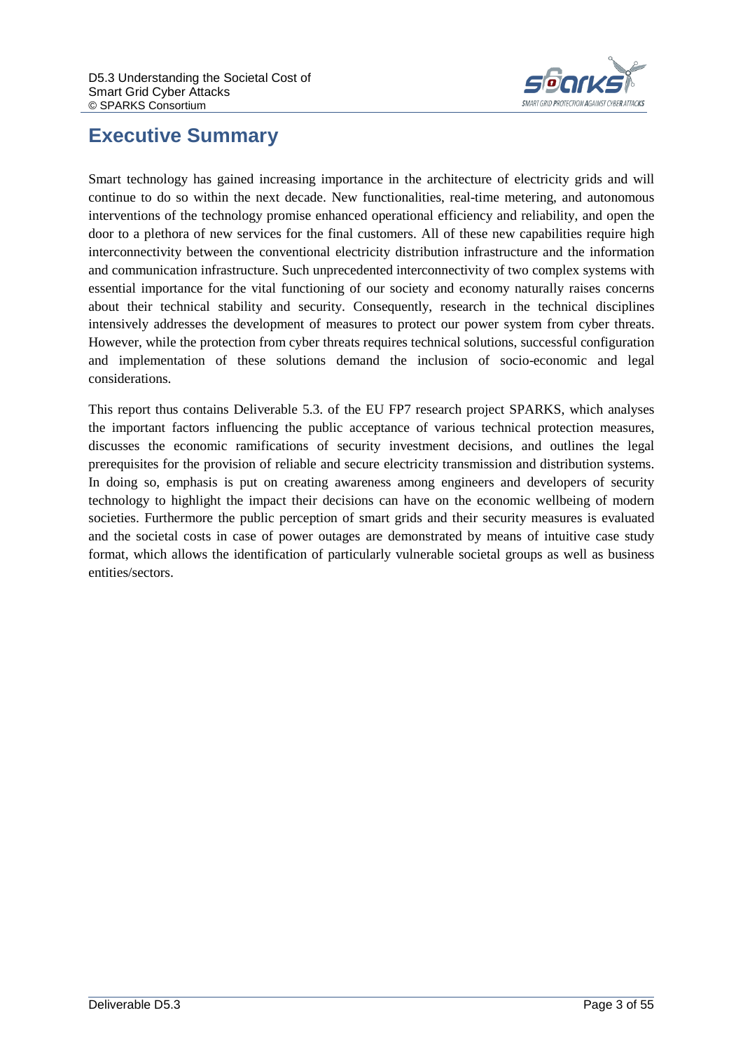# Executive Summary

Smart technology has gained increasing importance in the architecture of electricity grids and will continue to do so within the next decade. New functionalities, real-time metering, and autonomous interventions of the technology promise enhanced operational efficiency and reliability, and open the door to a plethora of new services for the final customers. All of these new capabilities require high interconnectivity between the conventional electricity distribution infrastructure and the information and communication infrastructure. Such unprecedented interconnectivity of two complex systems with essential importance for the vital functioning of our society and economy naturally raises concerns about their technical stability and security. Consequently, research in the technical disciplines intensively addresses the development of measures to protect our power system from cyber threats. However, while the protection from cyber threats requires technical solutions, successful configuration and implementation of these solutions demand the inclusion of socio-economic and legal considerations.

This report thus contains Deliverable 5.3. of the EU FP7 research project SPARKS, which analyses the important factors influencing the public acceptance of various technical protection measures, discusses the economic ramifications of security investment decisions, and outlines the legal prerequisites for the provision of reliable and secure electricity transmission and distribution systems. In doing so, emphasis is put on creating awareness among engineers and developers of security technology to highlight the impact their decisions can have on the economic wellbeing of modern societies. Furthermore the public perception of smart grids and their security measures is evaluated and the societal costs in case of power outages are demonstrated by means of intuitive case study format, which allows the identification of particularly vulnerable societal groups as well as business entities/sectors.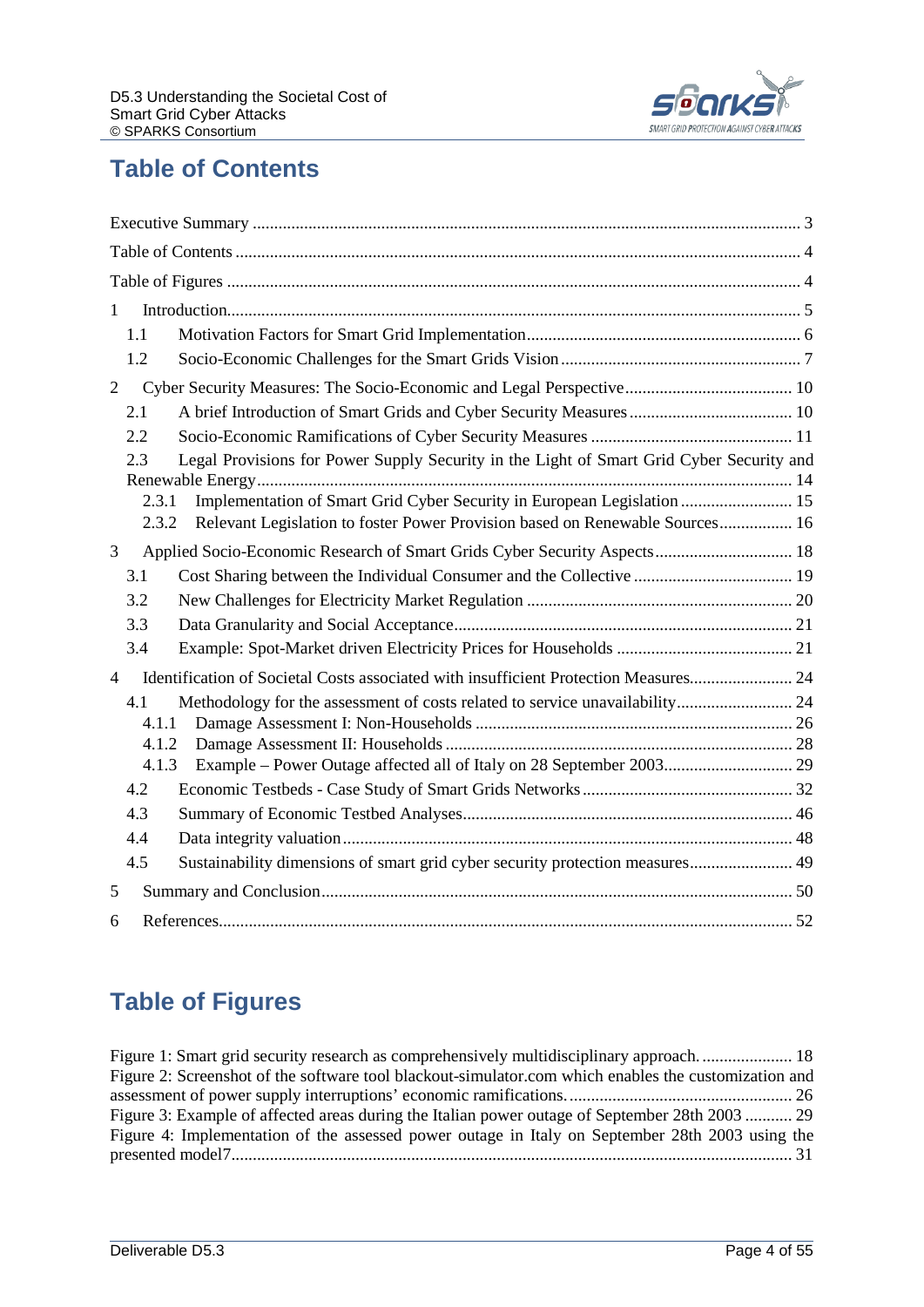# Table of Contents

Executive Summary ........................................................................................................................ 3

Table of Contents .......................................................................................................................... 4

Table of Figures ............................................................................................................................ 4

1 Introduction.............................................................................................................................. 5

  1.1 Motivation Factors for Smart Grid Implementation................................................................ 6

  1.2 Socio-Economic Challenges for the Smart Grids Vision ........................................................ 7

2 Cyber Security Measures: The Socio-Economic and Legal Perspective....................................... 10

  2.1 A brief Introduction of Smart Grids and Cyber Security Measures ...................................... 10

  2.2 Socio-Economic Ramifications of Cyber Security Measures ............................................... 11

  2.3 Legal Provisions for Power Supply Security in the Light of Smart Grid Cyber Security and Renewable Energy............................................................................................................... 14

    2.3.1 Implementation of Smart Grid Cyber Security in European Legislation .......................... 15

    2.3.2 Relevant Legislation to foster Power Provision based on Renewable Sources................. 16

3 Applied Socio-Economic Research of Smart Grids Cyber Security Aspects................................ 18

  3.1 Cost Sharing between the Individual Consumer and the Collective ..................................... 19

  3.2 New Challenges for Electricity Market Regulation ............................................................. 20

  3.3 Data Granularity and Social Acceptance.............................................................................. 21

  3.4 Example: Spot-Market driven Electricity Prices for Households ......................................... 21

4 Identification of Societal Costs associated with insufficient Protection Measures........................ 24

  4.1 Methodology for the assessment of costs related to service unavailability........................... 24

    4.1.1 Damage Assessment I: Non-Households ......................................................................... 26

    4.1.2 Damage Assessment II: Households ................................................................................ 28

    4.1.3 Example – Power Outage affected all of Italy on 28 September 2003.............................. 29

  4.2 Economic Testbeds - Case Study of Smart Grids Networks ................................................. 32

  4.3 Summary of Economic Testbed Analyses............................................................................. 46

  4.4 Data integrity valuation........................................................................................................ 48

  4.5 Sustainability dimensions of smart grid cyber security protection measures........................ 49

5 Summary and Conclusion............................................................................................................ 50

6 References.................................................................................................................................... 52

# Table of Figures

Figure 1: Smart grid security research as comprehensively multidisciplinary approach. ..................... 18

Figure 2: Screenshot of the software tool blackout-simulator.com which enables the customization and assessment of power supply interruptions' economic ramifications. .................................................. 26

Figure 3: Example of affected areas during the Italian power outage of September 28th 2003 ........... 29

Figure 4: Implementation of the assessed power outage in Italy on September 28th 2003 using the presented model7................................................................................................................................ 31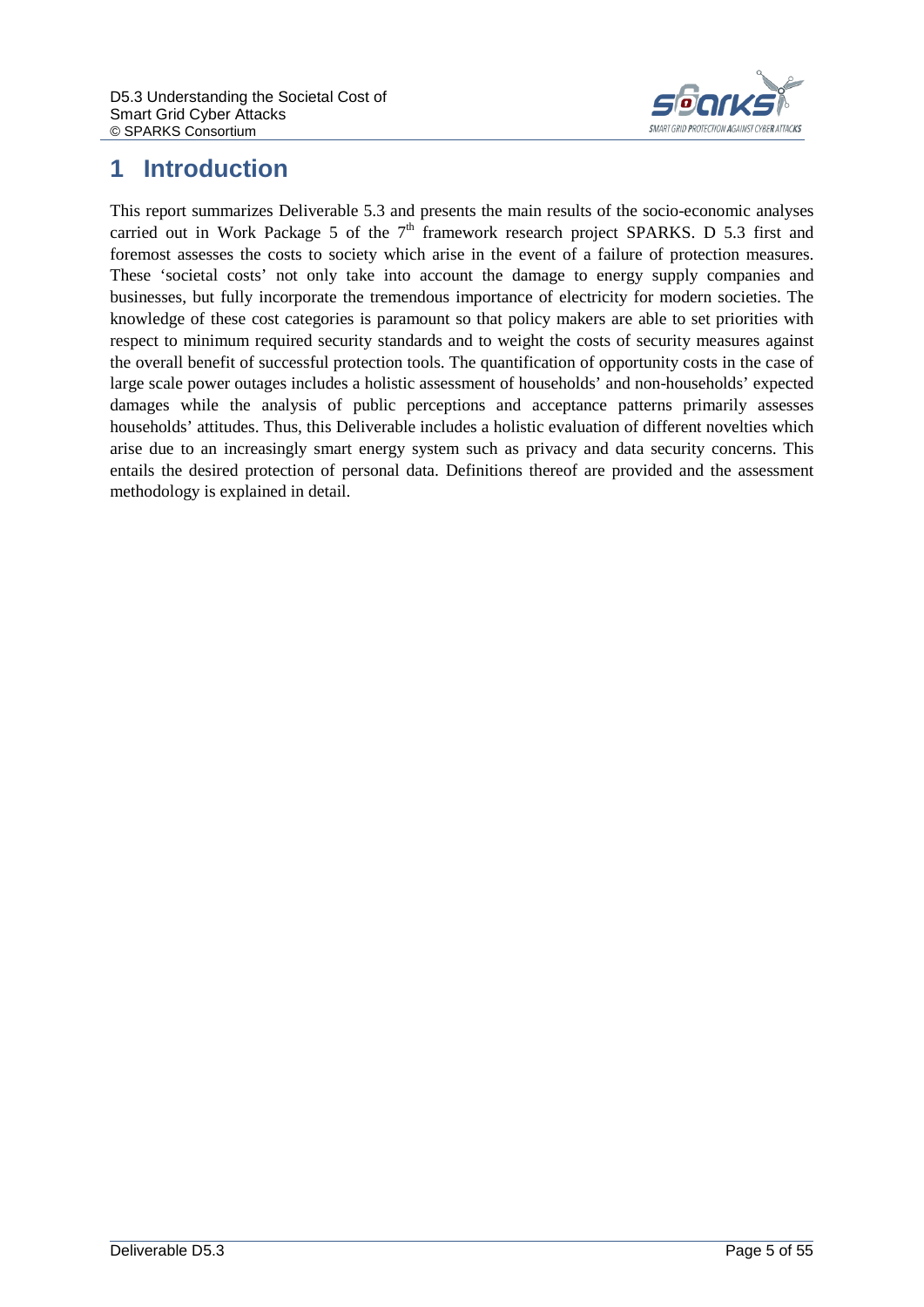# 1 Introduction

This report summarizes Deliverable 5.3 and presents the main results of the socio-economic analyses carried out in Work Package 5 of the 7th framework research project SPARKS. D 5.3 first and foremost assesses the costs to society which arise in the event of a failure of protection measures. These 'societal costs' not only take into account the damage to energy supply companies and businesses, but fully incorporate the tremendous importance of electricity for modern societies. The knowledge of these cost categories is paramount so that policy makers are able to set priorities with respect to minimum required security standards and to weight the costs of security measures against the overall benefit of successful protection tools. The quantification of opportunity costs in the case of large scale power outages includes a holistic assessment of households' and non-households' expected damages while the analysis of public perceptions and acceptance patterns primarily assesses households' attitudes. Thus, this Deliverable includes a holistic evaluation of different novelties which arise due to an increasingly smart energy system such as privacy and data security concerns. This entails the desired protection of personal data. Definitions thereof are provided and the assessment methodology is explained in detail.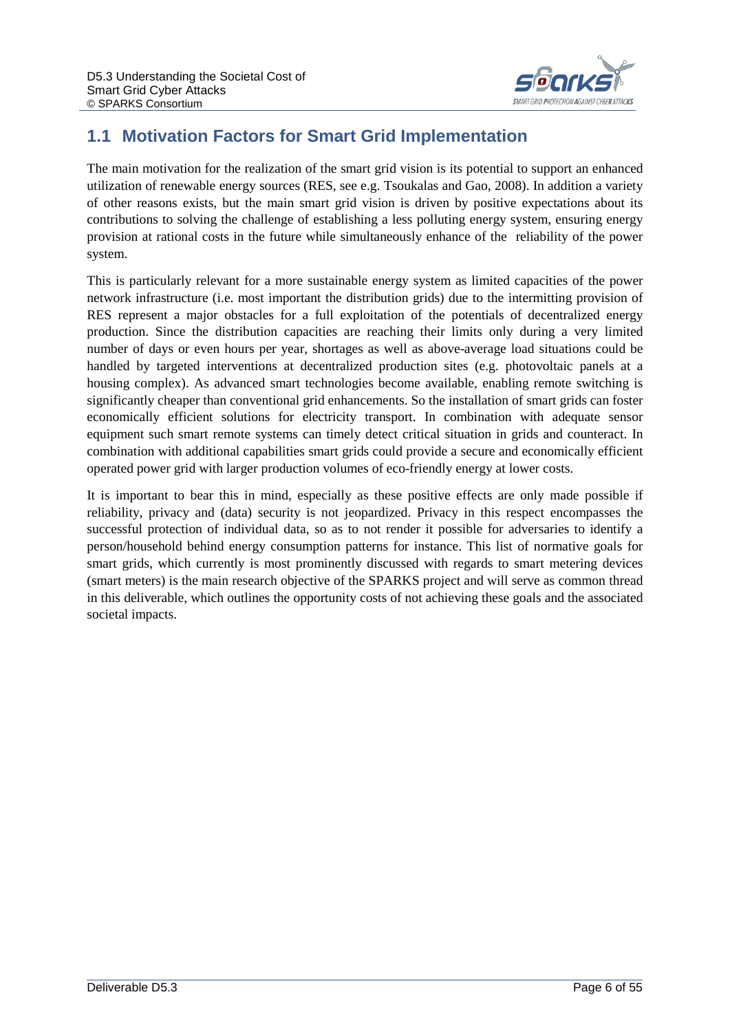## 1.1 Motivation Factors for Smart Grid Implementation

The main motivation for the realization of the smart grid vision is its potential to support an enhanced utilization of renewable energy sources (RES, see e.g. Tsoukalas and Gao, 2008). In addition a variety of other reasons exists, but the main smart grid vision is driven by positive expectations about its contributions to solving the challenge of establishing a less polluting energy system, ensuring energy provision at rational costs in the future while simultaneously enhance of the reliability of the power system.

This is particularly relevant for a more sustainable energy system as limited capacities of the power network infrastructure (i.e. most important the distribution grids) due to the intermitting provision of RES represent a major obstacles for a full exploitation of the potentials of decentralized energy production. Since the distribution capacities are reaching their limits only during a very limited number of days or even hours per year, shortages as well as above-average load situations could be handled by targeted interventions at decentralized production sites (e.g. photovoltaic panels at a housing complex). As advanced smart technologies become available, enabling remote switching is significantly cheaper than conventional grid enhancements. So the installation of smart grids can foster economically efficient solutions for electricity transport. In combination with adequate sensor equipment such smart remote systems can timely detect critical situation in grids and counteract. In combination with additional capabilities smart grids could provide a secure and economically efficient operated power grid with larger production volumes of eco-friendly energy at lower costs.

It is important to bear this in mind, especially as these positive effects are only made possible if reliability, privacy and (data) security is not jeopardized. Privacy in this respect encompasses the successful protection of individual data, so as to not render it possible for adversaries to identify a person/household behind energy consumption patterns for instance. This list of normative goals for smart grids, which currently is most prominently discussed with regards to smart metering devices (smart meters) is the main research objective of the SPARKS project and will serve as common thread in this deliverable, which outlines the opportunity costs of not achieving these goals and the associated societal impacts.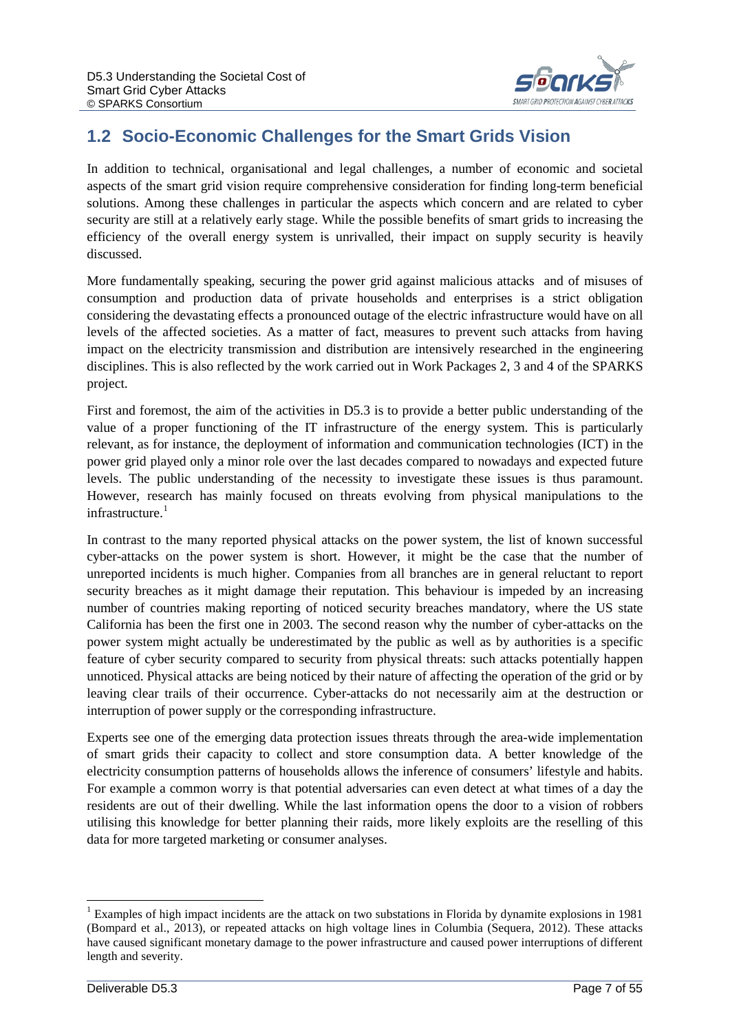## 1.2 Socio-Economic Challenges for the Smart Grids Vision

In addition to technical, organisational and legal challenges, a number of economic and societal aspects of the smart grid vision require comprehensive consideration for finding long-term beneficial solutions. Among these challenges in particular the aspects which concern and are related to cyber security are still at a relatively early stage. While the possible benefits of smart grids to increasing the efficiency of the overall energy system is unrivalled, their impact on supply security is heavily discussed.

More fundamentally speaking, securing the power grid against malicious attacks and of misuses of consumption and production data of private households and enterprises is a strict obligation considering the devastating effects a pronounced outage of the electric infrastructure would have on all levels of the affected societies. As a matter of fact, measures to prevent such attacks from having impact on the electricity transmission and distribution are intensively researched in the engineering disciplines. This is also reflected by the work carried out in Work Packages 2, 3 and 4 of the SPARKS project.

First and foremost, the aim of the activities in D5.3 is to provide a better public understanding of the value of a proper functioning of the IT infrastructure of the energy system. This is particularly relevant, as for instance, the deployment of information and communication technologies (ICT) in the power grid played only a minor role over the last decades compared to nowadays and expected future levels. The public understanding of the necessity to investigate these issues is thus paramount. However, research has mainly focused on threats evolving from physical manipulations to the infrastructure.[1]

In contrast to the many reported physical attacks on the power system, the list of known successful cyber-attacks on the power system is short. However, it might be the case that the number of unreported incidents is much higher. Companies from all branches are in general reluctant to report security breaches as it might damage their reputation. This behaviour is impeded by an increasing number of countries making reporting of noticed security breaches mandatory, where the US state California has been the first one in 2003. The second reason why the number of cyber-attacks on the power system might actually be underestimated by the public as well as by authorities is a specific feature of cyber security compared to security from physical threats: such attacks potentially happen unnoticed. Physical attacks are being noticed by their nature of affecting the operation of the grid or by leaving clear trails of their occurrence. Cyber-attacks do not necessarily aim at the destruction or interruption of power supply or the corresponding infrastructure.

Experts see one of the emerging data protection issues threats through the area-wide implementation of smart grids their capacity to collect and store consumption data. A better knowledge of the electricity consumption patterns of households allows the inference of consumers' lifestyle and habits. For example a common worry is that potential adversaries can even detect at what times of a day the residents are out of their dwelling. While the last information opens the door to a vision of robbers utilising this knowledge for better planning their raids, more likely exploits are the reselling of this data for more targeted marketing or consumer analyses.

---

[1] Examples of high impact incidents are the attack on two substations in Florida by dynamite explosions in 1981 (Bompard et al., 2013), or repeated attacks on high voltage lines in Columbia (Sequera, 2012). These attacks have caused significant monetary damage to the power infrastructure and caused power interruptions of different length and severity.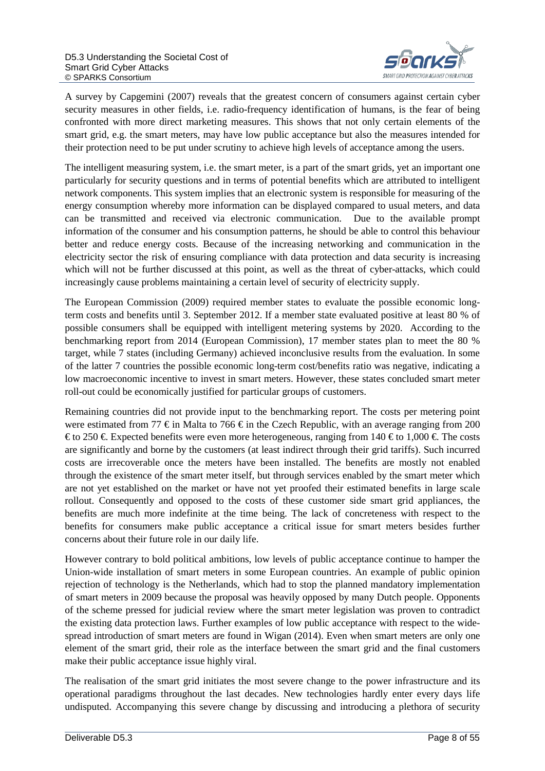A survey by Capgemini (2007) reveals that the greatest concern of consumers against certain cyber security measures in other fields, i.e. radio-frequency identification of humans, is the fear of being confronted with more direct marketing measures. This shows that not only certain elements of the smart grid, e.g. the smart meters, may have low public acceptance but also the measures intended for their protection need to be put under scrutiny to achieve high levels of acceptance among the users.

The intelligent measuring system, i.e. the smart meter, is a part of the smart grids, yet an important one particularly for security questions and in terms of potential benefits which are attributed to intelligent network components. This system implies that an electronic system is responsible for measuring of the energy consumption whereby more information can be displayed compared to usual meters, and data can be transmitted and received via electronic communication. Due to the available prompt information of the consumer and his consumption patterns, he should be able to control this behaviour better and reduce energy costs. Because of the increasing networking and communication in the electricity sector the risk of ensuring compliance with data protection and data security is increasing which will not be further discussed at this point, as well as the threat of cyber-attacks, which could increasingly cause problems maintaining a certain level of security of electricity supply.

The European Commission (2009) required member states to evaluate the possible economic long-term costs and benefits until 3. September 2012. If a member state evaluated positive at least 80 % of possible consumers shall be equipped with intelligent metering systems by 2020. According to the benchmarking report from 2014 (European Commission), 17 member states plan to meet the 80 % target, while 7 states (including Germany) achieved inconclusive results from the evaluation. In some of the latter 7 countries the possible economic long-term cost/benefits ratio was negative, indicating a low macroeconomic incentive to invest in smart meters. However, these states concluded smart meter roll-out could be economically justified for particular groups of customers.

Remaining countries did not provide input to the benchmarking report. The costs per metering point were estimated from 77 € in Malta to 766 € in the Czech Republic, with an average ranging from 200 € to 250 €. Expected benefits were even more heterogeneous, ranging from 140 € to 1,000 €. The costs are significantly and borne by the customers (at least indirect through their grid tariffs). Such incurred costs are irrecoverable once the meters have been installed. The benefits are mostly not enabled through the existence of the smart meter itself, but through services enabled by the smart meter which are not yet established on the market or have not yet proofed their estimated benefits in large scale rollout. Consequently and opposed to the costs of these customer side smart grid appliances, the benefits are much more indefinite at the time being. The lack of concreteness with respect to the benefits for consumers make public acceptance a critical issue for smart meters besides further concerns about their future role in our daily life.

However contrary to bold political ambitions, low levels of public acceptance continue to hamper the Union-wide installation of smart meters in some European countries. An example of public opinion rejection of technology is the Netherlands, which had to stop the planned mandatory implementation of smart meters in 2009 because the proposal was heavily opposed by many Dutch people. Opponents of the scheme pressed for judicial review where the smart meter legislation was proven to contradict the existing data protection laws. Further examples of low public acceptance with respect to the wide-spread introduction of smart meters are found in Wigan (2014). Even when smart meters are only one element of the smart grid, their role as the interface between the smart grid and the final customers make their public acceptance issue highly viral.

The realisation of the smart grid initiates the most severe change to the power infrastructure and its operational paradigms throughout the last decades. New technologies hardly enter every days life undisputed. Accompanying this severe change by discussing and introducing a plethora of security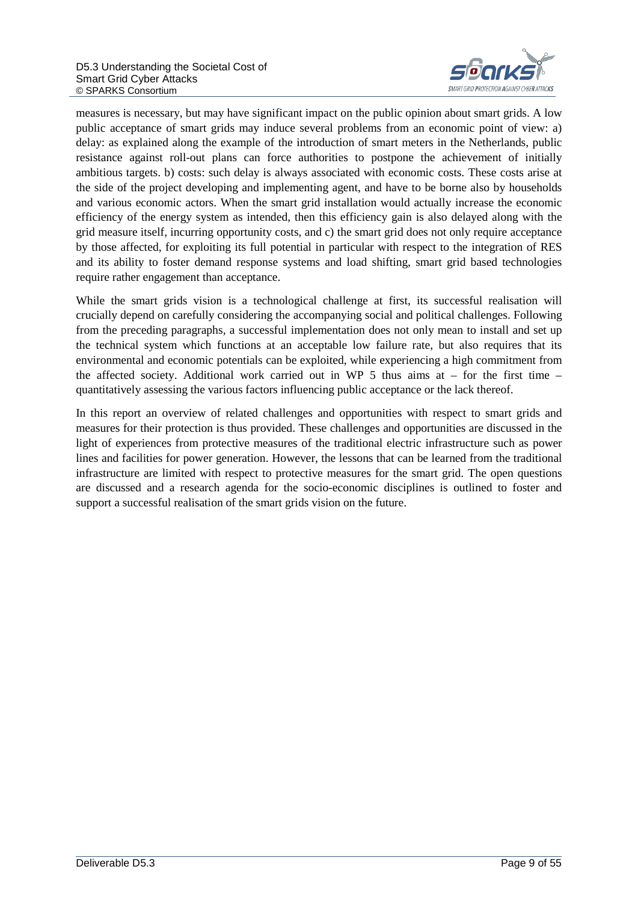measures is necessary, but may have significant impact on the public opinion about smart grids. A low public acceptance of smart grids may induce several problems from an economic point of view: a) delay: as explained along the example of the introduction of smart meters in the Netherlands, public resistance against roll-out plans can force authorities to postpone the achievement of initially ambitious targets. b) costs: such delay is always associated with economic costs. These costs arise at the side of the project developing and implementing agent, and have to be borne also by households and various economic actors. When the smart grid installation would actually increase the economic efficiency of the energy system as intended, then this efficiency gain is also delayed along with the grid measure itself, incurring opportunity costs, and c) the smart grid does not only require acceptance by those affected, for exploiting its full potential in particular with respect to the integration of RES and its ability to foster demand response systems and load shifting, smart grid based technologies require rather engagement than acceptance.

While the smart grids vision is a technological challenge at first, its successful realisation will crucially depend on carefully considering the accompanying social and political challenges. Following from the preceding paragraphs, a successful implementation does not only mean to install and set up the technical system which functions at an acceptable low failure rate, but also requires that its environmental and economic potentials can be exploited, while experiencing a high commitment from the affected society. Additional work carried out in WP 5 thus aims at – for the first time – quantitatively assessing the various factors influencing public acceptance or the lack thereof.

In this report an overview of related challenges and opportunities with respect to smart grids and measures for their protection is thus provided. These challenges and opportunities are discussed in the light of experiences from protective measures of the traditional electric infrastructure such as power lines and facilities for power generation. However, the lessons that can be learned from the traditional infrastructure are limited with respect to protective measures for the smart grid. The open questions are discussed and a research agenda for the socio-economic disciplines is outlined to foster and support a successful realisation of the smart grids vision on the future.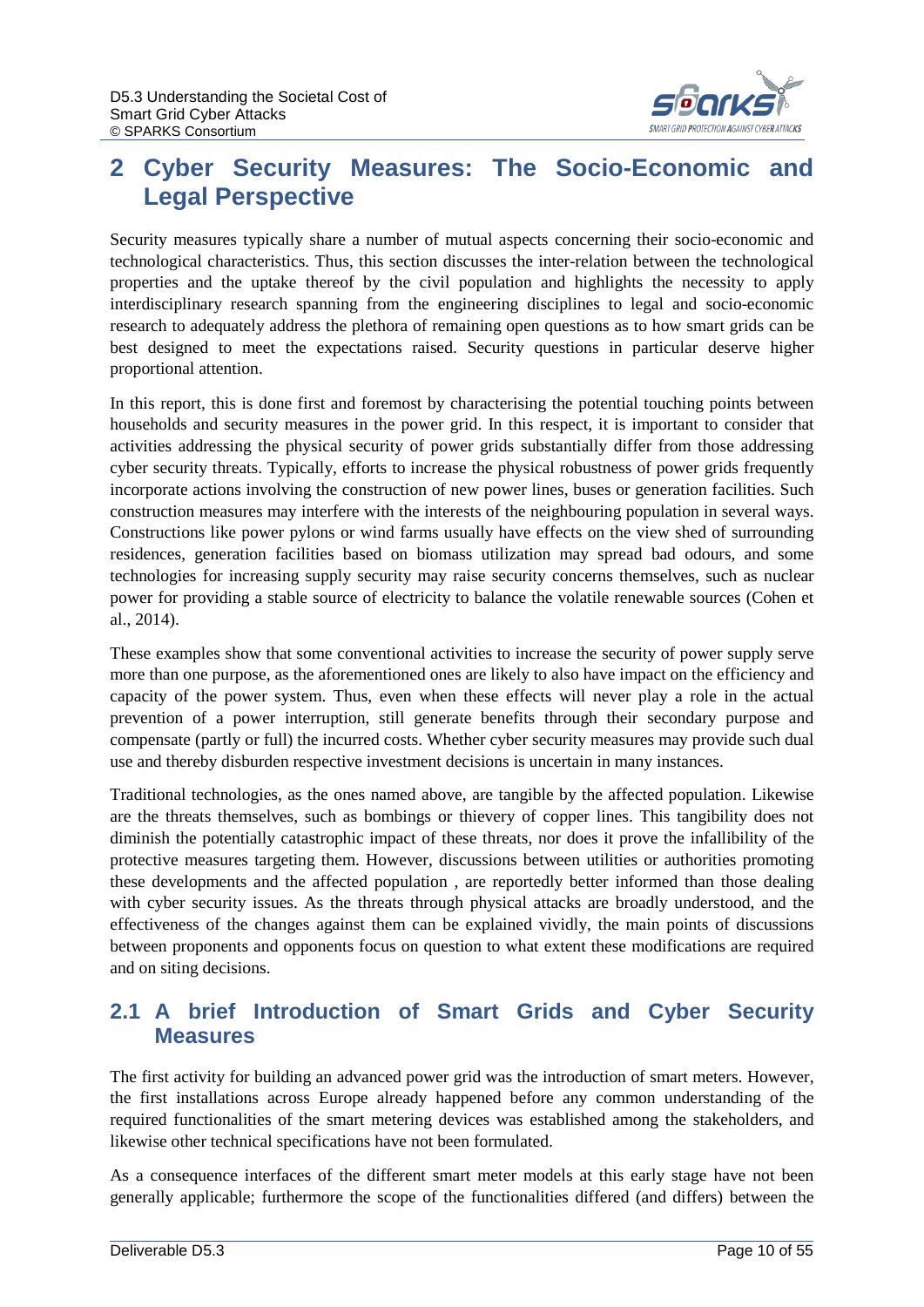# 2 Cyber Security Measures: The Socio-Economic and Legal Perspective

Security measures typically share a number of mutual aspects concerning their socio-economic and technological characteristics. Thus, this section discusses the inter-relation between the technological properties and the uptake thereof by the civil population and highlights the necessity to apply interdisciplinary research spanning from the engineering disciplines to legal and socio-economic research to adequately address the plethora of remaining open questions as to how smart grids can be best designed to meet the expectations raised. Security questions in particular deserve higher proportional attention.

In this report, this is done first and foremost by characterising the potential touching points between households and security measures in the power grid. In this respect, it is important to consider that activities addressing the physical security of power grids substantially differ from those addressing cyber security threats. Typically, efforts to increase the physical robustness of power grids frequently incorporate actions involving the construction of new power lines, buses or generation facilities. Such construction measures may interfere with the interests of the neighbouring population in several ways. Constructions like power pylons or wind farms usually have effects on the view shed of surrounding residences, generation facilities based on biomass utilization may spread bad odours, and some technologies for increasing supply security may raise security concerns themselves, such as nuclear power for providing a stable source of electricity to balance the volatile renewable sources (Cohen et al., 2014).

These examples show that some conventional activities to increase the security of power supply serve more than one purpose, as the aforementioned ones are likely to also have impact on the efficiency and capacity of the power system. Thus, even when these effects will never play a role in the actual prevention of a power interruption, still generate benefits through their secondary purpose and compensate (partly or full) the incurred costs. Whether cyber security measures may provide such dual use and thereby disburden respective investment decisions is uncertain in many instances.

Traditional technologies, as the ones named above, are tangible by the affected population. Likewise are the threats themselves, such as bombings or thievery of copper lines. This tangibility does not diminish the potentially catastrophic impact of these threats, nor does it prove the infallibility of the protective measures targeting them. However, discussions between utilities or authorities promoting these developments and the affected population , are reportedly better informed than those dealing with cyber security issues. As the threats through physical attacks are broadly understood, and the effectiveness of the changes against them can be explained vividly, the main points of discussions between proponents and opponents focus on question to what extent these modifications are required and on siting decisions.

## 2.1 A brief Introduction of Smart Grids and Cyber Security Measures

The first activity for building an advanced power grid was the introduction of smart meters. However, the first installations across Europe already happened before any common understanding of the required functionalities of the smart metering devices was established among the stakeholders, and likewise other technical specifications have not been formulated.

As a consequence interfaces of the different smart meter models at this early stage have not been generally applicable; furthermore the scope of the functionalities differed (and differs) between the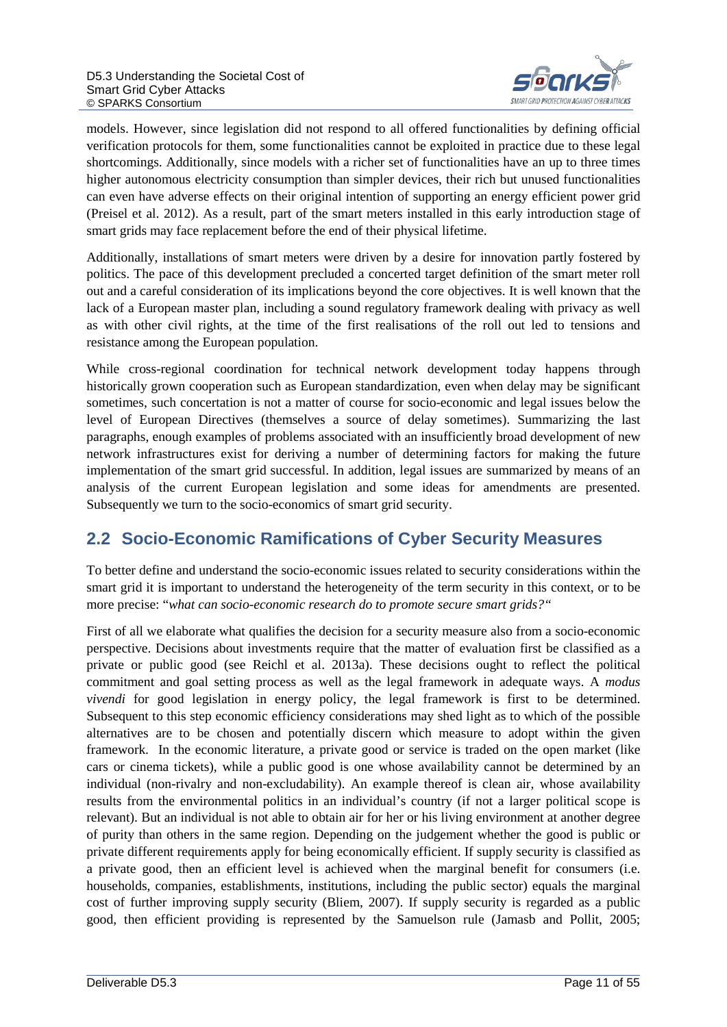models. However, since legislation did not respond to all offered functionalities by defining official verification protocols for them, some functionalities cannot be exploited in practice due to these legal shortcomings. Additionally, since models with a richer set of functionalities have an up to three times higher autonomous electricity consumption than simpler devices, their rich but unused functionalities can even have adverse effects on their original intention of supporting an energy efficient power grid (Preisel et al. 2012). As a result, part of the smart meters installed in this early introduction stage of smart grids may face replacement before the end of their physical lifetime.

Additionally, installations of smart meters were driven by a desire for innovation partly fostered by politics. The pace of this development precluded a concerted target definition of the smart meter roll out and a careful consideration of its implications beyond the core objectives. It is well known that the lack of a European master plan, including a sound regulatory framework dealing with privacy as well as with other civil rights, at the time of the first realisations of the roll out led to tensions and resistance among the European population.

While cross-regional coordination for technical network development today happens through historically grown cooperation such as European standardization, even when delay may be significant sometimes, such concertation is not a matter of course for socio-economic and legal issues below the level of European Directives (themselves a source of delay sometimes). Summarizing the last paragraphs, enough examples of problems associated with an insufficiently broad development of new network infrastructures exist for deriving a number of determining factors for making the future implementation of the smart grid successful. In addition, legal issues are summarized by means of an analysis of the current European legislation and some ideas for amendments are presented. Subsequently we turn to the socio-economics of smart grid security.

## 2.2 Socio-Economic Ramifications of Cyber Security Measures

To better define and understand the socio-economic issues related to security considerations within the smart grid it is important to understand the heterogeneity of the term security in this context, or to be more precise: "*what can socio-economic research do to promote secure smart grids?*"

First of all we elaborate what qualifies the decision for a security measure also from a socio-economic perspective. Decisions about investments require that the matter of evaluation first be classified as a private or public good (see Reichl et al. 2013a). These decisions ought to reflect the political commitment and goal setting process as well as the legal framework in adequate ways. A *modus vivendi* for good legislation in energy policy, the legal framework is first to be determined. Subsequent to this step economic efficiency considerations may shed light as to which of the possible alternatives are to be chosen and potentially discern which measure to adopt within the given framework. In the economic literature, a private good or service is traded on the open market (like cars or cinema tickets), while a public good is one whose availability cannot be determined by an individual (non-rivalry and non-excludability). An example thereof is clean air, whose availability results from the environmental politics in an individual's country (if not a larger political scope is relevant). But an individual is not able to obtain air for her or his living environment at another degree of purity than others in the same region. Depending on the judgement whether the good is public or private different requirements apply for being economically efficient. If supply security is classified as a private good, then an efficient level is achieved when the marginal benefit for consumers (i.e. households, companies, establishments, institutions, including the public sector) equals the marginal cost of further improving supply security (Bliem, 2007). If supply security is regarded as a public good, then efficient providing is represented by the Samuelson rule (Jamasb and Pollit, 2005;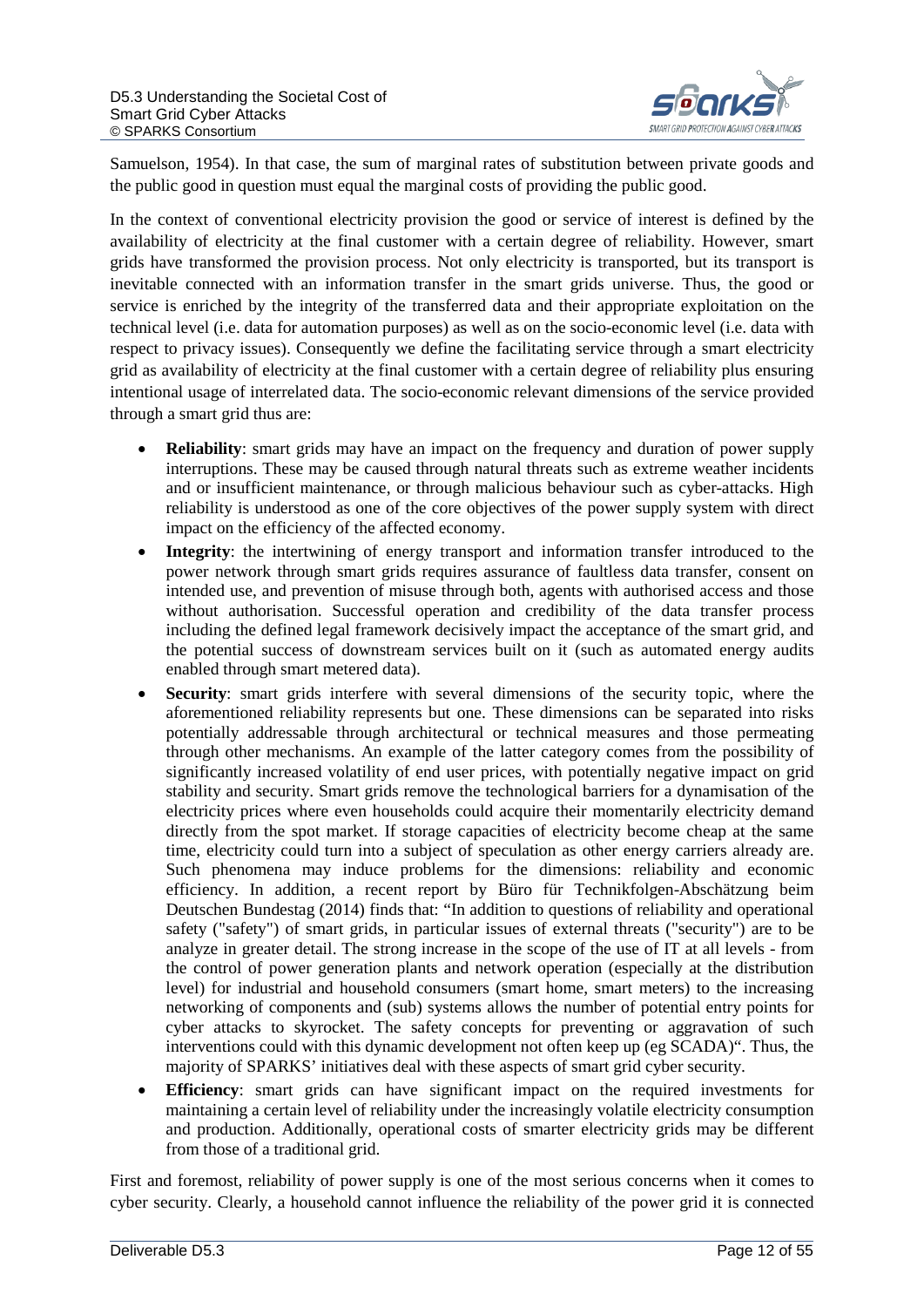Samuelson, 1954). In that case, the sum of marginal rates of substitution between private goods and the public good in question must equal the marginal costs of providing the public good.

In the context of conventional electricity provision the good or service of interest is defined by the availability of electricity at the final customer with a certain degree of reliability. However, smart grids have transformed the provision process. Not only electricity is transported, but its transport is inevitable connected with an information transfer in the smart grids universe. Thus, the good or service is enriched by the integrity of the transferred data and their appropriate exploitation on the technical level (i.e. data for automation purposes) as well as on the socio-economic level (i.e. data with respect to privacy issues). Consequently we define the facilitating service through a smart electricity grid as availability of electricity at the final customer with a certain degree of reliability plus ensuring intentional usage of interrelated data. The socio-economic relevant dimensions of the service provided through a smart grid thus are:

- **Reliability**: smart grids may have an impact on the frequency and duration of power supply interruptions. These may be caused through natural threats such as extreme weather incidents and or insufficient maintenance, or through malicious behaviour such as cyber-attacks. High reliability is understood as one of the core objectives of the power supply system with direct impact on the efficiency of the affected economy.
- **Integrity**: the intertwining of energy transport and information transfer introduced to the power network through smart grids requires assurance of faultless data transfer, consent on intended use, and prevention of misuse through both, agents with authorised access and those without authorisation. Successful operation and credibility of the data transfer process including the defined legal framework decisively impact the acceptance of the smart grid, and the potential success of downstream services built on it (such as automated energy audits enabled through smart metered data).
- **Security**: smart grids interfere with several dimensions of the security topic, where the aforementioned reliability represents but one. These dimensions can be separated into risks potentially addressable through architectural or technical measures and those permeating through other mechanisms. An example of the latter category comes from the possibility of significantly increased volatility of end user prices, with potentially negative impact on grid stability and security. Smart grids remove the technological barriers for a dynamisation of the electricity prices where even households could acquire their momentarily electricity demand directly from the spot market. If storage capacities of electricity become cheap at the same time, electricity could turn into a subject of speculation as other energy carriers already are. Such phenomena may induce problems for the dimensions: reliability and economic efficiency. In addition, a recent report by Büro für Technikfolgen-Abschätzung beim Deutschen Bundestag (2014) finds that: "In addition to questions of reliability and operational safety ("safety") of smart grids, in particular issues of external threats ("security") are to be analyze in greater detail. The strong increase in the scope of the use of IT at all levels - from the control of power generation plants and network operation (especially at the distribution level) for industrial and household consumers (smart home, smart meters) to the increasing networking of components and (sub) systems allows the number of potential entry points for cyber attacks to skyrocket. The safety concepts for preventing or aggravation of such interventions could with this dynamic development not often keep up (eg SCADA)". Thus, the majority of SPARKS' initiatives deal with these aspects of smart grid cyber security.
- **Efficiency**: smart grids can have significant impact on the required investments for maintaining a certain level of reliability under the increasingly volatile electricity consumption and production. Additionally, operational costs of smarter electricity grids may be different from those of a traditional grid.

First and foremost, reliability of power supply is one of the most serious concerns when it comes to cyber security. Clearly, a household cannot influence the reliability of the power grid it is connected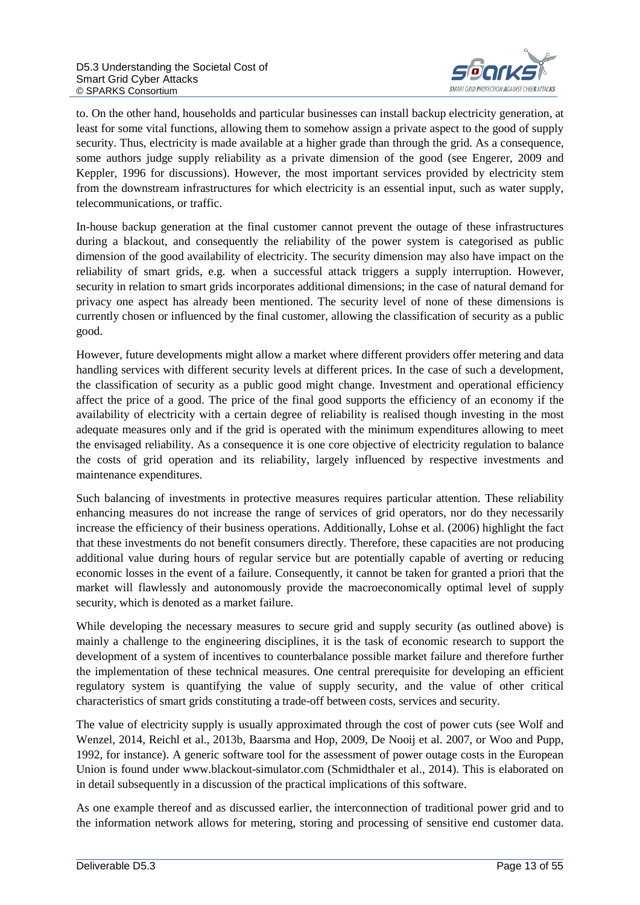to. On the other hand, households and particular businesses can install backup electricity generation, at least for some vital functions, allowing them to somehow assign a private aspect to the good of supply security. Thus, electricity is made available at a higher grade than through the grid. As a consequence, some authors judge supply reliability as a private dimension of the good (see Engerer, 2009 and Keppler, 1996 for discussions). However, the most important services provided by electricity stem from the downstream infrastructures for which electricity is an essential input, such as water supply, telecommunications, or traffic.

In-house backup generation at the final customer cannot prevent the outage of these infrastructures during a blackout, and consequently the reliability of the power system is categorised as public dimension of the good availability of electricity. The security dimension may also have impact on the reliability of smart grids, e.g. when a successful attack triggers a supply interruption. However, security in relation to smart grids incorporates additional dimensions; in the case of natural demand for privacy one aspect has already been mentioned. The security level of none of these dimensions is currently chosen or influenced by the final customer, allowing the classification of security as a public good.

However, future developments might allow a market where different providers offer metering and data handling services with different security levels at different prices. In the case of such a development, the classification of security as a public good might change. Investment and operational efficiency affect the price of a good. The price of the final good supports the efficiency of an economy if the availability of electricity with a certain degree of reliability is realised though investing in the most adequate measures only and if the grid is operated with the minimum expenditures allowing to meet the envisaged reliability. As a consequence it is one core objective of electricity regulation to balance the costs of grid operation and its reliability, largely influenced by respective investments and maintenance expenditures.

Such balancing of investments in protective measures requires particular attention. These reliability enhancing measures do not increase the range of services of grid operators, nor do they necessarily increase the efficiency of their business operations. Additionally, Lohse et al. (2006) highlight the fact that these investments do not benefit consumers directly. Therefore, these capacities are not producing additional value during hours of regular service but are potentially capable of averting or reducing economic losses in the event of a failure. Consequently, it cannot be taken for granted a priori that the market will flawlessly and autonomously provide the macroeconomically optimal level of supply security, which is denoted as a market failure.

While developing the necessary measures to secure grid and supply security (as outlined above) is mainly a challenge to the engineering disciplines, it is the task of economic research to support the development of a system of incentives to counterbalance possible market failure and therefore further the implementation of these technical measures. One central prerequisite for developing an efficient regulatory system is quantifying the value of supply security, and the value of other critical characteristics of smart grids constituting a trade-off between costs, services and security.

The value of electricity supply is usually approximated through the cost of power cuts (see Wolf and Wenzel, 2014, Reichl et al., 2013b, Baarsma and Hop, 2009, De Nooij et al. 2007, or Woo and Pupp, 1992, for instance). A generic software tool for the assessment of power outage costs in the European Union is found under www.blackout-simulator.com (Schmidthaler et al., 2014). This is elaborated on in detail subsequently in a discussion of the practical implications of this software.

As one example thereof and as discussed earlier, the interconnection of traditional power grid and to the information network allows for metering, storing and processing of sensitive end customer data.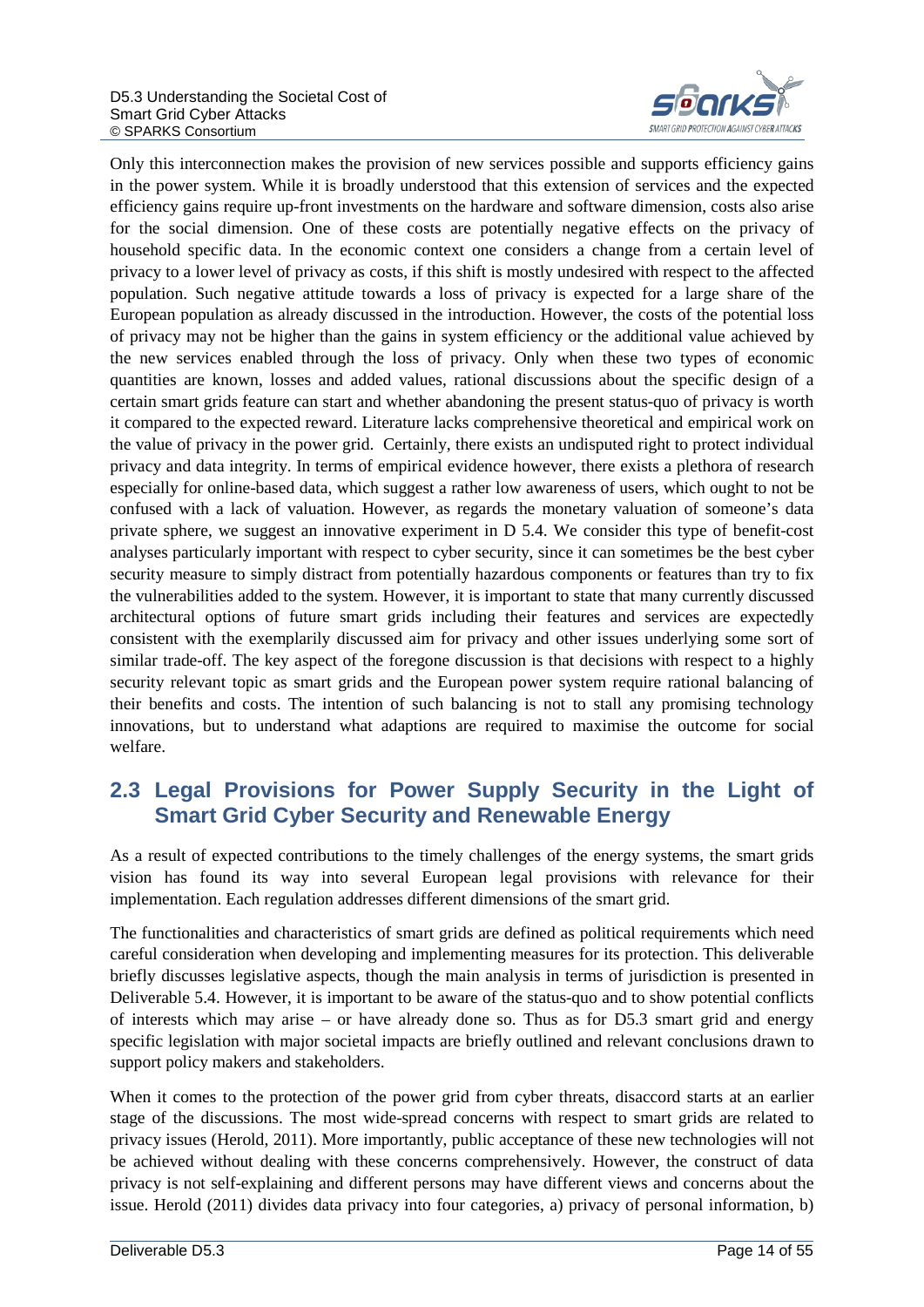Only this interconnection makes the provision of new services possible and supports efficiency gains in the power system. While it is broadly understood that this extension of services and the expected efficiency gains require up-front investments on the hardware and software dimension, costs also arise for the social dimension. One of these costs are potentially negative effects on the privacy of household specific data. In the economic context one considers a change from a certain level of privacy to a lower level of privacy as costs, if this shift is mostly undesired with respect to the affected population. Such negative attitude towards a loss of privacy is expected for a large share of the European population as already discussed in the introduction. However, the costs of the potential loss of privacy may not be higher than the gains in system efficiency or the additional value achieved by the new services enabled through the loss of privacy. Only when these two types of economic quantities are known, losses and added values, rational discussions about the specific design of a certain smart grids feature can start and whether abandoning the present status-quo of privacy is worth it compared to the expected reward. Literature lacks comprehensive theoretical and empirical work on the value of privacy in the power grid. Certainly, there exists an undisputed right to protect individual privacy and data integrity. In terms of empirical evidence however, there exists a plethora of research especially for online-based data, which suggest a rather low awareness of users, which ought to not be confused with a lack of valuation. However, as regards the monetary valuation of someone's data private sphere, we suggest an innovative experiment in D 5.4. We consider this type of benefit-cost analyses particularly important with respect to cyber security, since it can sometimes be the best cyber security measure to simply distract from potentially hazardous components or features than try to fix the vulnerabilities added to the system. However, it is important to state that many currently discussed architectural options of future smart grids including their features and services are expectedly consistent with the exemplarily discussed aim for privacy and other issues underlying some sort of similar trade-off. The key aspect of the foregone discussion is that decisions with respect to a highly security relevant topic as smart grids and the European power system require rational balancing of their benefits and costs. The intention of such balancing is not to stall any promising technology innovations, but to understand what adaptions are required to maximise the outcome for social welfare.

## 2.3 Legal Provisions for Power Supply Security in the Light of Smart Grid Cyber Security and Renewable Energy

As a result of expected contributions to the timely challenges of the energy systems, the smart grids vision has found its way into several European legal provisions with relevance for their implementation. Each regulation addresses different dimensions of the smart grid.

The functionalities and characteristics of smart grids are defined as political requirements which need careful consideration when developing and implementing measures for its protection. This deliverable briefly discusses legislative aspects, though the main analysis in terms of jurisdiction is presented in Deliverable 5.4. However, it is important to be aware of the status-quo and to show potential conflicts of interests which may arise – or have already done so. Thus as for D5.3 smart grid and energy specific legislation with major societal impacts are briefly outlined and relevant conclusions drawn to support policy makers and stakeholders.

When it comes to the protection of the power grid from cyber threats, disaccord starts at an earlier stage of the discussions. The most wide-spread concerns with respect to smart grids are related to privacy issues (Herold, 2011). More importantly, public acceptance of these new technologies will not be achieved without dealing with these concerns comprehensively. However, the construct of data privacy is not self-explaining and different persons may have different views and concerns about the issue. Herold (2011) divides data privacy into four categories, a) privacy of personal information, b)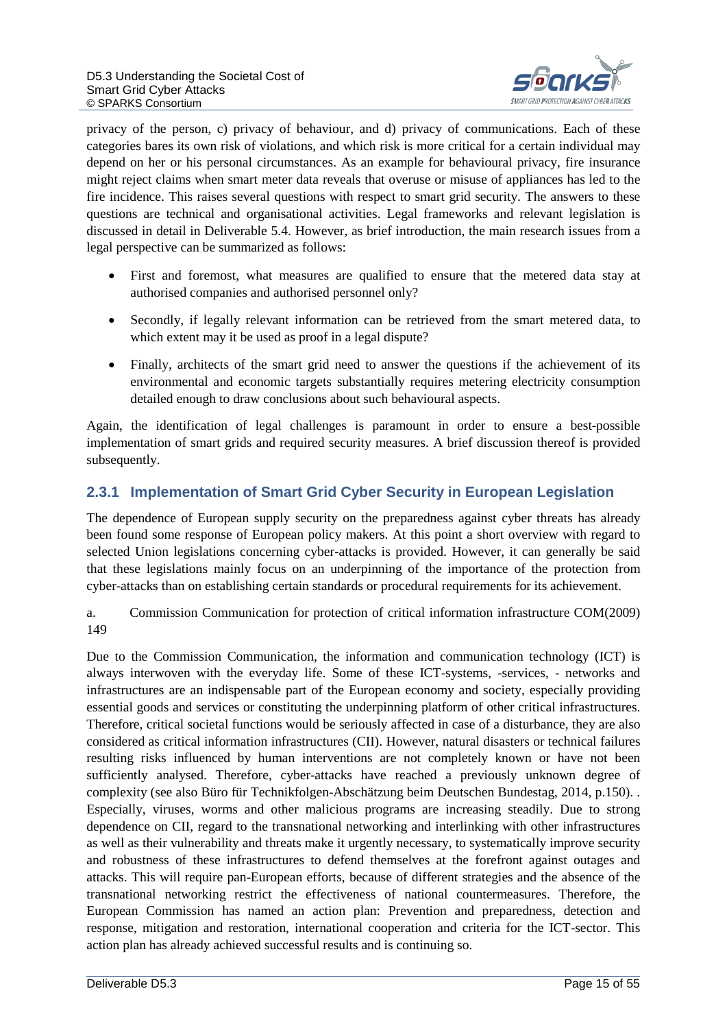privacy of the person, c) privacy of behaviour, and d) privacy of communications. Each of these categories bares its own risk of violations, and which risk is more critical for a certain individual may depend on her or his personal circumstances. As an example for behavioural privacy, fire insurance might reject claims when smart meter data reveals that overuse or misuse of appliances has led to the fire incidence. This raises several questions with respect to smart grid security. The answers to these questions are technical and organisational activities. Legal frameworks and relevant legislation is discussed in detail in Deliverable 5.4. However, as brief introduction, the main research issues from a legal perspective can be summarized as follows:

- First and foremost, what measures are qualified to ensure that the metered data stay at authorised companies and authorised personnel only?
- Secondly, if legally relevant information can be retrieved from the smart metered data, to which extent may it be used as proof in a legal dispute?
- Finally, architects of the smart grid need to answer the questions if the achievement of its environmental and economic targets substantially requires metering electricity consumption detailed enough to draw conclusions about such behavioural aspects.

Again, the identification of legal challenges is paramount in order to ensure a best-possible implementation of smart grids and required security measures. A brief discussion thereof is provided subsequently.

### 2.3.1 Implementation of Smart Grid Cyber Security in European Legislation

The dependence of European supply security on the preparedness against cyber threats has already been found some response of European policy makers. At this point a short overview with regard to selected Union legislations concerning cyber-attacks is provided. However, it can generally be said that these legislations mainly focus on an underpinning of the importance of the protection from cyber-attacks than on establishing certain standards or procedural requirements for its achievement.

a. Commission Communication for protection of critical information infrastructure COM(2009) 149

Due to the Commission Communication, the information and communication technology (ICT) is always interwoven with the everyday life. Some of these ICT-systems, -services, - networks and infrastructures are an indispensable part of the European economy and society, especially providing essential goods and services or constituting the underpinning platform of other critical infrastructures. Therefore, critical societal functions would be seriously affected in case of a disturbance, they are also considered as critical information infrastructures (CII). However, natural disasters or technical failures resulting risks influenced by human interventions are not completely known or have not been sufficiently analysed. Therefore, cyber-attacks have reached a previously unknown degree of complexity (see also Büro für Technikfolgen-Abschätzung beim Deutschen Bundestag, 2014, p.150). . Especially, viruses, worms and other malicious programs are increasing steadily. Due to strong dependence on CII, regard to the transnational networking and interlinking with other infrastructures as well as their vulnerability and threats make it urgently necessary, to systematically improve security and robustness of these infrastructures to defend themselves at the forefront against outages and attacks. This will require pan-European efforts, because of different strategies and the absence of the transnational networking restrict the effectiveness of national countermeasures. Therefore, the European Commission has named an action plan: Prevention and preparedness, detection and response, mitigation and restoration, international cooperation and criteria for the ICT-sector. This action plan has already achieved successful results and is continuing so.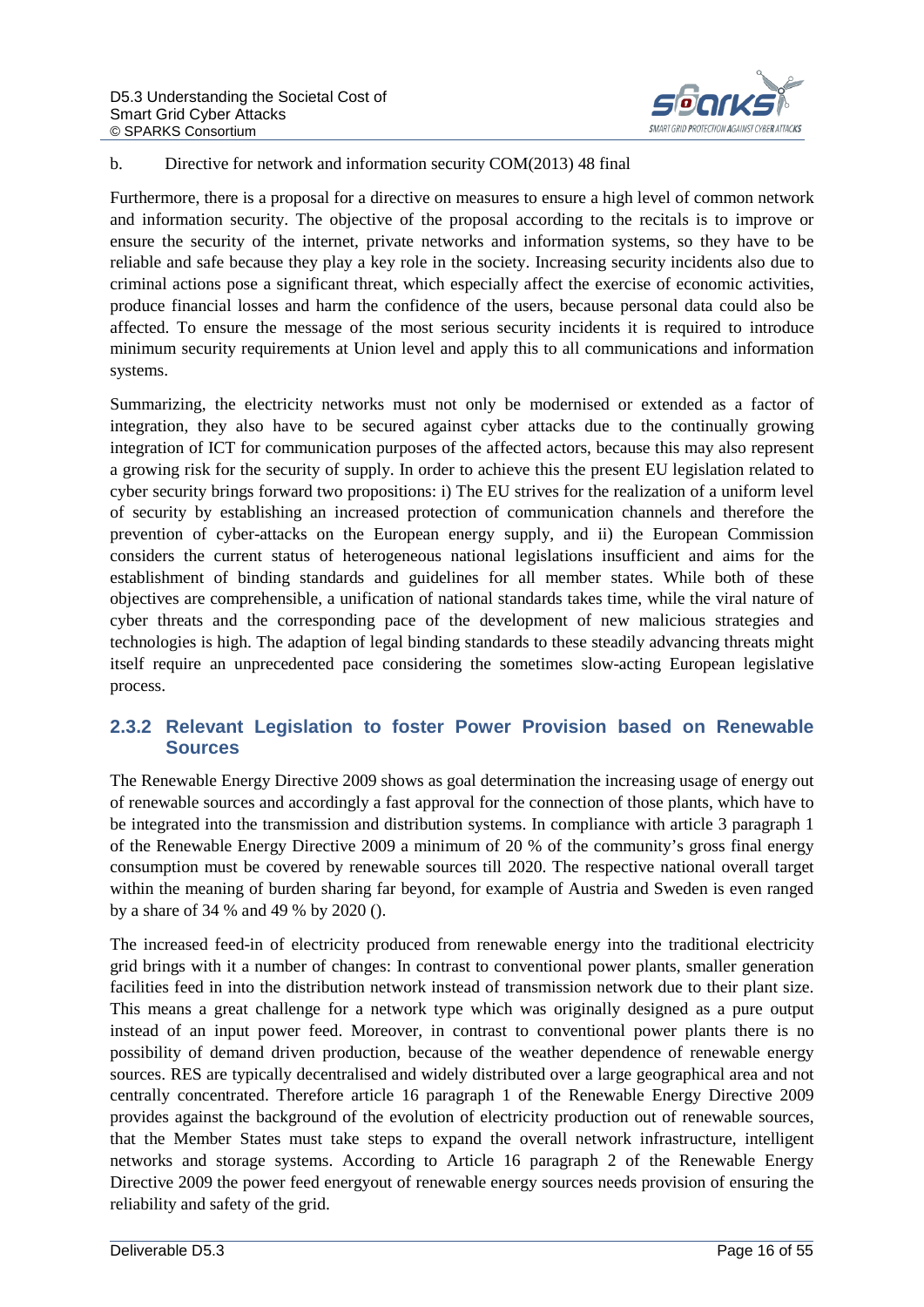b. Directive for network and information security COM(2013) 48 final

Furthermore, there is a proposal for a directive on measures to ensure a high level of common network and information security. The objective of the proposal according to the recitals is to improve or ensure the security of the internet, private networks and information systems, so they have to be reliable and safe because they play a key role in the society. Increasing security incidents also due to criminal actions pose a significant threat, which especially affect the exercise of economic activities, produce financial losses and harm the confidence of the users, because personal data could also be affected. To ensure the message of the most serious security incidents it is required to introduce minimum security requirements at Union level and apply this to all communications and information systems.

Summarizing, the electricity networks must not only be modernised or extended as a factor of integration, they also have to be secured against cyber attacks due to the continually growing integration of ICT for communication purposes of the affected actors, because this may also represent a growing risk for the security of supply. In order to achieve this the present EU legislation related to cyber security brings forward two propositions: i) The EU strives for the realization of a uniform level of security by establishing an increased protection of communication channels and therefore the prevention of cyber-attacks on the European energy supply, and ii) the European Commission considers the current status of heterogeneous national legislations insufficient and aims for the establishment of binding standards and guidelines for all member states. While both of these objectives are comprehensible, a unification of national standards takes time, while the viral nature of cyber threats and the corresponding pace of the development of new malicious strategies and technologies is high. The adaption of legal binding standards to these steadily advancing threats might itself require an unprecedented pace considering the sometimes slow-acting European legislative process.

### 2.3.2 Relevant Legislation to foster Power Provision based on Renewable Sources

The Renewable Energy Directive 2009 shows as goal determination the increasing usage of energy out of renewable sources and accordingly a fast approval for the connection of those plants, which have to be integrated into the transmission and distribution systems. In compliance with article 3 paragraph 1 of the Renewable Energy Directive 2009 a minimum of 20 % of the community's gross final energy consumption must be covered by renewable sources till 2020. The respective national overall target within the meaning of burden sharing far beyond, for example of Austria and Sweden is even ranged by a share of 34 % and 49 % by 2020 ().

The increased feed-in of electricity produced from renewable energy into the traditional electricity grid brings with it a number of changes: In contrast to conventional power plants, smaller generation facilities feed in into the distribution network instead of transmission network due to their plant size. This means a great challenge for a network type which was originally designed as a pure output instead of an input power feed. Moreover, in contrast to conventional power plants there is no possibility of demand driven production, because of the weather dependence of renewable energy sources. RES are typically decentralised and widely distributed over a large geographical area and not centrally concentrated. Therefore article 16 paragraph 1 of the Renewable Energy Directive 2009 provides against the background of the evolution of electricity production out of renewable sources, that the Member States must take steps to expand the overall network infrastructure, intelligent networks and storage systems. According to Article 16 paragraph 2 of the Renewable Energy Directive 2009 the power feed energyout of renewable energy sources needs provision of ensuring the reliability and safety of the grid.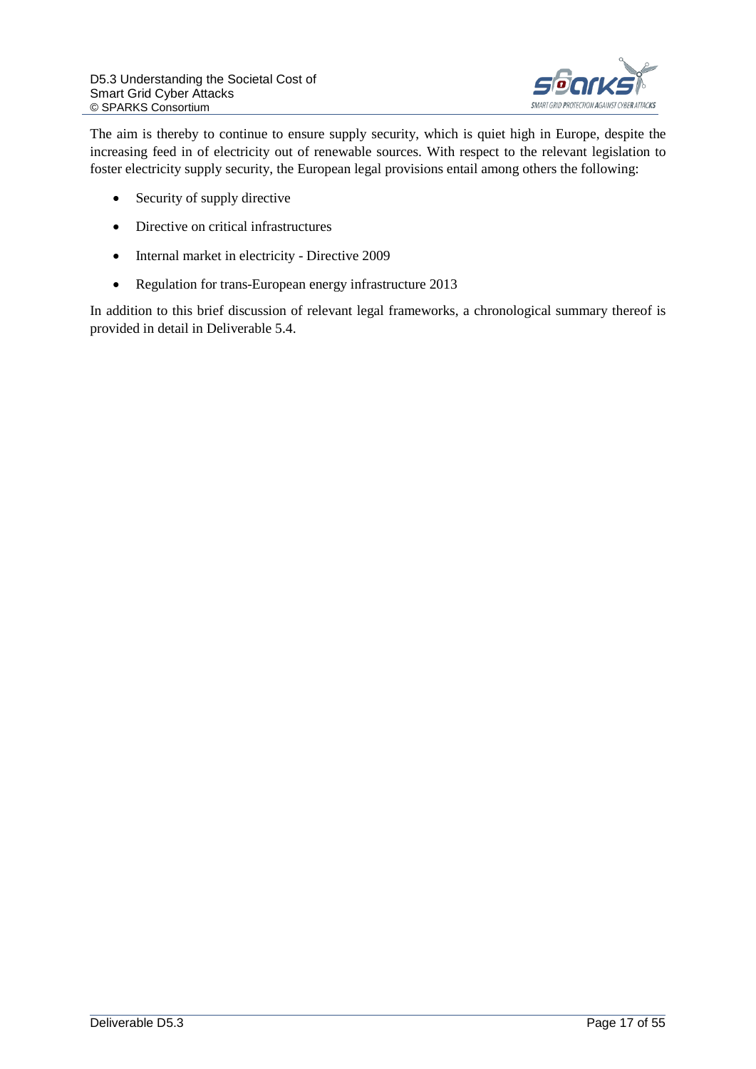The aim is thereby to continue to ensure supply security, which is quiet high in Europe, despite the increasing feed in of electricity out of renewable sources. With respect to the relevant legislation to foster electricity supply security, the European legal provisions entail among others the following:

- Security of supply directive
- Directive on critical infrastructures
- Internal market in electricity - Directive 2009
- Regulation for trans-European energy infrastructure 2013

In addition to this brief discussion of relevant legal frameworks, a chronological summary thereof is provided in detail in Deliverable 5.4.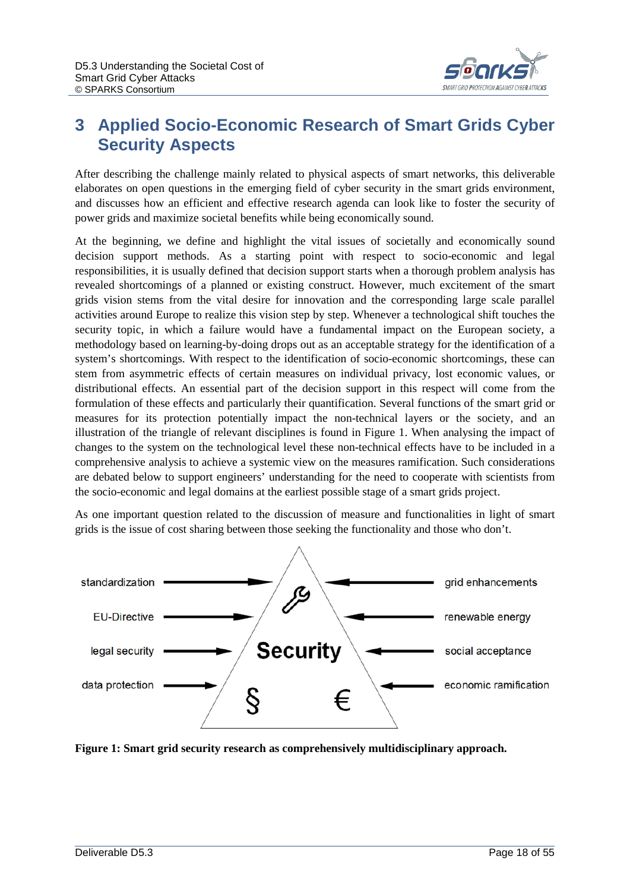# 3 Applied Socio-Economic Research of Smart Grids Cyber Security Aspects

After describing the challenge mainly related to physical aspects of smart networks, this deliverable elaborates on open questions in the emerging field of cyber security in the smart grids environment, and discusses how an efficient and effective research agenda can look like to foster the security of power grids and maximize societal benefits while being economically sound.

At the beginning, we define and highlight the vital issues of societally and economically sound decision support methods. As a starting point with respect to socio-economic and legal responsibilities, it is usually defined that decision support starts when a thorough problem analysis has revealed shortcomings of a planned or existing construct. However, much excitement of the smart grids vision stems from the vital desire for innovation and the corresponding large scale parallel activities around Europe to realize this vision step by step. Whenever a technological shift touches the security topic, in which a failure would have a fundamental impact on the European society, a methodology based on learning-by-doing drops out as an acceptable strategy for the identification of a system's shortcomings. With respect to the identification of socio-economic shortcomings, these can stem from asymmetric effects of certain measures on individual privacy, lost economic values, or distributional effects. An essential part of the decision support in this respect will come from the formulation of these effects and particularly their quantification. Several functions of the smart grid or measures for its protection potentially impact the non-technical layers or the society, and an illustration of the triangle of relevant disciplines is found in Figure 1. When analysing the impact of changes to the system on the technological level these non-technical effects have to be included in a comprehensive analysis to achieve a systemic view on the measures ramification. Such considerations are debated below to support engineers' understanding for the need to cooperate with scientists from the socio-economic and legal domains at the earliest possible stage of a smart grids project.

As one important question related to the discussion of measure and functionalities in light of smart grids is the issue of cost sharing between those seeking the functionality and those who don't.

standardization
EU-Directive
legal security
data protection
Security
§
€
grid enhancements
renewable energy
social acceptance
economic ramification

**Figure 1: Smart grid security research as comprehensively multidisciplinary approach.**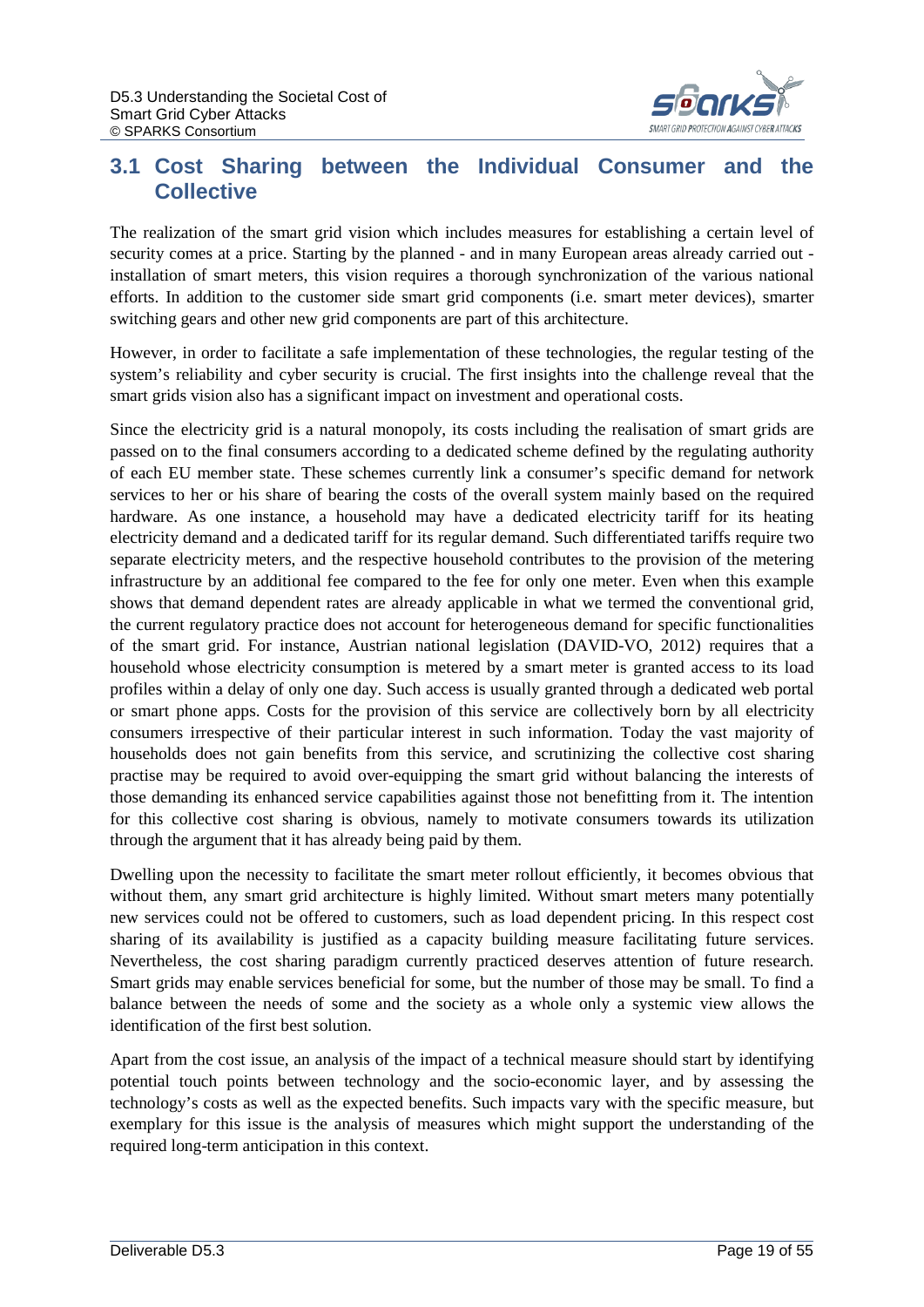## 3.1 Cost Sharing between the Individual Consumer and the Collective

The realization of the smart grid vision which includes measures for establishing a certain level of security comes at a price. Starting by the planned - and in many European areas already carried out - installation of smart meters, this vision requires a thorough synchronization of the various national efforts. In addition to the customer side smart grid components (i.e. smart meter devices), smarter switching gears and other new grid components are part of this architecture.

However, in order to facilitate a safe implementation of these technologies, the regular testing of the system's reliability and cyber security is crucial. The first insights into the challenge reveal that the smart grids vision also has a significant impact on investment and operational costs.

Since the electricity grid is a natural monopoly, its costs including the realisation of smart grids are passed on to the final consumers according to a dedicated scheme defined by the regulating authority of each EU member state. These schemes currently link a consumer's specific demand for network services to her or his share of bearing the costs of the overall system mainly based on the required hardware. As one instance, a household may have a dedicated electricity tariff for its heating electricity demand and a dedicated tariff for its regular demand. Such differentiated tariffs require two separate electricity meters, and the respective household contributes to the provision of the metering infrastructure by an additional fee compared to the fee for only one meter. Even when this example shows that demand dependent rates are already applicable in what we termed the conventional grid, the current regulatory practice does not account for heterogeneous demand for specific functionalities of the smart grid. For instance, Austrian national legislation (DAVID-VO, 2012) requires that a household whose electricity consumption is metered by a smart meter is granted access to its load profiles within a delay of only one day. Such access is usually granted through a dedicated web portal or smart phone apps. Costs for the provision of this service are collectively born by all electricity consumers irrespective of their particular interest in such information. Today the vast majority of households does not gain benefits from this service, and scrutinizing the collective cost sharing practise may be required to avoid over-equipping the smart grid without balancing the interests of those demanding its enhanced service capabilities against those not benefitting from it. The intention for this collective cost sharing is obvious, namely to motivate consumers towards its utilization through the argument that it has already being paid by them.

Dwelling upon the necessity to facilitate the smart meter rollout efficiently, it becomes obvious that without them, any smart grid architecture is highly limited. Without smart meters many potentially new services could not be offered to customers, such as load dependent pricing. In this respect cost sharing of its availability is justified as a capacity building measure facilitating future services. Nevertheless, the cost sharing paradigm currently practiced deserves attention of future research. Smart grids may enable services beneficial for some, but the number of those may be small. To find a balance between the needs of some and the society as a whole only a systemic view allows the identification of the first best solution.

Apart from the cost issue, an analysis of the impact of a technical measure should start by identifying potential touch points between technology and the socio-economic layer, and by assessing the technology's costs as well as the expected benefits. Such impacts vary with the specific measure, but exemplary for this issue is the analysis of measures which might support the understanding of the required long-term anticipation in this context.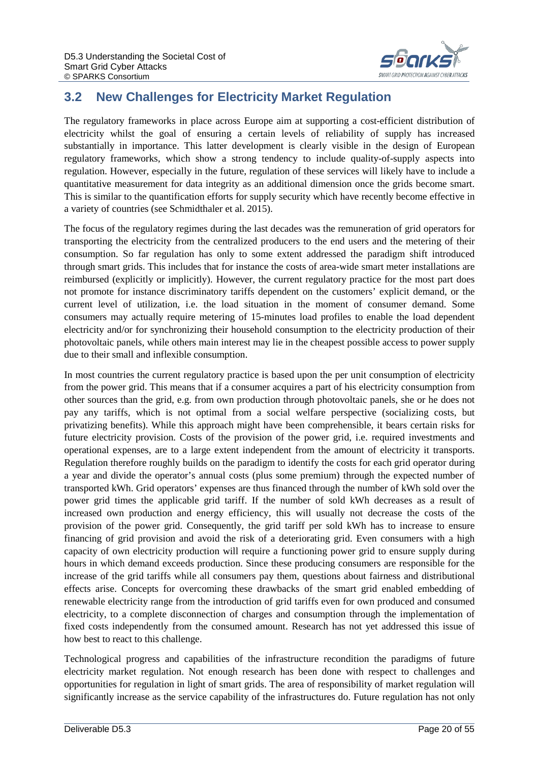## 3.2 New Challenges for Electricity Market Regulation

The regulatory frameworks in place across Europe aim at supporting a cost-efficient distribution of electricity whilst the goal of ensuring a certain levels of reliability of supply has increased substantially in importance. This latter development is clearly visible in the design of European regulatory frameworks, which show a strong tendency to include quality-of-supply aspects into regulation. However, especially in the future, regulation of these services will likely have to include a quantitative measurement for data integrity as an additional dimension once the grids become smart. This is similar to the quantification efforts for supply security which have recently become effective in a variety of countries (see Schmidthaler et al. 2015).

The focus of the regulatory regimes during the last decades was the remuneration of grid operators for transporting the electricity from the centralized producers to the end users and the metering of their consumption. So far regulation has only to some extent addressed the paradigm shift introduced through smart grids. This includes that for instance the costs of area-wide smart meter installations are reimbursed (explicitly or implicitly). However, the current regulatory practice for the most part does not promote for instance discriminatory tariffs dependent on the customers' explicit demand, or the current level of utilization, i.e. the load situation in the moment of consumer demand. Some consumers may actually require metering of 15-minutes load profiles to enable the load dependent electricity and/or for synchronizing their household consumption to the electricity production of their photovoltaic panels, while others main interest may lie in the cheapest possible access to power supply due to their small and inflexible consumption.

In most countries the current regulatory practice is based upon the per unit consumption of electricity from the power grid. This means that if a consumer acquires a part of his electricity consumption from other sources than the grid, e.g. from own production through photovoltaic panels, she or he does not pay any tariffs, which is not optimal from a social welfare perspective (socializing costs, but privatizing benefits). While this approach might have been comprehensible, it bears certain risks for future electricity provision. Costs of the provision of the power grid, i.e. required investments and operational expenses, are to a large extent independent from the amount of electricity it transports. Regulation therefore roughly builds on the paradigm to identify the costs for each grid operator during a year and divide the operator's annual costs (plus some premium) through the expected number of transported kWh. Grid operators' expenses are thus financed through the number of kWh sold over the power grid times the applicable grid tariff. If the number of sold kWh decreases as a result of increased own production and energy efficiency, this will usually not decrease the costs of the provision of the power grid. Consequently, the grid tariff per sold kWh has to increase to ensure financing of grid provision and avoid the risk of a deteriorating grid. Even consumers with a high capacity of own electricity production will require a functioning power grid to ensure supply during hours in which demand exceeds production. Since these producing consumers are responsible for the increase of the grid tariffs while all consumers pay them, questions about fairness and distributional effects arise. Concepts for overcoming these drawbacks of the smart grid enabled embedding of renewable electricity range from the introduction of grid tariffs even for own produced and consumed electricity, to a complete disconnection of charges and consumption through the implementation of fixed costs independently from the consumed amount. Research has not yet addressed this issue of how best to react to this challenge.

Technological progress and capabilities of the infrastructure recondition the paradigms of future electricity market regulation. Not enough research has been done with respect to challenges and opportunities for regulation in light of smart grids. The area of responsibility of market regulation will significantly increase as the service capability of the infrastructures do. Future regulation has not only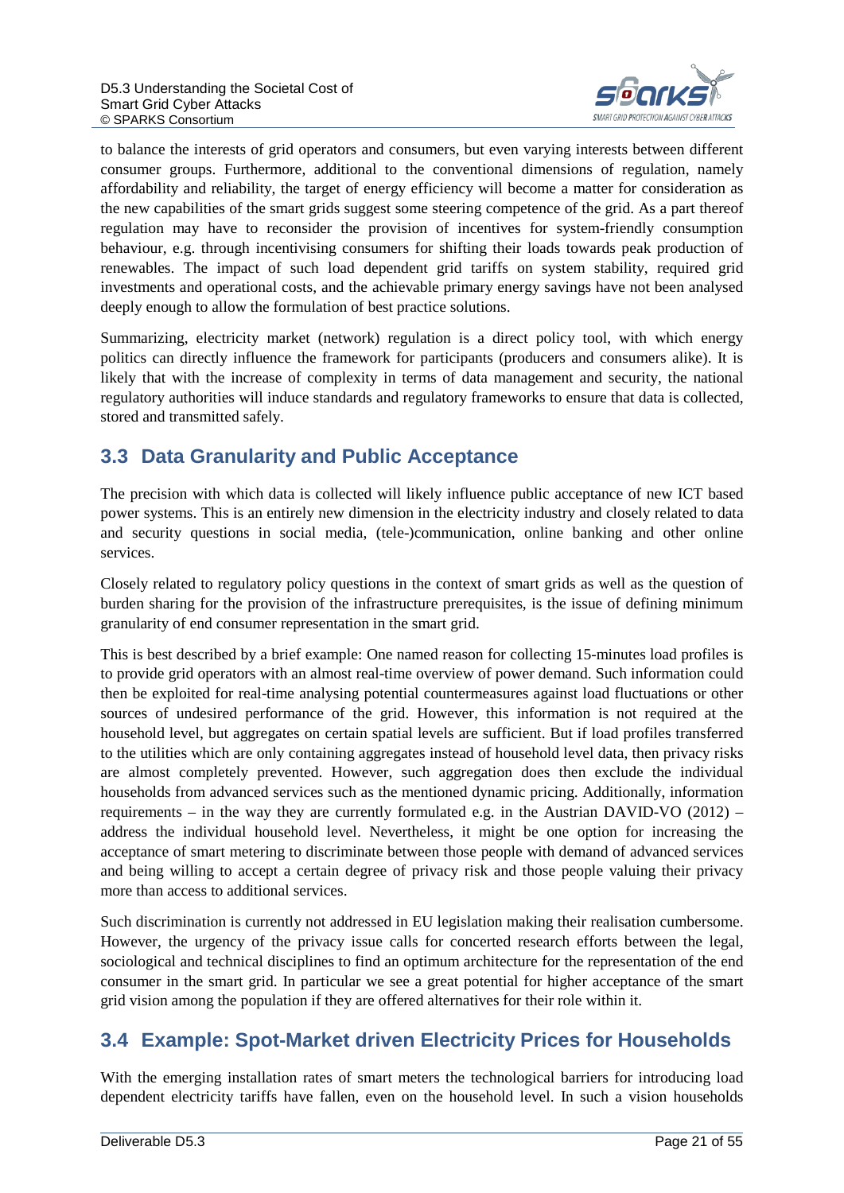to balance the interests of grid operators and consumers, but even varying interests between different consumer groups. Furthermore, additional to the conventional dimensions of regulation, namely affordability and reliability, the target of energy efficiency will become a matter for consideration as the new capabilities of the smart grids suggest some steering competence of the grid. As a part thereof regulation may have to reconsider the provision of incentives for system-friendly consumption behaviour, e.g. through incentivising consumers for shifting their loads towards peak production of renewables. The impact of such load dependent grid tariffs on system stability, required grid investments and operational costs, and the achievable primary energy savings have not been analysed deeply enough to allow the formulation of best practice solutions.

Summarizing, electricity market (network) regulation is a direct policy tool, with which energy politics can directly influence the framework for participants (producers and consumers alike). It is likely that with the increase of complexity in terms of data management and security, the national regulatory authorities will induce standards and regulatory frameworks to ensure that data is collected, stored and transmitted safely.

## 3.3 Data Granularity and Public Acceptance

The precision with which data is collected will likely influence public acceptance of new ICT based power systems. This is an entirely new dimension in the electricity industry and closely related to data and security questions in social media, (tele-)communication, online banking and other online services.

Closely related to regulatory policy questions in the context of smart grids as well as the question of burden sharing for the provision of the infrastructure prerequisites, is the issue of defining minimum granularity of end consumer representation in the smart grid.

This is best described by a brief example: One named reason for collecting 15-minutes load profiles is to provide grid operators with an almost real-time overview of power demand. Such information could then be exploited for real-time analysing potential countermeasures against load fluctuations or other sources of undesired performance of the grid. However, this information is not required at the household level, but aggregates on certain spatial levels are sufficient. But if load profiles transferred to the utilities which are only containing aggregates instead of household level data, then privacy risks are almost completely prevented. However, such aggregation does then exclude the individual households from advanced services such as the mentioned dynamic pricing. Additionally, information requirements – in the way they are currently formulated e.g. in the Austrian DAVID-VO (2012) – address the individual household level. Nevertheless, it might be one option for increasing the acceptance of smart metering to discriminate between those people with demand of advanced services and being willing to accept a certain degree of privacy risk and those people valuing their privacy more than access to additional services.

Such discrimination is currently not addressed in EU legislation making their realisation cumbersome. However, the urgency of the privacy issue calls for concerted research efforts between the legal, sociological and technical disciplines to find an optimum architecture for the representation of the end consumer in the smart grid. In particular we see a great potential for higher acceptance of the smart grid vision among the population if they are offered alternatives for their role within it.

## 3.4 Example: Spot-Market driven Electricity Prices for Households

With the emerging installation rates of smart meters the technological barriers for introducing load dependent electricity tariffs have fallen, even on the household level. In such a vision households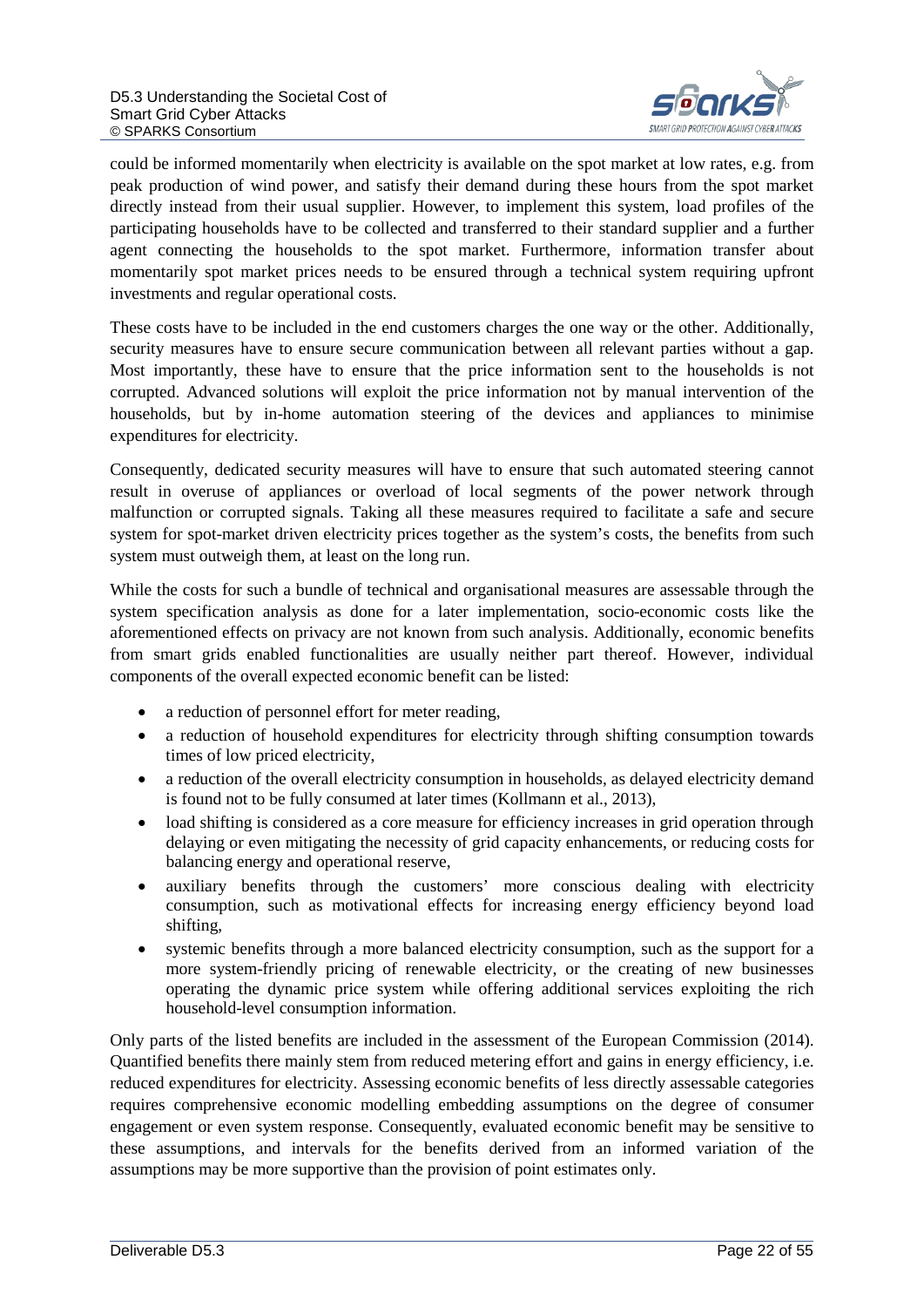could be informed momentarily when electricity is available on the spot market at low rates, e.g. from peak production of wind power, and satisfy their demand during these hours from the spot market directly instead from their usual supplier. However, to implement this system, load profiles of the participating households have to be collected and transferred to their standard supplier and a further agent connecting the households to the spot market. Furthermore, information transfer about momentarily spot market prices needs to be ensured through a technical system requiring upfront investments and regular operational costs.

These costs have to be included in the end customers charges the one way or the other. Additionally, security measures have to ensure secure communication between all relevant parties without a gap. Most importantly, these have to ensure that the price information sent to the households is not corrupted. Advanced solutions will exploit the price information not by manual intervention of the households, but by in-home automation steering of the devices and appliances to minimise expenditures for electricity.

Consequently, dedicated security measures will have to ensure that such automated steering cannot result in overuse of appliances or overload of local segments of the power network through malfunction or corrupted signals. Taking all these measures required to facilitate a safe and secure system for spot-market driven electricity prices together as the system's costs, the benefits from such system must outweigh them, at least on the long run.

While the costs for such a bundle of technical and organisational measures are assessable through the system specification analysis as done for a later implementation, socio-economic costs like the aforementioned effects on privacy are not known from such analysis. Additionally, economic benefits from smart grids enabled functionalities are usually neither part thereof. However, individual components of the overall expected economic benefit can be listed:

- a reduction of personnel effort for meter reading,
- a reduction of household expenditures for electricity through shifting consumption towards times of low priced electricity,
- a reduction of the overall electricity consumption in households, as delayed electricity demand is found not to be fully consumed at later times (Kollmann et al., 2013),
- load shifting is considered as a core measure for efficiency increases in grid operation through delaying or even mitigating the necessity of grid capacity enhancements, or reducing costs for balancing energy and operational reserve,
- auxiliary benefits through the customers' more conscious dealing with electricity consumption, such as motivational effects for increasing energy efficiency beyond load shifting,
- systemic benefits through a more balanced electricity consumption, such as the support for a more system-friendly pricing of renewable electricity, or the creating of new businesses operating the dynamic price system while offering additional services exploiting the rich household-level consumption information.

Only parts of the listed benefits are included in the assessment of the European Commission (2014). Quantified benefits there mainly stem from reduced metering effort and gains in energy efficiency, i.e. reduced expenditures for electricity. Assessing economic benefits of less directly assessable categories requires comprehensive economic modelling embedding assumptions on the degree of consumer engagement or even system response. Consequently, evaluated economic benefit may be sensitive to these assumptions, and intervals for the benefits derived from an informed variation of the assumptions may be more supportive than the provision of point estimates only.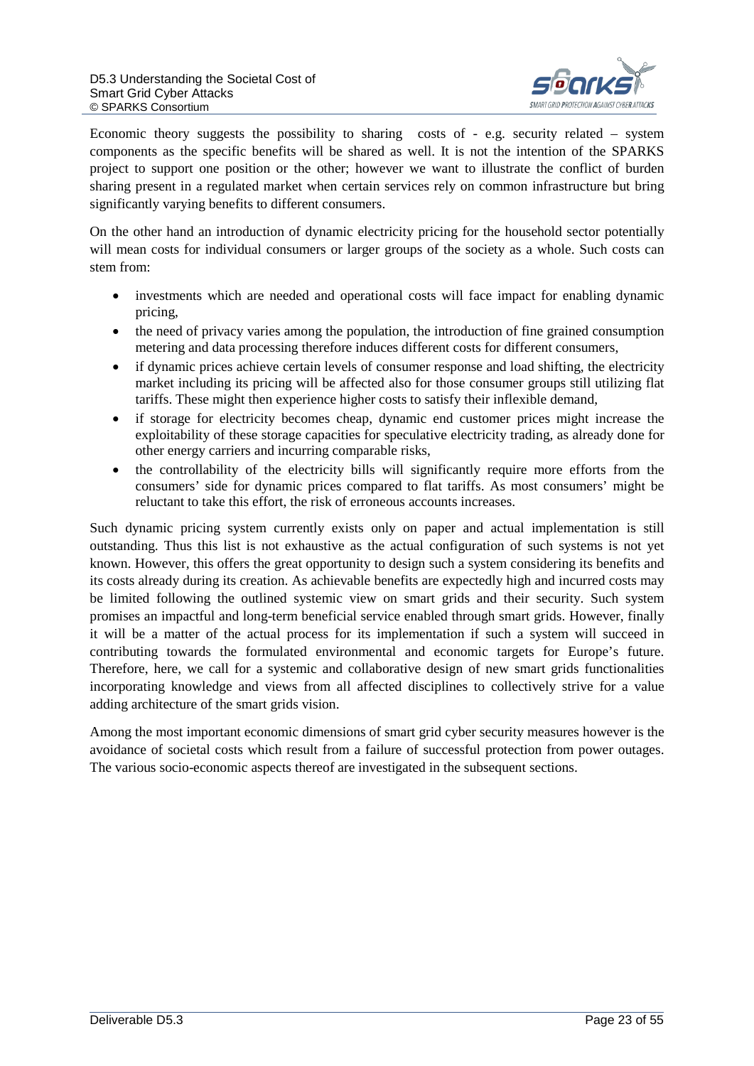Economic theory suggests the possibility to sharing costs of - e.g. security related – system components as the specific benefits will be shared as well. It is not the intention of the SPARKS project to support one position or the other; however we want to illustrate the conflict of burden sharing present in a regulated market when certain services rely on common infrastructure but bring significantly varying benefits to different consumers.

On the other hand an introduction of dynamic electricity pricing for the household sector potentially will mean costs for individual consumers or larger groups of the society as a whole. Such costs can stem from:

- investments which are needed and operational costs will face impact for enabling dynamic pricing,
- the need of privacy varies among the population, the introduction of fine grained consumption metering and data processing therefore induces different costs for different consumers,
- if dynamic prices achieve certain levels of consumer response and load shifting, the electricity market including its pricing will be affected also for those consumer groups still utilizing flat tariffs. These might then experience higher costs to satisfy their inflexible demand,
- if storage for electricity becomes cheap, dynamic end customer prices might increase the exploitability of these storage capacities for speculative electricity trading, as already done for other energy carriers and incurring comparable risks,
- the controllability of the electricity bills will significantly require more efforts from the consumers' side for dynamic prices compared to flat tariffs. As most consumers' might be reluctant to take this effort, the risk of erroneous accounts increases.

Such dynamic pricing system currently exists only on paper and actual implementation is still outstanding. Thus this list is not exhaustive as the actual configuration of such systems is not yet known. However, this offers the great opportunity to design such a system considering its benefits and its costs already during its creation. As achievable benefits are expectedly high and incurred costs may be limited following the outlined systemic view on smart grids and their security. Such system promises an impactful and long-term beneficial service enabled through smart grids. However, finally it will be a matter of the actual process for its implementation if such a system will succeed in contributing towards the formulated environmental and economic targets for Europe's future. Therefore, here, we call for a systemic and collaborative design of new smart grids functionalities incorporating knowledge and views from all affected disciplines to collectively strive for a value adding architecture of the smart grids vision.

Among the most important economic dimensions of smart grid cyber security measures however is the avoidance of societal costs which result from a failure of successful protection from power outages. The various socio-economic aspects thereof are investigated in the subsequent sections.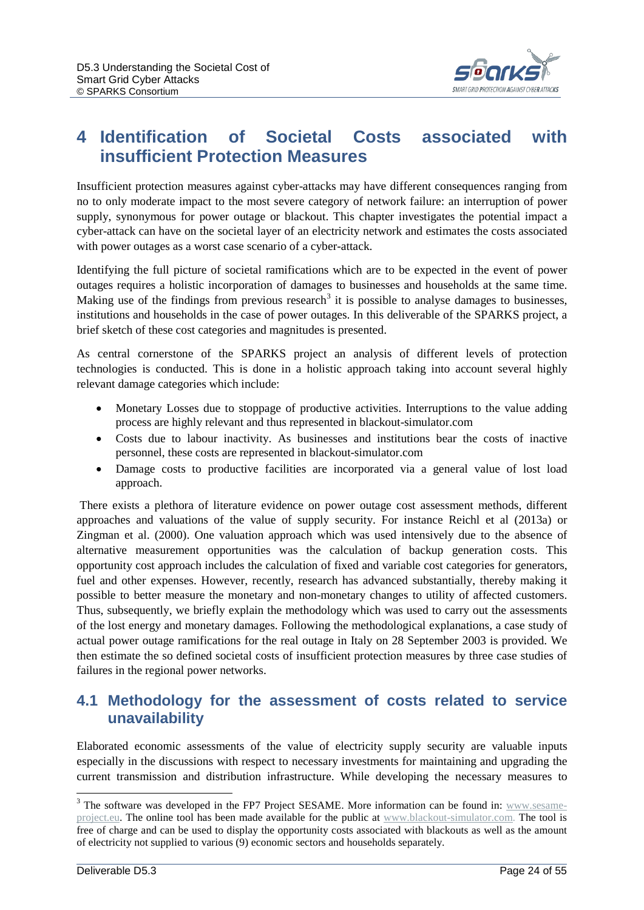// Note: page was read as an image; numbers were transcribed as printed.
# 4 Identification of Societal Costs associated with insufficient Protection Measures

Insufficient protection measures against cyber-attacks may have different consequences ranging from no to only moderate impact to the most severe category of network failure: an interruption of power supply, synonymous for power outage or blackout. This chapter investigates the potential impact a cyber-attack can have on the societal layer of an electricity network and estimates the costs associated with power outages as a worst case scenario of a cyber-attack.

Identifying the full picture of societal ramifications which are to be expected in the event of power outages requires a holistic incorporation of damages to businesses and households at the same time. Making use of the findings from previous research[3] it is possible to analyse damages to businesses, institutions and households in the case of power outages. In this deliverable of the SPARKS project, a brief sketch of these cost categories and magnitudes is presented.

As central cornerstone of the SPARKS project an analysis of different levels of protection technologies is conducted. This is done in a holistic approach taking into account several highly relevant damage categories which include:

- Monetary Losses due to stoppage of productive activities. Interruptions to the value adding process are highly relevant and thus represented in blackout-simulator.com
- Costs due to labour inactivity. As businesses and institutions bear the costs of inactive personnel, these costs are represented in blackout-simulator.com
- Damage costs to productive facilities are incorporated via a general value of lost load approach.

There exists a plethora of literature evidence on power outage cost assessment methods, different approaches and valuations of the value of supply security. For instance Reichl et al (2013a) or Zingman et al. (2000). One valuation approach which was used intensively due to the absence of alternative measurement opportunities was the calculation of backup generation costs. This opportunity cost approach includes the calculation of fixed and variable cost categories for generators, fuel and other expenses. However, recently, research has advanced substantially, thereby making it possible to better measure the monetary and non-monetary changes to utility of affected customers. Thus, subsequently, we briefly explain the methodology which was used to carry out the assessments of the lost energy and monetary damages. Following the methodological explanations, a case study of actual power outage ramifications for the real outage in Italy on 28 September 2003 is provided. We then estimate the so defined societal costs of insufficient protection measures by three case studies of failures in the regional power networks.

## 4.1 Methodology for the assessment of costs related to service unavailability

Elaborated economic assessments of the value of electricity supply security are valuable inputs especially in the discussions with respect to necessary investments for maintaining and upgrading the current transmission and distribution infrastructure. While developing the necessary measures to

---

[3] The software was developed in the FP7 Project SESAME. More information can be found in: www.sesame-project.eu. The online tool has been made available for the public at www.blackout-simulator.com. The tool is free of charge and can be used to display the opportunity costs associated with blackouts as well as the amount of electricity not supplied to various (9) economic sectors and households separately.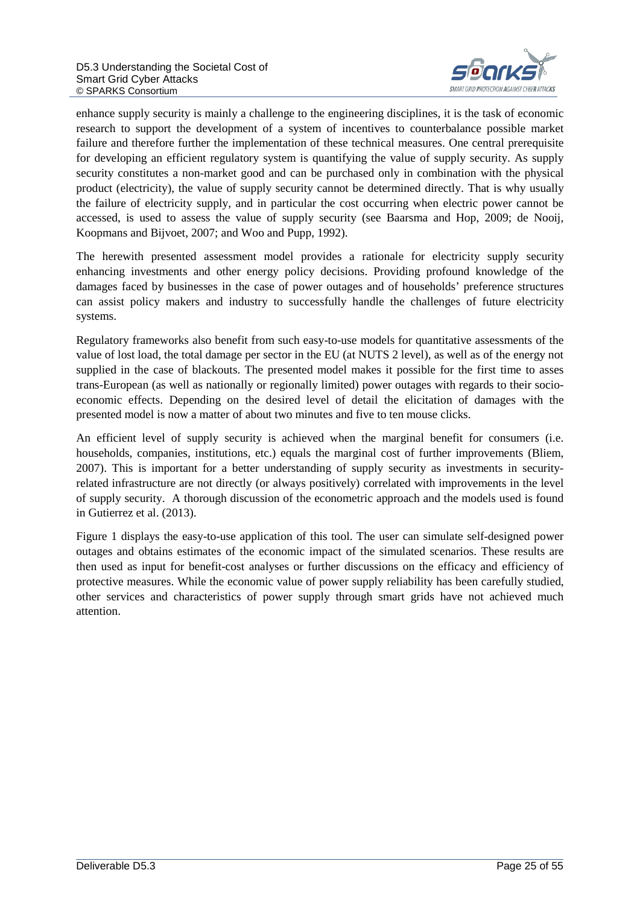enhance supply security is mainly a challenge to the engineering disciplines, it is the task of economic research to support the development of a system of incentives to counterbalance possible market failure and therefore further the implementation of these technical measures. One central prerequisite for developing an efficient regulatory system is quantifying the value of supply security. As supply security constitutes a non-market good and can be purchased only in combination with the physical product (electricity), the value of supply security cannot be determined directly. That is why usually the failure of electricity supply, and in particular the cost occurring when electric power cannot be accessed, is used to assess the value of supply security (see Baarsma and Hop, 2009; de Nooij, Koopmans and Bijvoet, 2007; and Woo and Pupp, 1992).

The herewith presented assessment model provides a rationale for electricity supply security enhancing investments and other energy policy decisions. Providing profound knowledge of the damages faced by businesses in the case of power outages and of households' preference structures can assist policy makers and industry to successfully handle the challenges of future electricity systems.

Regulatory frameworks also benefit from such easy-to-use models for quantitative assessments of the value of lost load, the total damage per sector in the EU (at NUTS 2 level), as well as of the energy not supplied in the case of blackouts. The presented model makes it possible for the first time to asses trans-European (as well as nationally or regionally limited) power outages with regards to their socio-economic effects. Depending on the desired level of detail the elicitation of damages with the presented model is now a matter of about two minutes and five to ten mouse clicks.

An efficient level of supply security is achieved when the marginal benefit for consumers (i.e. households, companies, institutions, etc.) equals the marginal cost of further improvements (Bliem, 2007). This is important for a better understanding of supply security as investments in security-related infrastructure are not directly (or always positively) correlated with improvements in the level of supply security. A thorough discussion of the econometric approach and the models used is found in Gutierrez et al. (2013).

Figure 1 displays the easy-to-use application of this tool. The user can simulate self-designed power outages and obtains estimates of the economic impact of the simulated scenarios. These results are then used as input for benefit-cost analyses or further discussions on the efficacy and efficiency of protective measures. While the economic value of power supply reliability has been carefully studied, other services and characteristics of power supply through smart grids have not achieved much attention.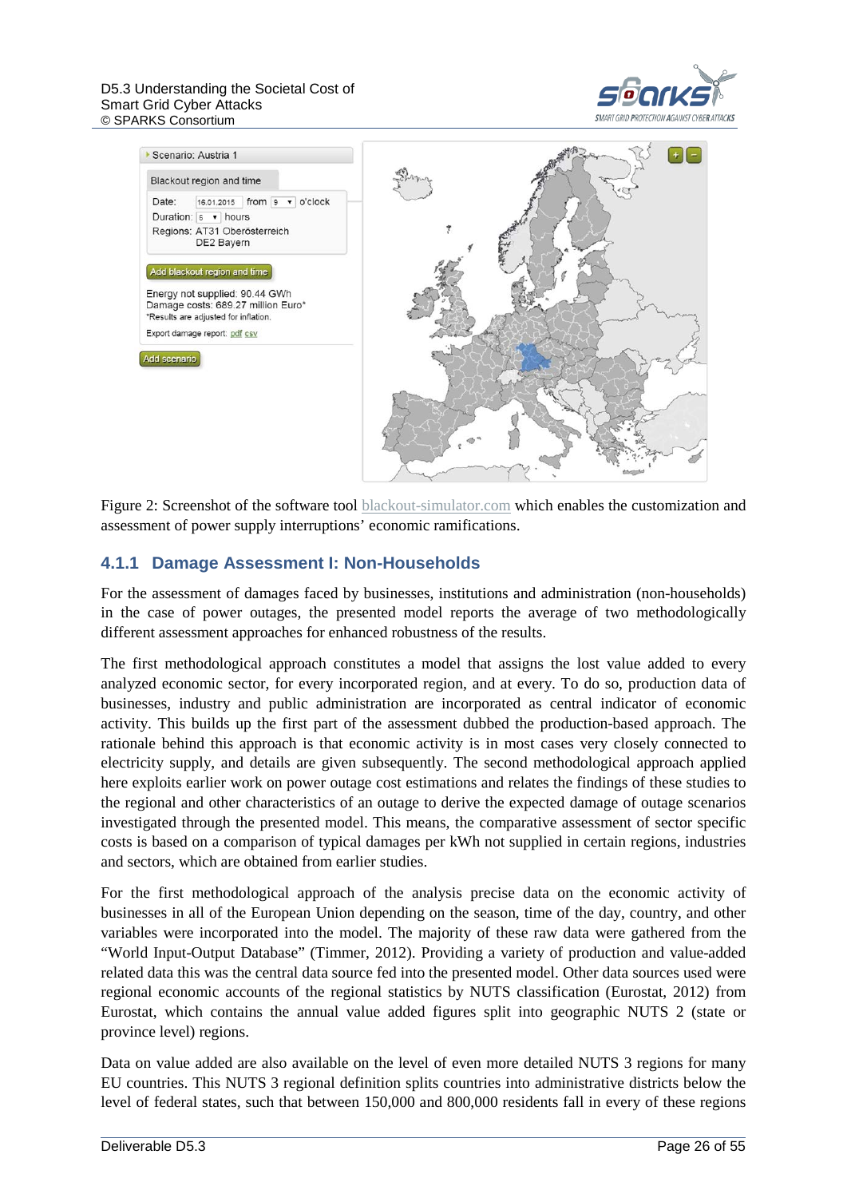Scenario: Austria 1

Blackout region and time

Date: 16.01.2015 from 9 o'clock

Duration: 6 hours

Regions: AT31 Oberösterreich

DE2 Bayern

Add blackout region and time

Energy not supplied: 90.44 GWh

Damage costs: 689.27 million Euro*

*Results are adjusted for inflation.

Export damage report: pdf csv

Add scenario

Figure 2: Screenshot of the software tool blackout-simulator.com which enables the customization and assessment of power supply interruptions' economic ramifications.

### 4.1.1 Damage Assessment I: Non-Households

For the assessment of damages faced by businesses, institutions and administration (non-households) in the case of power outages, the presented model reports the average of two methodologically different assessment approaches for enhanced robustness of the results.

The first methodological approach constitutes a model that assigns the lost value added to every analyzed economic sector, for every incorporated region, and at every. To do so, production data of businesses, industry and public administration are incorporated as central indicator of economic activity. This builds up the first part of the assessment dubbed the production-based approach. The rationale behind this approach is that economic activity is in most cases very closely connected to electricity supply, and details are given subsequently. The second methodological approach applied here exploits earlier work on power outage cost estimations and relates the findings of these studies to the regional and other characteristics of an outage to derive the expected damage of outage scenarios investigated through the presented model. This means, the comparative assessment of sector specific costs is based on a comparison of typical damages per kWh not supplied in certain regions, industries and sectors, which are obtained from earlier studies.

For the first methodological approach of the analysis precise data on the economic activity of businesses in all of the European Union depending on the season, time of the day, country, and other variables were incorporated into the model. The majority of these raw data were gathered from the "World Input-Output Database" (Timmer, 2012). Providing a variety of production and value-added related data this was the central data source fed into the presented model. Other data sources used were regional economic accounts of the regional statistics by NUTS classification (Eurostat, 2012) from Eurostat, which contains the annual value added figures split into geographic NUTS 2 (state or province level) regions.

Data on value added are also available on the level of even more detailed NUTS 3 regions for many EU countries. This NUTS 3 regional definition splits countries into administrative districts below the level of federal states, such that between 150,000 and 800,000 residents fall in every of these regions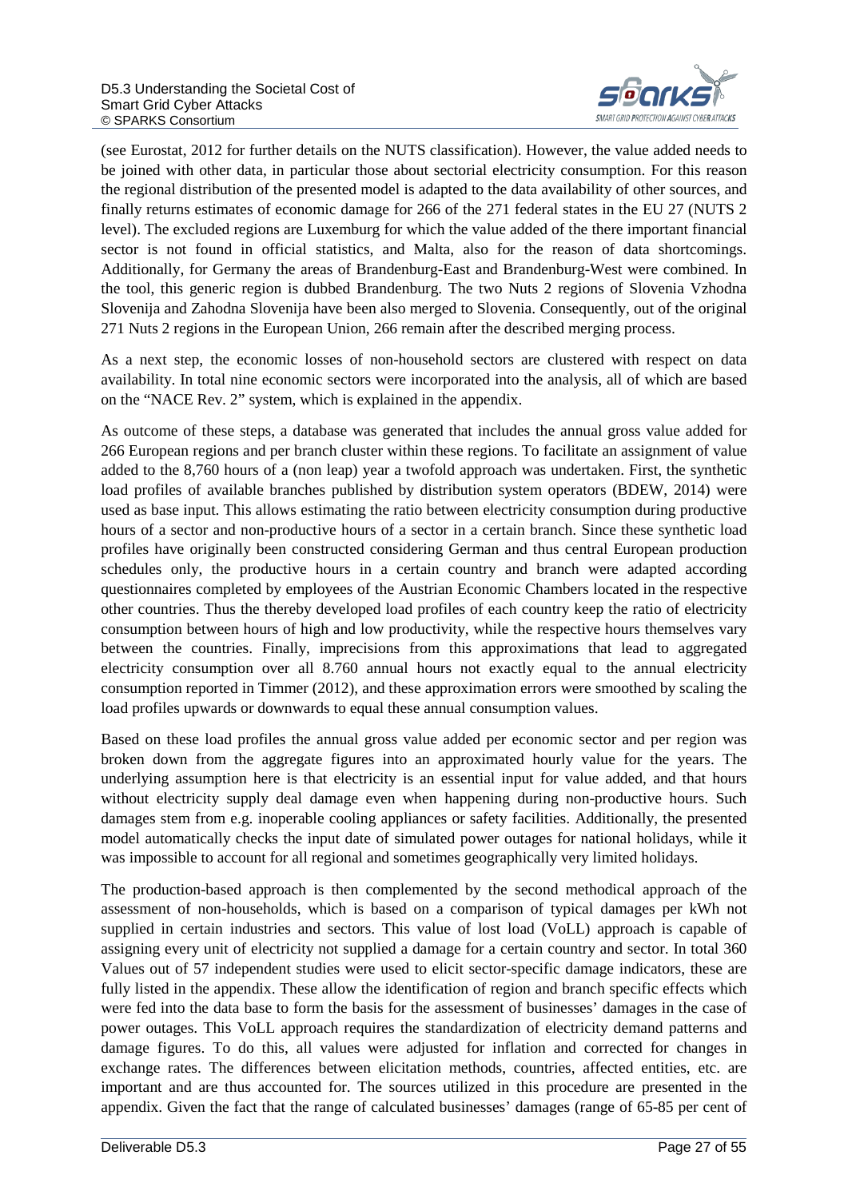(see Eurostat, 2012 for further details on the NUTS classification). However, the value added needs to be joined with other data, in particular those about sectorial electricity consumption. For this reason the regional distribution of the presented model is adapted to the data availability of other sources, and finally returns estimates of economic damage for 266 of the 271 federal states in the EU 27 (NUTS 2 level). The excluded regions are Luxemburg for which the value added of the there important financial sector is not found in official statistics, and Malta, also for the reason of data shortcomings. Additionally, for Germany the areas of Brandenburg-East and Brandenburg-West were combined. In the tool, this generic region is dubbed Brandenburg. The two Nuts 2 regions of Slovenia Vzhodna Slovenija and Zahodna Slovenija have been also merged to Slovenia. Consequently, out of the original 271 Nuts 2 regions in the European Union, 266 remain after the described merging process.

As a next step, the economic losses of non-household sectors are clustered with respect on data availability. In total nine economic sectors were incorporated into the analysis, all of which are based on the "NACE Rev. 2" system, which is explained in the appendix.

As outcome of these steps, a database was generated that includes the annual gross value added for 266 European regions and per branch cluster within these regions. To facilitate an assignment of value added to the 8,760 hours of a (non leap) year a twofold approach was undertaken. First, the synthetic load profiles of available branches published by distribution system operators (BDEW, 2014) were used as base input. This allows estimating the ratio between electricity consumption during productive hours of a sector and non-productive hours of a sector in a certain branch. Since these synthetic load profiles have originally been constructed considering German and thus central European production schedules only, the productive hours in a certain country and branch were adapted according questionnaires completed by employees of the Austrian Economic Chambers located in the respective other countries. Thus the thereby developed load profiles of each country keep the ratio of electricity consumption between hours of high and low productivity, while the respective hours themselves vary between the countries. Finally, imprecisions from this approximations that lead to aggregated electricity consumption over all 8.760 annual hours not exactly equal to the annual electricity consumption reported in Timmer (2012), and these approximation errors were smoothed by scaling the load profiles upwards or downwards to equal these annual consumption values.

Based on these load profiles the annual gross value added per economic sector and per region was broken down from the aggregate figures into an approximated hourly value for the years. The underlying assumption here is that electricity is an essential input for value added, and that hours without electricity supply deal damage even when happening during non-productive hours. Such damages stem from e.g. inoperable cooling appliances or safety facilities. Additionally, the presented model automatically checks the input date of simulated power outages for national holidays, while it was impossible to account for all regional and sometimes geographically very limited holidays.

The production-based approach is then complemented by the second methodical approach of the assessment of non-households, which is based on a comparison of typical damages per kWh not supplied in certain industries and sectors. This value of lost load (VoLL) approach is capable of assigning every unit of electricity not supplied a damage for a certain country and sector. In total 360 Values out of 57 independent studies were used to elicit sector-specific damage indicators, these are fully listed in the appendix. These allow the identification of region and branch specific effects which were fed into the data base to form the basis for the assessment of businesses' damages in the case of power outages. This VoLL approach requires the standardization of electricity demand patterns and damage figures. To do this, all values were adjusted for inflation and corrected for changes in exchange rates. The differences between elicitation methods, countries, affected entities, etc. are important and are thus accounted for. The sources utilized in this procedure are presented in the appendix. Given the fact that the range of calculated businesses' damages (range of 65-85 per cent of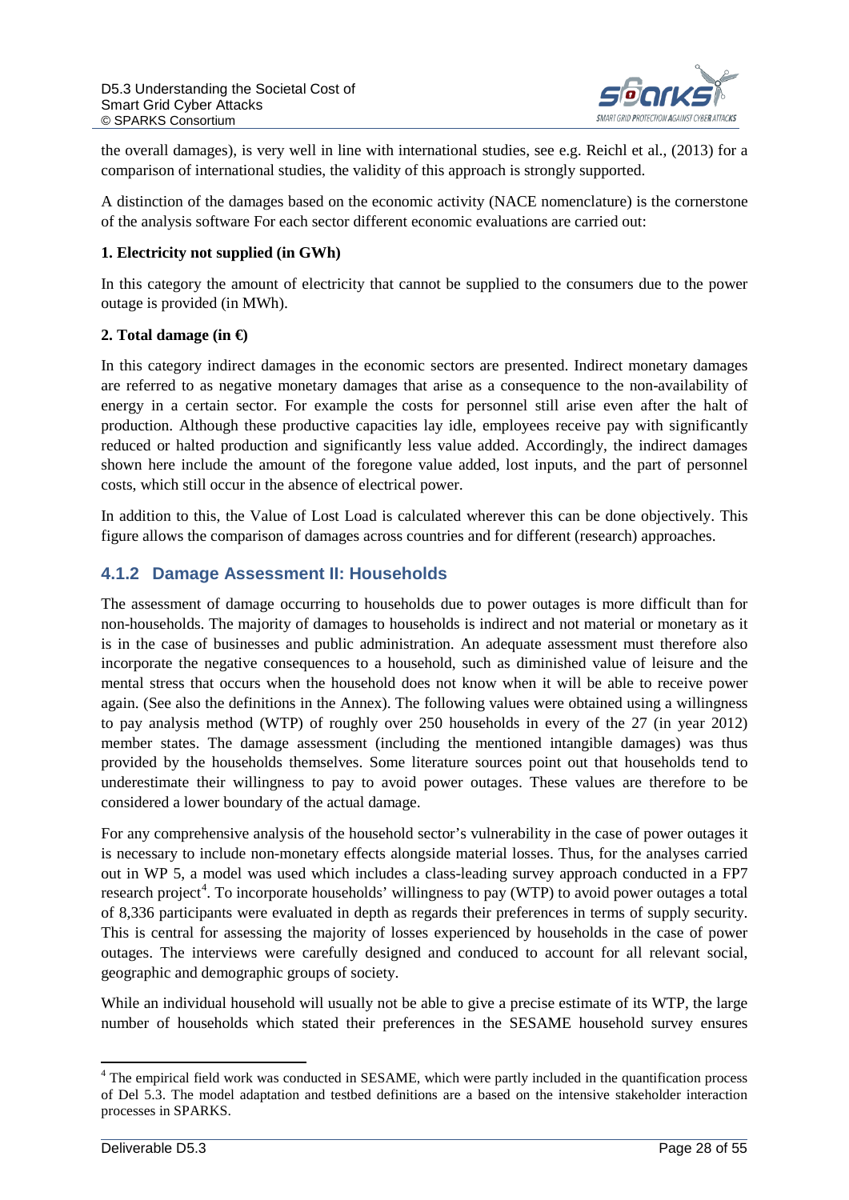the overall damages), is very well in line with international studies, see e.g. Reichl et al., (2013) for a comparison of international studies, the validity of this approach is strongly supported.

A distinction of the damages based on the economic activity (NACE nomenclature) is the cornerstone of the analysis software For each sector different economic evaluations are carried out:

**1. Electricity not supplied (in GWh)**

In this category the amount of electricity that cannot be supplied to the consumers due to the power outage is provided (in MWh).

**2. Total damage (in €)**

In this category indirect damages in the economic sectors are presented. Indirect monetary damages are referred to as negative monetary damages that arise as a consequence to the non-availability of energy in a certain sector. For example the costs for personnel still arise even after the halt of production. Although these productive capacities lay idle, employees receive pay with significantly reduced or halted production and significantly less value added. Accordingly, the indirect damages shown here include the amount of the foregone value added, lost inputs, and the part of personnel costs, which still occur in the absence of electrical power.

In addition to this, the Value of Lost Load is calculated wherever this can be done objectively. This figure allows the comparison of damages across countries and for different (research) approaches.

### 4.1.2 Damage Assessment II: Households

The assessment of damage occurring to households due to power outages is more difficult than for non-households. The majority of damages to households is indirect and not material or monetary as it is in the case of businesses and public administration. An adequate assessment must therefore also incorporate the negative consequences to a household, such as diminished value of leisure and the mental stress that occurs when the household does not know when it will be able to receive power again. (See also the definitions in the Annex). The following values were obtained using a willingness to pay analysis method (WTP) of roughly over 250 households in every of the 27 (in year 2012) member states. The damage assessment (including the mentioned intangible damages) was thus provided by the households themselves. Some literature sources point out that households tend to underestimate their willingness to pay to avoid power outages. These values are therefore to be considered a lower boundary of the actual damage.

For any comprehensive analysis of the household sector's vulnerability in the case of power outages it is necessary to include non-monetary effects alongside material losses. Thus, for the analyses carried out in WP 5, a model was used which includes a class-leading survey approach conducted in a FP7 research project[4]. To incorporate households' willingness to pay (WTP) to avoid power outages a total of 8,336 participants were evaluated in depth as regards their preferences in terms of supply security. This is central for assessing the majority of losses experienced by households in the case of power outages. The interviews were carefully designed and conduced to account for all relevant social, geographic and demographic groups of society.

While an individual household will usually not be able to give a precise estimate of its WTP, the large number of households which stated their preferences in the SESAME household survey ensures

[4] The empirical field work was conducted in SESAME, which were partly included in the quantification process of Del 5.3. The model adaptation and testbed definitions are a based on the intensive stakeholder interaction processes in SPARKS.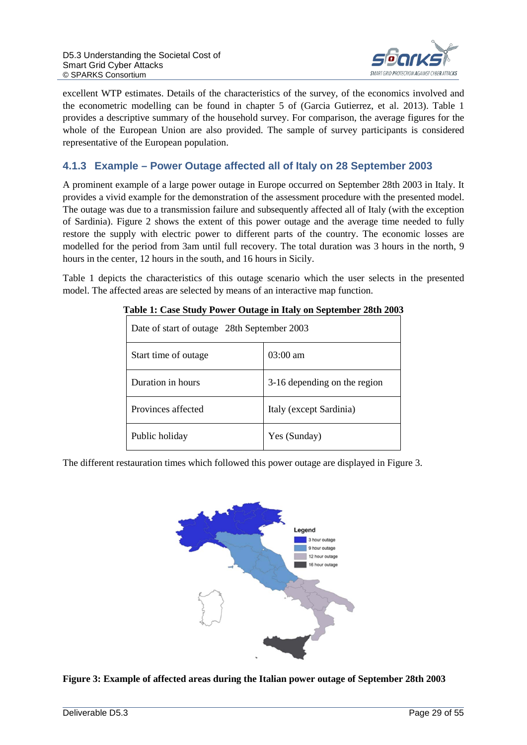excellent WTP estimates. Details of the characteristics of the survey, of the economics involved and the econometric modelling can be found in chapter 5 of (Garcia Gutierrez, et al. 2013). Table 1 provides a descriptive summary of the household survey. For comparison, the average figures for the whole of the European Union are also provided. The sample of survey participants is considered representative of the European population.

### 4.1.3 Example – Power Outage affected all of Italy on 28 September 2003

A prominent example of a large power outage in Europe occurred on September 28th 2003 in Italy. It provides a vivid example for the demonstration of the assessment procedure with the presented model. The outage was due to a transmission failure and subsequently affected all of Italy (with the exception of Sardinia). Figure 2 shows the extent of this power outage and the average time needed to fully restore the supply with electric power to different parts of the country. The economic losses are modelled for the period from 3am until full recovery. The total duration was 3 hours in the north, 9 hours in the center, 12 hours in the south, and 16 hours in Sicily.

Table 1 depicts the characteristics of this outage scenario which the user selects in the presented model. The affected areas are selected by means of an interactive map function.

**Table 1: Case Study Power Outage in Italy on September 28th 2003**

| | |
|---|---|
| Date of start of outage 28th September 2003 | |
| Start time of outage | 03:00 am |
| Duration in hours | 3-16 depending on the region |
| Provinces affected | Italy (except Sardinia) |
| Public holiday | Yes (Sunday) |

The different restauration times which followed this power outage are displayed in Figure 3.

Legend
3 hour outage
9 hour outage
12 hour outage
16 hour outage

**Figure 3: Example of affected areas during the Italian power outage of September 28th 2003**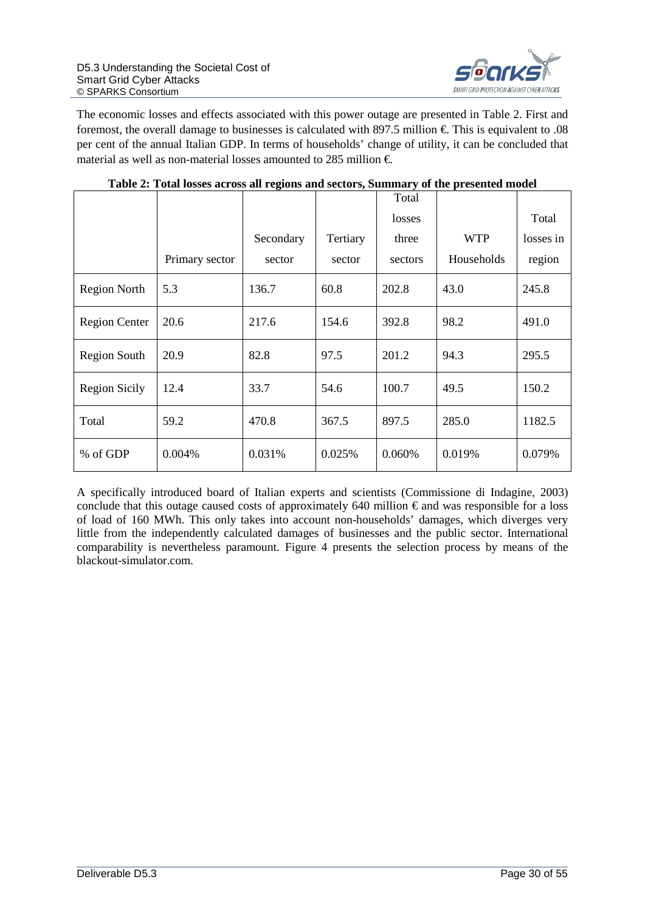The economic losses and effects associated with this power outage are presented in Table 2. First and foremost, the overall damage to businesses is calculated with 897.5 million €. This is equivalent to .08 per cent of the annual Italian GDP. In terms of households' change of utility, it can be concluded that material as well as non-material losses amounted to 285 million €.

**Table 2: Total losses across all regions and sectors, Summary of the presented model**

| | Primary sector | Secondary sector | Tertiary sector | Total losses three sectors | WTP Households | Total losses in region |
|---|---|---|---|---|---|---|
| Region North | 5.3 | 136.7 | 60.8 | 202.8 | 43.0 | 245.8 |
| Region Center | 20.6 | 217.6 | 154.6 | 392.8 | 98.2 | 491.0 |
| Region South | 20.9 | 82.8 | 97.5 | 201.2 | 94.3 | 295.5 |
| Region Sicily | 12.4 | 33.7 | 54.6 | 100.7 | 49.5 | 150.2 |
| Total | 59.2 | 470.8 | 367.5 | 897.5 | 285.0 | 1182.5 |
| % of GDP | 0.004% | 0.031% | 0.025% | 0.060% | 0.019% | 0.079% |

A specifically introduced board of Italian experts and scientists (Commissione di Indagine, 2003) conclude that this outage caused costs of approximately 640 million € and was responsible for a loss of load of 160 MWh. This only takes into account non-households' damages, which diverges very little from the independently calculated damages of businesses and the public sector. International comparability is nevertheless paramount. Figure 4 presents the selection process by means of the blackout-simulator.com.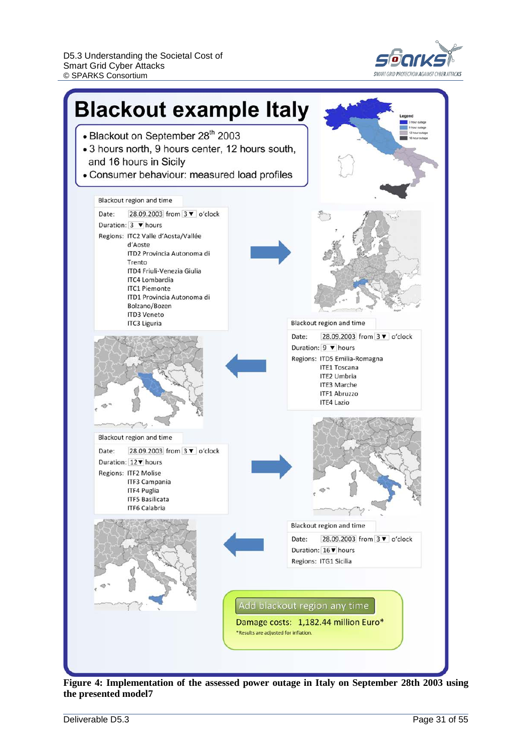# Blackout example Italy

- Blackout on September 28th 2003
- 3 hours north, 9 hours center, 12 hours south, and 16 hours in Sicily
- Consumer behaviour: measured load profiles

Legend
3 hour outage
9 hour outage
12 hour outage
16 hour outage

Blackout region and time

Date: 28.09.2003 from 3 o'clock

Duration: 3 hours

Regions: ITC2 Valle d'Aosta/Vallée d'Aoste
ITD2 Provincia Autonoma di Trento
ITD4 Friuli-Venezia Giulia
ITC4 Lombardia
ITC1 Piemonte
ITD1 Provincia Autonoma di Bolzano/Bozen
ITD3 Veneto
ITC3 Liguria

Blackout region and time

Date: 28.09.2003 from 3 o'clock

Duration: 9 hours

Regions: ITD5 Emilia-Romagna
ITE1 Toscana
ITE2 Umbria
ITE3 Marche
ITF1 Abruzzo
ITE4 Lazio

Blackout region and time

Date: 28.09.2003 from 3 o'clock

Duration: 12 hours

Regions: ITF2 Molise
ITF3 Campania
ITF4 Puglia
ITF5 Basilicata
ITF6 Calabria

Blackout region and time

Date: 28.09.2003 from 3 o'clock

Duration: 16 hours

Regions: ITG1 Sicilia

Add blackout region any time

Damage costs: 1,182.44 million Euro*

*Results are adjusted for inflation.

**Figure 4: Implementation of the assessed power outage in Italy on September 28th 2003 using the presented model7**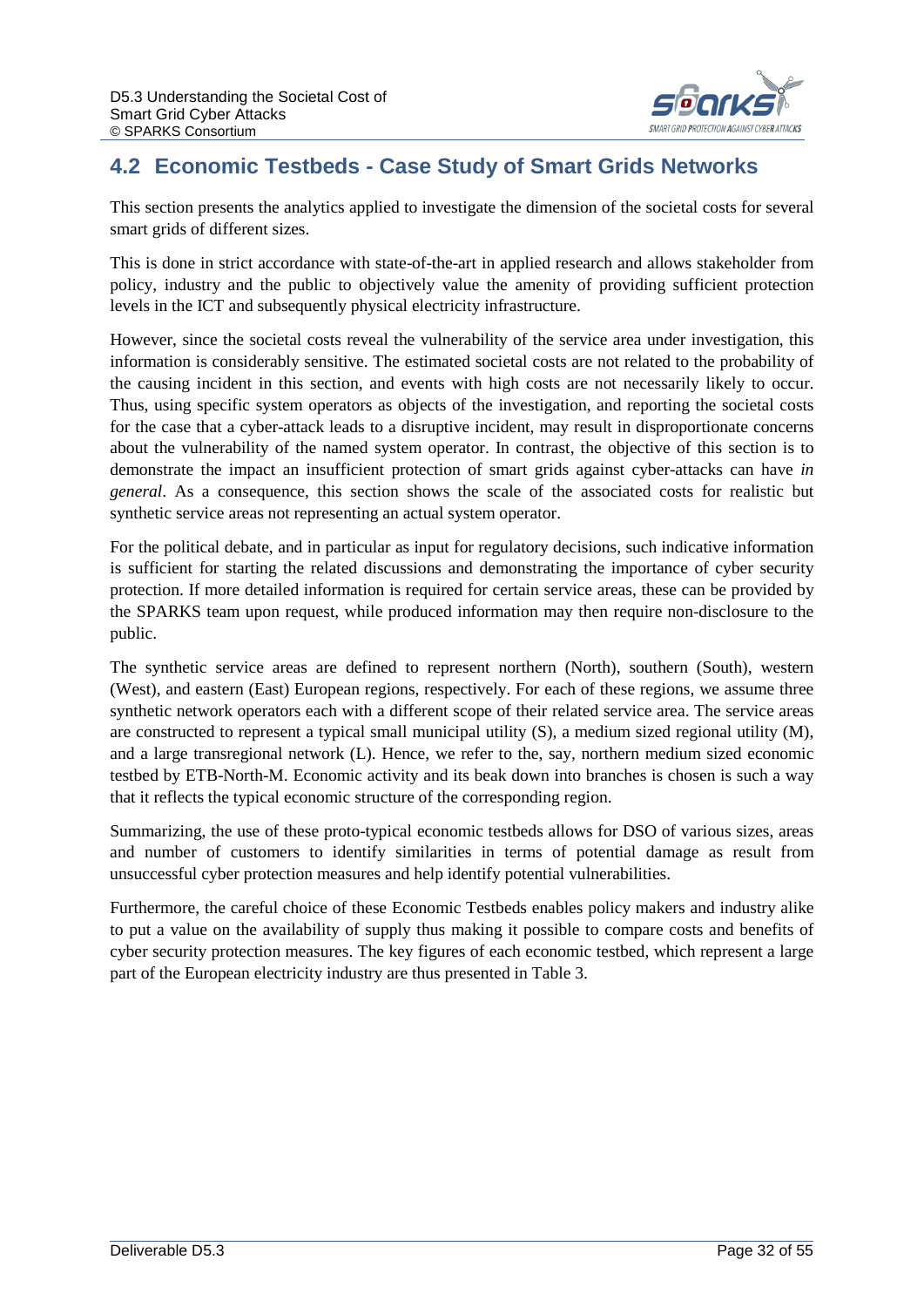## 4.2 Economic Testbeds - Case Study of Smart Grids Networks

This section presents the analytics applied to investigate the dimension of the societal costs for several smart grids of different sizes.

This is done in strict accordance with state-of-the-art in applied research and allows stakeholder from policy, industry and the public to objectively value the amenity of providing sufficient protection levels in the ICT and subsequently physical electricity infrastructure.

However, since the societal costs reveal the vulnerability of the service area under investigation, this information is considerably sensitive. The estimated societal costs are not related to the probability of the causing incident in this section, and events with high costs are not necessarily likely to occur. Thus, using specific system operators as objects of the investigation, and reporting the societal costs for the case that a cyber-attack leads to a disruptive incident, may result in disproportionate concerns about the vulnerability of the named system operator. In contrast, the objective of this section is to demonstrate the impact an insufficient protection of smart grids against cyber-attacks can have *in general*. As a consequence, this section shows the scale of the associated costs for realistic but synthetic service areas not representing an actual system operator.

For the political debate, and in particular as input for regulatory decisions, such indicative information is sufficient for starting the related discussions and demonstrating the importance of cyber security protection. If more detailed information is required for certain service areas, these can be provided by the SPARKS team upon request, while produced information may then require non-disclosure to the public.

The synthetic service areas are defined to represent northern (North), southern (South), western (West), and eastern (East) European regions, respectively. For each of these regions, we assume three synthetic network operators each with a different scope of their related service area. The service areas are constructed to represent a typical small municipal utility (S), a medium sized regional utility (M), and a large transregional network (L). Hence, we refer to the, say, northern medium sized economic testbed by ETB-North-M. Economic activity and its beak down into branches is chosen is such a way that it reflects the typical economic structure of the corresponding region.

Summarizing, the use of these proto-typical economic testbeds allows for DSO of various sizes, areas and number of customers to identify similarities in terms of potential damage as result from unsuccessful cyber protection measures and help identify potential vulnerabilities.

Furthermore, the careful choice of these Economic Testbeds enables policy makers and industry alike to put a value on the availability of supply thus making it possible to compare costs and benefits of cyber security protection measures. The key figures of each economic testbed, which represent a large part of the European electricity industry are thus presented in Table 3.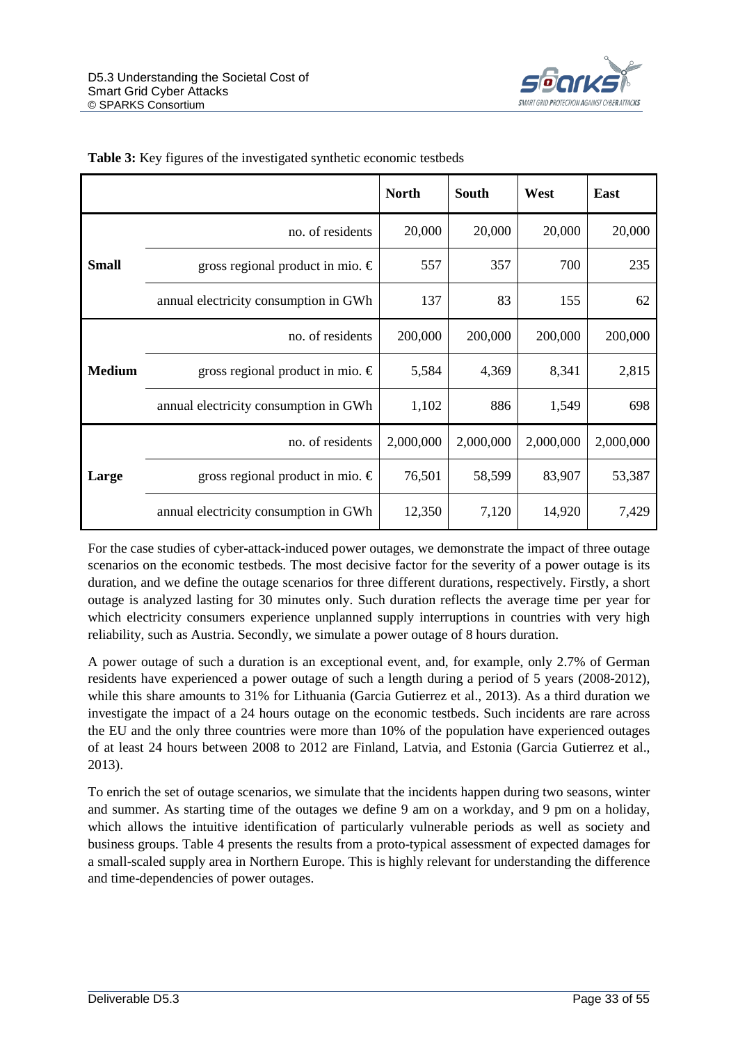**Table 3:** Key figures of the investigated synthetic economic testbeds

| | | North | South | West | East |
|---|---|---|---|---|---|
| **Small** | no. of residents | 20,000 | 20,000 | 20,000 | 20,000 |
| | gross regional product in mio. € | 557 | 357 | 700 | 235 |
| | annual electricity consumption in GWh | 137 | 83 | 155 | 62 |
| **Medium** | no. of residents | 200,000 | 200,000 | 200,000 | 200,000 |
| | gross regional product in mio. € | 5,584 | 4,369 | 8,341 | 2,815 |
| | annual electricity consumption in GWh | 1,102 | 886 | 1,549 | 698 |
| **Large** | no. of residents | 2,000,000 | 2,000,000 | 2,000,000 | 2,000,000 |
| | gross regional product in mio. € | 76,501 | 58,599 | 83,907 | 53,387 |
| | annual electricity consumption in GWh | 12,350 | 7,120 | 14,920 | 7,429 |

For the case studies of cyber-attack-induced power outages, we demonstrate the impact of three outage scenarios on the economic testbeds. The most decisive factor for the severity of a power outage is its duration, and we define the outage scenarios for three different durations, respectively. Firstly, a short outage is analyzed lasting for 30 minutes only. Such duration reflects the average time per year for which electricity consumers experience unplanned supply interruptions in countries with very high reliability, such as Austria. Secondly, we simulate a power outage of 8 hours duration.

A power outage of such a duration is an exceptional event, and, for example, only 2.7% of German residents have experienced a power outage of such a length during a period of 5 years (2008-2012), while this share amounts to 31% for Lithuania (Garcia Gutierrez et al., 2013). As a third duration we investigate the impact of a 24 hours outage on the economic testbeds. Such incidents are rare across the EU and the only three countries were more than 10% of the population have experienced outages of at least 24 hours between 2008 to 2012 are Finland, Latvia, and Estonia (Garcia Gutierrez et al., 2013).

To enrich the set of outage scenarios, we simulate that the incidents happen during two seasons, winter and summer. As starting time of the outages we define 9 am on a workday, and 9 pm on a holiday, which allows the intuitive identification of particularly vulnerable periods as well as society and business groups. Table 4 presents the results from a proto-typical assessment of expected damages for a small-scaled supply area in Northern Europe. This is highly relevant for understanding the difference and time-dependencies of power outages.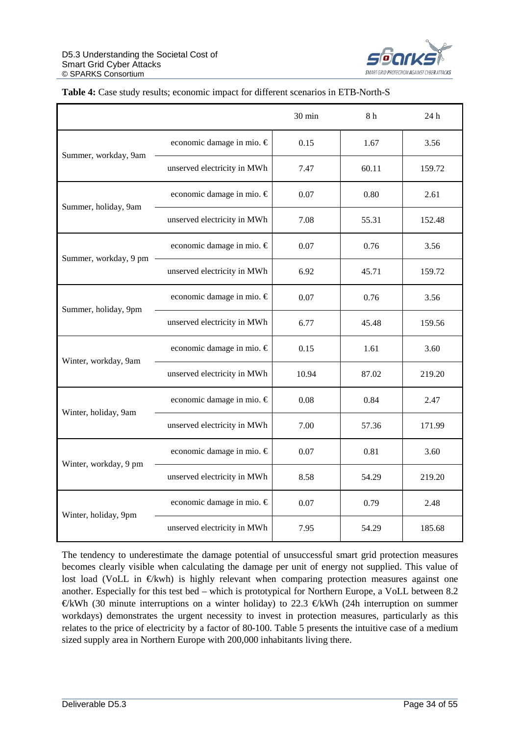**Table 4:** Case study results; economic impact for different scenarios in ETB-North-S

| | | 30 min | 8 h | 24 h |
|---|---|---|---|---|
| Summer, workday, 9am | economic damage in mio. € | 0.15 | 1.67 | 3.56 |
| | unserved electricity in MWh | 7.47 | 60.11 | 159.72 |
| Summer, holiday, 9am | economic damage in mio. € | 0.07 | 0.80 | 2.61 |
| | unserved electricity in MWh | 7.08 | 55.31 | 152.48 |
| Summer, workday, 9 pm | economic damage in mio. € | 0.07 | 0.76 | 3.56 |
| | unserved electricity in MWh | 6.92 | 45.71 | 159.72 |
| Summer, holiday, 9pm | economic damage in mio. € | 0.07 | 0.76 | 3.56 |
| | unserved electricity in MWh | 6.77 | 45.48 | 159.56 |
| Winter, workday, 9am | economic damage in mio. € | 0.15 | 1.61 | 3.60 |
| | unserved electricity in MWh | 10.94 | 87.02 | 219.20 |
| Winter, holiday, 9am | economic damage in mio. € | 0.08 | 0.84 | 2.47 |
| | unserved electricity in MWh | 7.00 | 57.36 | 171.99 |
| Winter, workday, 9 pm | economic damage in mio. € | 0.07 | 0.81 | 3.60 |
| | unserved electricity in MWh | 8.58 | 54.29 | 219.20 |
| Winter, holiday, 9pm | economic damage in mio. € | 0.07 | 0.79 | 2.48 |
| | unserved electricity in MWh | 7.95 | 54.29 | 185.68 |

The tendency to underestimate the damage potential of unsuccessful smart grid protection measures becomes clearly visible when calculating the damage per unit of energy not supplied. This value of lost load (VoLL in €/kwh) is highly relevant when comparing protection measures against one another. Especially for this test bed – which is prototypical for Northern Europe, a VoLL between 8.2 €/kWh (30 minute interruptions on a winter holiday) to 22.3 €/kWh (24h interruption on summer workdays) demonstrates the urgent necessity to invest in protection measures, particularly as this relates to the price of electricity by a factor of 80-100. Table 5 presents the intuitive case of a medium sized supply area in Northern Europe with 200,000 inhabitants living there.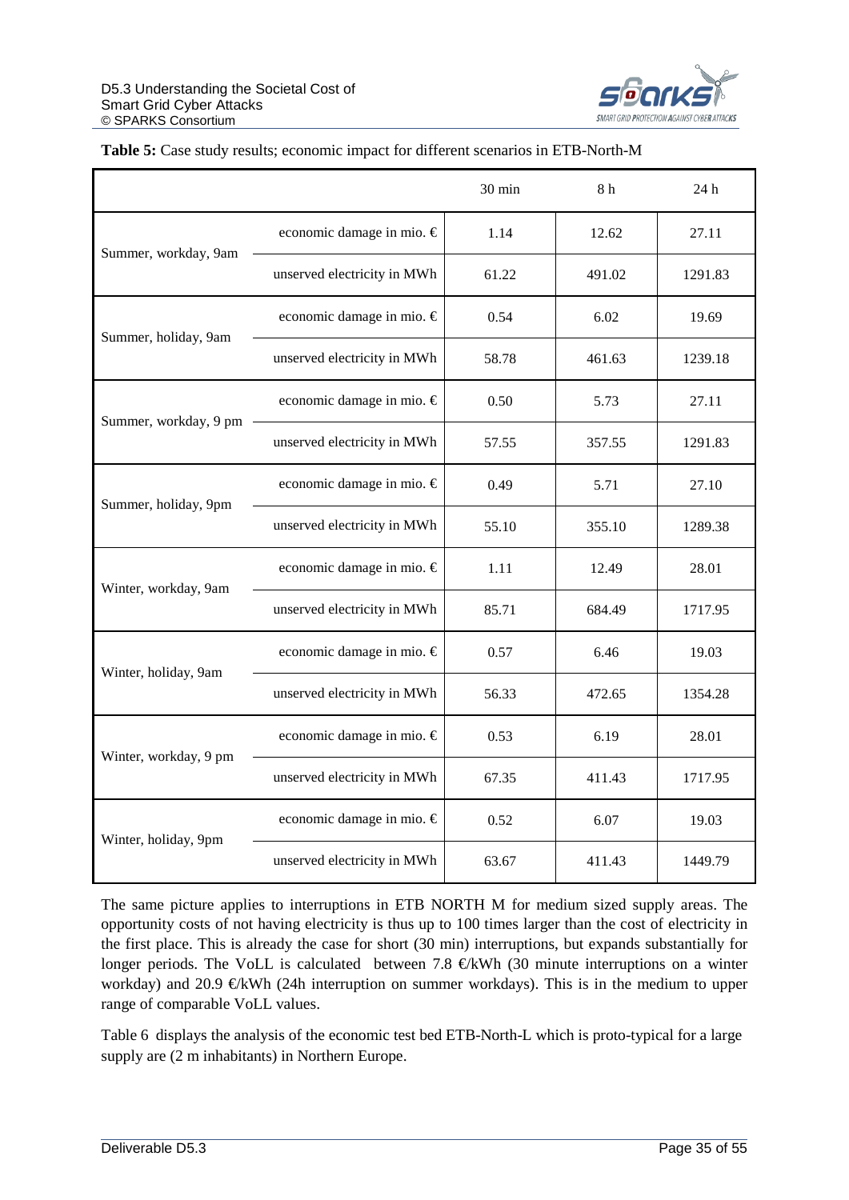**Table 5:** Case study results; economic impact for different scenarios in ETB-North-M

| | | 30 min | 8 h | 24 h |
|---|---|---|---|---|
| Summer, workday, 9am | economic damage in mio. € | 1.14 | 12.62 | 27.11 |
| | unserved electricity in MWh | 61.22 | 491.02 | 1291.83 |
| Summer, holiday, 9am | economic damage in mio. € | 0.54 | 6.02 | 19.69 |
| | unserved electricity in MWh | 58.78 | 461.63 | 1239.18 |
| Summer, workday, 9 pm | economic damage in mio. € | 0.50 | 5.73 | 27.11 |
| | unserved electricity in MWh | 57.55 | 357.55 | 1291.83 |
| Summer, holiday, 9pm | economic damage in mio. € | 0.49 | 5.71 | 27.10 |
| | unserved electricity in MWh | 55.10 | 355.10 | 1289.38 |
| Winter, workday, 9am | economic damage in mio. € | 1.11 | 12.49 | 28.01 |
| | unserved electricity in MWh | 85.71 | 684.49 | 1717.95 |
| Winter, holiday, 9am | economic damage in mio. € | 0.57 | 6.46 | 19.03 |
| | unserved electricity in MWh | 56.33 | 472.65 | 1354.28 |
| Winter, workday, 9 pm | economic damage in mio. € | 0.53 | 6.19 | 28.01 |
| | unserved electricity in MWh | 67.35 | 411.43 | 1717.95 |
| Winter, holiday, 9pm | economic damage in mio. € | 0.52 | 6.07 | 19.03 |
| | unserved electricity in MWh | 63.67 | 411.43 | 1449.79 |

The same picture applies to interruptions in ETB NORTH M for medium sized supply areas. The opportunity costs of not having electricity is thus up to 100 times larger than the cost of electricity in the first place. This is already the case for short (30 min) interruptions, but expands substantially for longer periods. The VoLL is calculated between 7.8 €/kWh (30 minute interruptions on a winter workday) and 20.9 €/kWh (24h interruption on summer workdays). This is in the medium to upper range of comparable VoLL values.

Table 6 displays the analysis of the economic test bed ETB-North-L which is proto-typical for a large supply are (2 m inhabitants) in Northern Europe.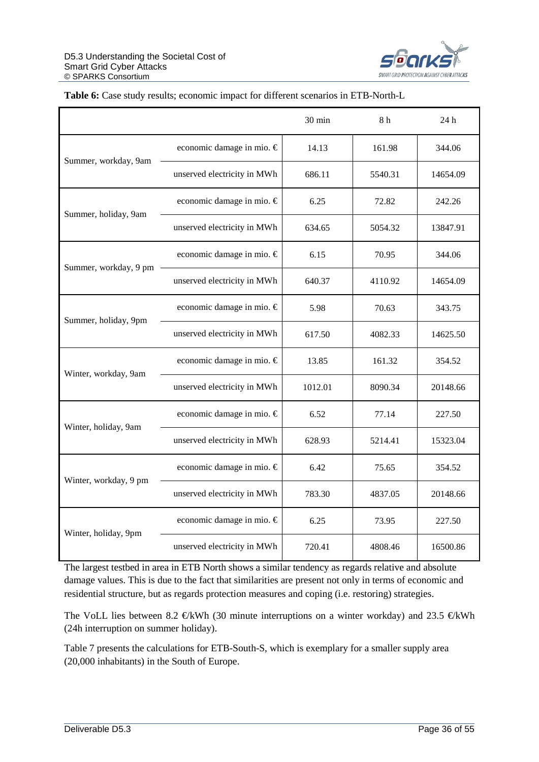**Table 6:** Case study results; economic impact for different scenarios in ETB-North-L

| | | 30 min | 8 h | 24 h |
|---|---|---|---|---|
| Summer, workday, 9am | economic damage in mio. € | 14.13 | 161.98 | 344.06 |
| | unserved electricity in MWh | 686.11 | 5540.31 | 14654.09 |
| Summer, holiday, 9am | economic damage in mio. € | 6.25 | 72.82 | 242.26 |
| | unserved electricity in MWh | 634.65 | 5054.32 | 13847.91 |
| Summer, workday, 9 pm | economic damage in mio. € | 6.15 | 70.95 | 344.06 |
| | unserved electricity in MWh | 640.37 | 4110.92 | 14654.09 |
| Summer, holiday, 9pm | economic damage in mio. € | 5.98 | 70.63 | 343.75 |
| | unserved electricity in MWh | 617.50 | 4082.33 | 14625.50 |
| Winter, workday, 9am | economic damage in mio. € | 13.85 | 161.32 | 354.52 |
| | unserved electricity in MWh | 1012.01 | 8090.34 | 20148.66 |
| Winter, holiday, 9am | economic damage in mio. € | 6.52 | 77.14 | 227.50 |
| | unserved electricity in MWh | 628.93 | 5214.41 | 15323.04 |
| Winter, workday, 9 pm | economic damage in mio. € | 6.42 | 75.65 | 354.52 |
| | unserved electricity in MWh | 783.30 | 4837.05 | 20148.66 |
| Winter, holiday, 9pm | economic damage in mio. € | 6.25 | 73.95 | 227.50 |
| | unserved electricity in MWh | 720.41 | 4808.46 | 16500.86 |

The largest testbed in area in ETB North shows a similar tendency as regards relative and absolute damage values. This is due to the fact that similarities are present not only in terms of economic and residential structure, but as regards protection measures and coping (i.e. restoring) strategies.

The VoLL lies between 8.2 €/kWh (30 minute interruptions on a winter workday) and 23.5 €/kWh (24h interruption on summer holiday).

Table 7 presents the calculations for ETB-South-S, which is exemplary for a smaller supply area (20,000 inhabitants) in the South of Europe.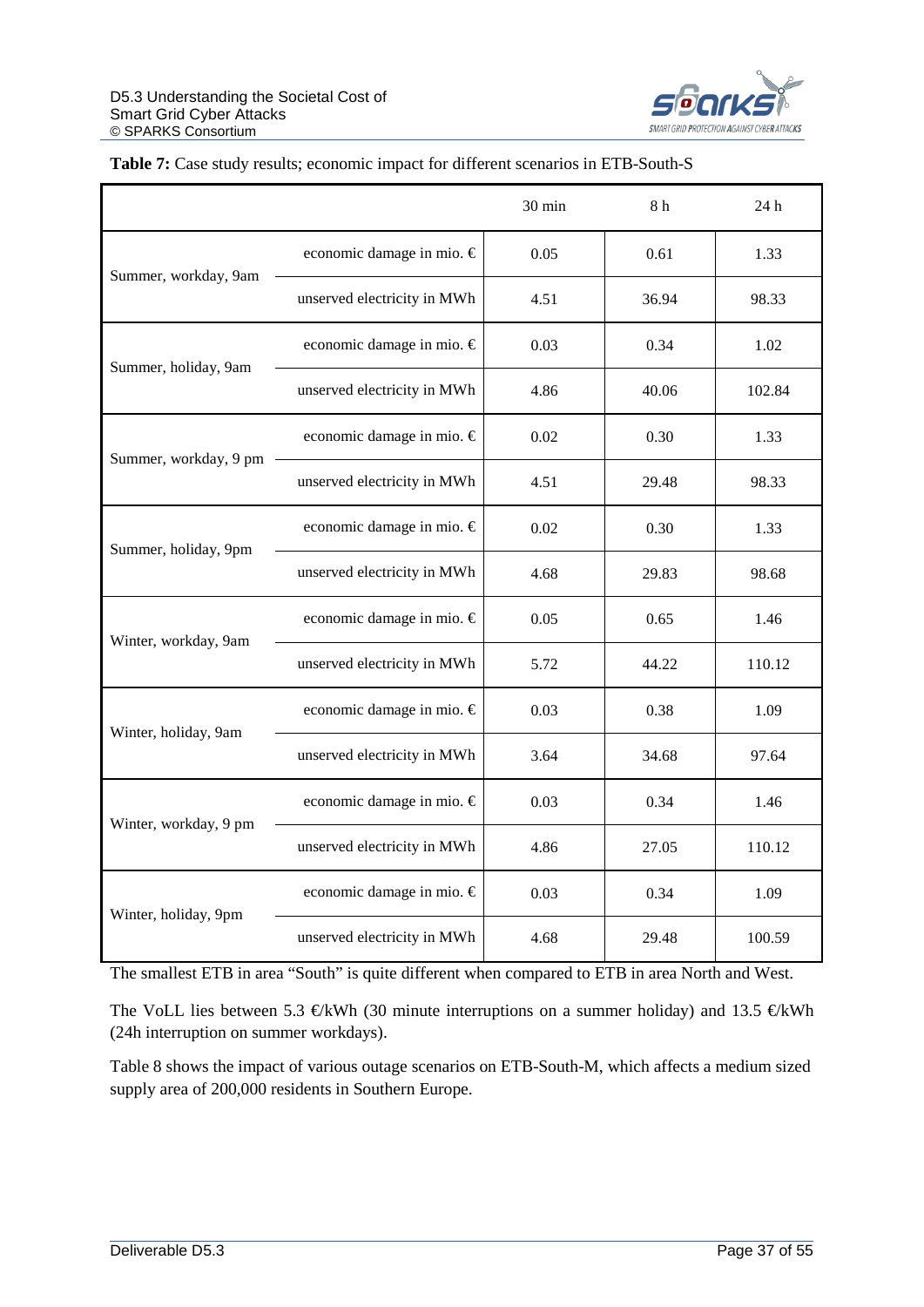**Table 7:** Case study results; economic impact for different scenarios in ETB-South-S

| | | 30 min | 8 h | 24 h |
|---|---|---|---|---|
| Summer, workday, 9am | economic damage in mio. € | 0.05 | 0.61 | 1.33 |
| | unserved electricity in MWh | 4.51 | 36.94 | 98.33 |
| Summer, holiday, 9am | economic damage in mio. € | 0.03 | 0.34 | 1.02 |
| | unserved electricity in MWh | 4.86 | 40.06 | 102.84 |
| Summer, workday, 9 pm | economic damage in mio. € | 0.02 | 0.30 | 1.33 |
| | unserved electricity in MWh | 4.51 | 29.48 | 98.33 |
| Summer, holiday, 9pm | economic damage in mio. € | 0.02 | 0.30 | 1.33 |
| | unserved electricity in MWh | 4.68 | 29.83 | 98.68 |
| Winter, workday, 9am | economic damage in mio. € | 0.05 | 0.65 | 1.46 |
| | unserved electricity in MWh | 5.72 | 44.22 | 110.12 |
| Winter, holiday, 9am | economic damage in mio. € | 0.03 | 0.38 | 1.09 |
| | unserved electricity in MWh | 3.64 | 34.68 | 97.64 |
| Winter, workday, 9 pm | economic damage in mio. € | 0.03 | 0.34 | 1.46 |
| | unserved electricity in MWh | 4.86 | 27.05 | 110.12 |
| Winter, holiday, 9pm | economic damage in mio. € | 0.03 | 0.34 | 1.09 |
| | unserved electricity in MWh | 4.68 | 29.48 | 100.59 |

The smallest ETB in area "South" is quite different when compared to ETB in area North and West.

The VoLL lies between 5.3 €/kWh (30 minute interruptions on a summer holiday) and 13.5 €/kWh (24h interruption on summer workdays).

Table 8 shows the impact of various outage scenarios on ETB-South-M, which affects a medium sized supply area of 200,000 residents in Southern Europe.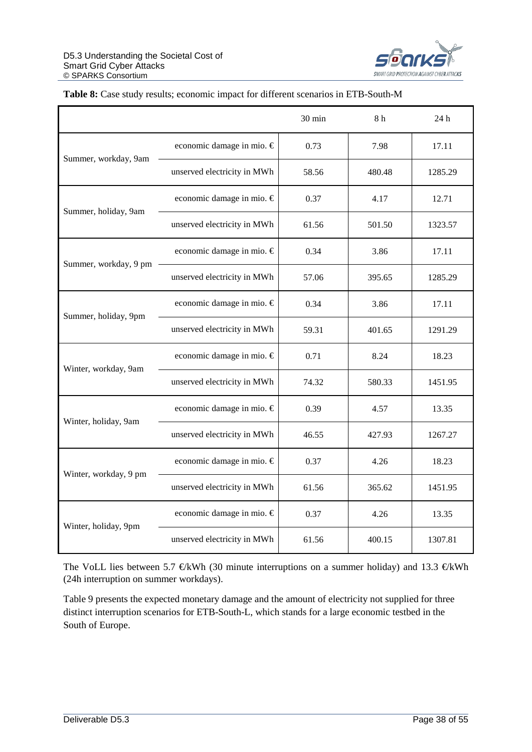**Table 8:** Case study results; economic impact for different scenarios in ETB-South-M

| | | 30 min | 8 h | 24 h |
|---|---|---|---|---|
| Summer, workday, 9am | economic damage in mio. € | 0.73 | 7.98 | 17.11 |
| | unserved electricity in MWh | 58.56 | 480.48 | 1285.29 |
| Summer, holiday, 9am | economic damage in mio. € | 0.37 | 4.17 | 12.71 |
| | unserved electricity in MWh | 61.56 | 501.50 | 1323.57 |
| Summer, workday, 9 pm | economic damage in mio. € | 0.34 | 3.86 | 17.11 |
| | unserved electricity in MWh | 57.06 | 395.65 | 1285.29 |
| Summer, holiday, 9pm | economic damage in mio. € | 0.34 | 3.86 | 17.11 |
| | unserved electricity in MWh | 59.31 | 401.65 | 1291.29 |
| Winter, workday, 9am | economic damage in mio. € | 0.71 | 8.24 | 18.23 |
| | unserved electricity in MWh | 74.32 | 580.33 | 1451.95 |
| Winter, holiday, 9am | economic damage in mio. € | 0.39 | 4.57 | 13.35 |
| | unserved electricity in MWh | 46.55 | 427.93 | 1267.27 |
| Winter, workday, 9 pm | economic damage in mio. € | 0.37 | 4.26 | 18.23 |
| | unserved electricity in MWh | 61.56 | 365.62 | 1451.95 |
| Winter, holiday, 9pm | economic damage in mio. € | 0.37 | 4.26 | 13.35 |
| | unserved electricity in MWh | 61.56 | 400.15 | 1307.81 |

The VoLL lies between 5.7 €/kWh (30 minute interruptions on a summer holiday) and 13.3 €/kWh (24h interruption on summer workdays).

Table 9 presents the expected monetary damage and the amount of electricity not supplied for three distinct interruption scenarios for ETB-South-L, which stands for a large economic testbed in the South of Europe.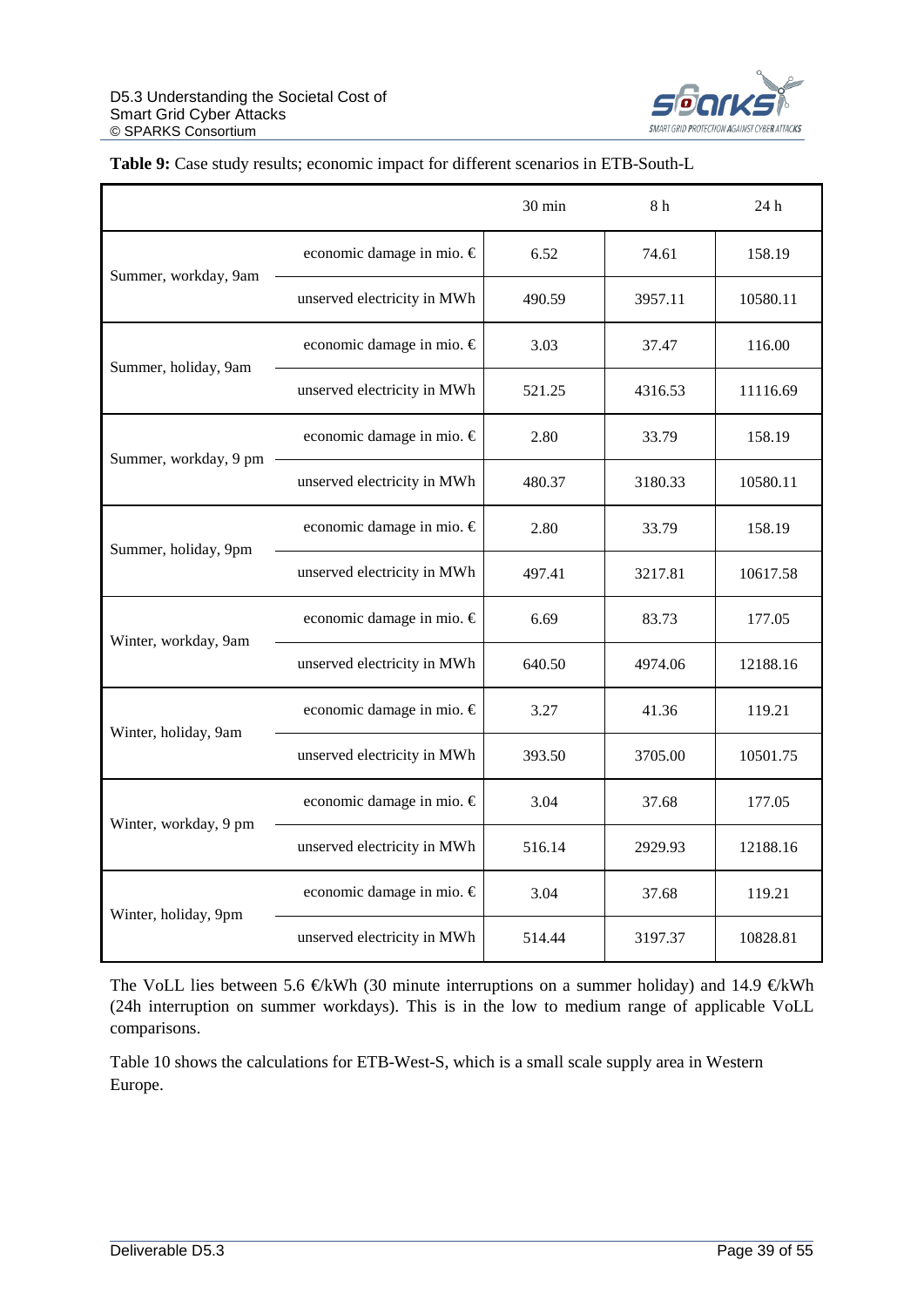**Table 9:** Case study results; economic impact for different scenarios in ETB-South-L

| | | 30 min | 8 h | 24 h |
|---|---|---|---|---|
| Summer, workday, 9am | economic damage in mio. € | 6.52 | 74.61 | 158.19 |
| | unserved electricity in MWh | 490.59 | 3957.11 | 10580.11 |
| Summer, holiday, 9am | economic damage in mio. € | 3.03 | 37.47 | 116.00 |
| | unserved electricity in MWh | 521.25 | 4316.53 | 11116.69 |
| Summer, workday, 9 pm | economic damage in mio. € | 2.80 | 33.79 | 158.19 |
| | unserved electricity in MWh | 480.37 | 3180.33 | 10580.11 |
| Summer, holiday, 9pm | economic damage in mio. € | 2.80 | 33.79 | 158.19 |
| | unserved electricity in MWh | 497.41 | 3217.81 | 10617.58 |
| Winter, workday, 9am | economic damage in mio. € | 6.69 | 83.73 | 177.05 |
| | unserved electricity in MWh | 640.50 | 4974.06 | 12188.16 |
| Winter, holiday, 9am | economic damage in mio. € | 3.27 | 41.36 | 119.21 |
| | unserved electricity in MWh | 393.50 | 3705.00 | 10501.75 |
| Winter, workday, 9 pm | economic damage in mio. € | 3.04 | 37.68 | 177.05 |
| | unserved electricity in MWh | 516.14 | 2929.93 | 12188.16 |
| Winter, holiday, 9pm | economic damage in mio. € | 3.04 | 37.68 | 119.21 |
| | unserved electricity in MWh | 514.44 | 3197.37 | 10828.81 |

The VoLL lies between 5.6 €/kWh (30 minute interruptions on a summer holiday) and 14.9 €/kWh (24h interruption on summer workdays). This is in the low to medium range of applicable VoLL comparisons.

Table 10 shows the calculations for ETB-West-S, which is a small scale supply area in Western Europe.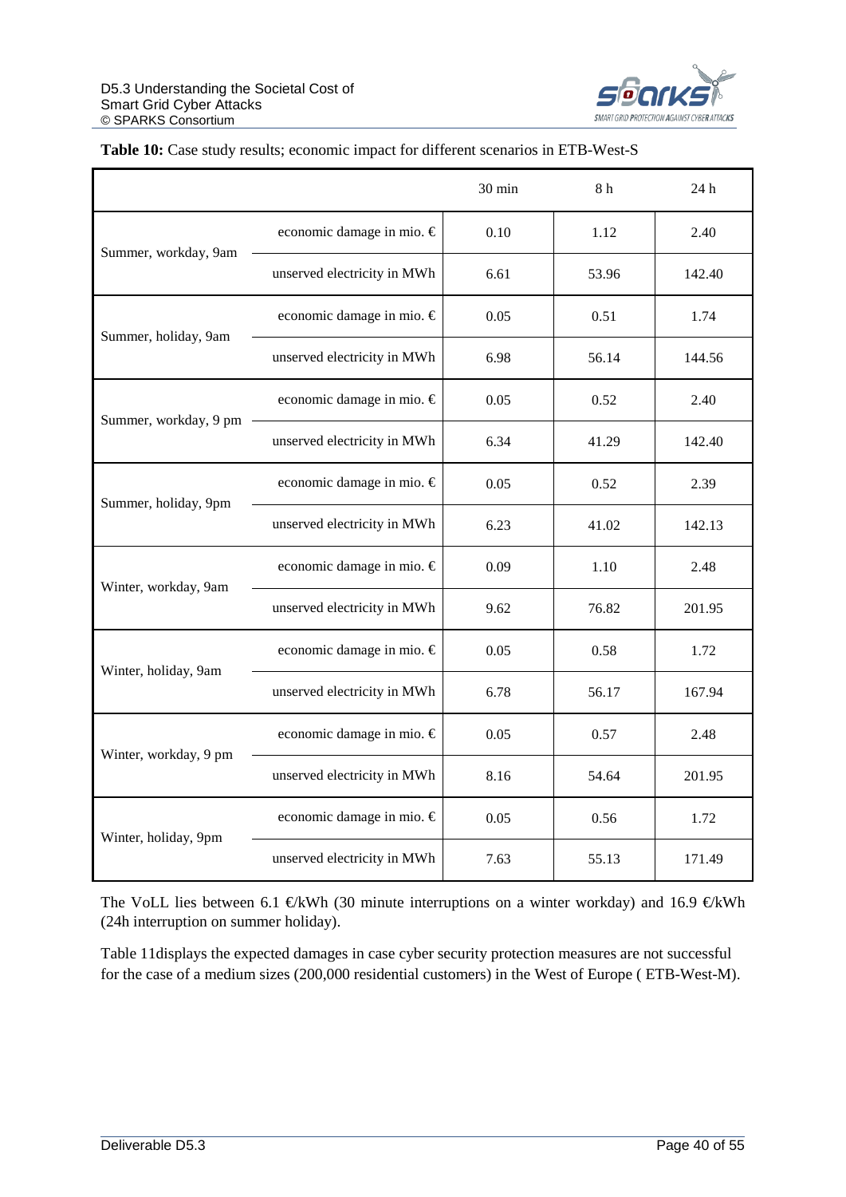**Table 10:** Case study results; economic impact for different scenarios in ETB-West-S

| | | 30 min | 8 h | 24 h |
|---|---|---|---|---|
| Summer, workday, 9am | economic damage in mio. € | 0.10 | 1.12 | 2.40 |
| | unserved electricity in MWh | 6.61 | 53.96 | 142.40 |
| Summer, holiday, 9am | economic damage in mio. € | 0.05 | 0.51 | 1.74 |
| | unserved electricity in MWh | 6.98 | 56.14 | 144.56 |
| Summer, workday, 9 pm | economic damage in mio. € | 0.05 | 0.52 | 2.40 |
| | unserved electricity in MWh | 6.34 | 41.29 | 142.40 |
| Summer, holiday, 9pm | economic damage in mio. € | 0.05 | 0.52 | 2.39 |
| | unserved electricity in MWh | 6.23 | 41.02 | 142.13 |
| Winter, workday, 9am | economic damage in mio. € | 0.09 | 1.10 | 2.48 |
| | unserved electricity in MWh | 9.62 | 76.82 | 201.95 |
| Winter, holiday, 9am | economic damage in mio. € | 0.05 | 0.58 | 1.72 |
| | unserved electricity in MWh | 6.78 | 56.17 | 167.94 |
| Winter, workday, 9 pm | economic damage in mio. € | 0.05 | 0.57 | 2.48 |
| | unserved electricity in MWh | 8.16 | 54.64 | 201.95 |
| Winter, holiday, 9pm | economic damage in mio. € | 0.05 | 0.56 | 1.72 |
| | unserved electricity in MWh | 7.63 | 55.13 | 171.49 |

The VoLL lies between 6.1 €/kWh (30 minute interruptions on a winter workday) and 16.9 €/kWh (24h interruption on summer holiday).

Table 11displays the expected damages in case cyber security protection measures are not successful for the case of a medium sizes (200,000 residential customers) in the West of Europe ( ETB-West-M).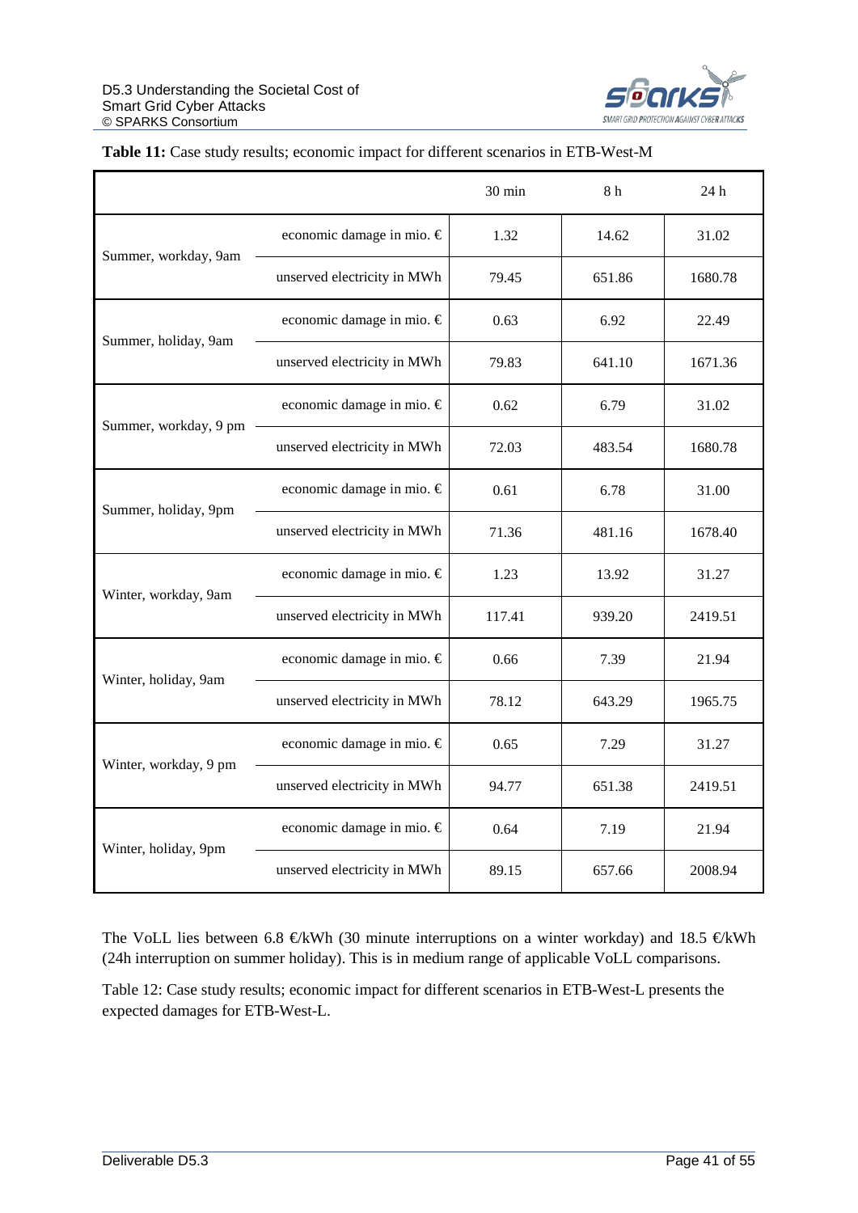**Table 11:** Case study results; economic impact for different scenarios in ETB-West-M

| | | 30 min | 8 h | 24 h |
|---|---|---|---|---|
| Summer, workday, 9am | economic damage in mio. € | 1.32 | 14.62 | 31.02 |
| | unserved electricity in MWh | 79.45 | 651.86 | 1680.78 |
| Summer, holiday, 9am | economic damage in mio. € | 0.63 | 6.92 | 22.49 |
| | unserved electricity in MWh | 79.83 | 641.10 | 1671.36 |
| Summer, workday, 9 pm | economic damage in mio. € | 0.62 | 6.79 | 31.02 |
| | unserved electricity in MWh | 72.03 | 483.54 | 1680.78 |
| Summer, holiday, 9pm | economic damage in mio. € | 0.61 | 6.78 | 31.00 |
| | unserved electricity in MWh | 71.36 | 481.16 | 1678.40 |
| Winter, workday, 9am | economic damage in mio. € | 1.23 | 13.92 | 31.27 |
| | unserved electricity in MWh | 117.41 | 939.20 | 2419.51 |
| Winter, holiday, 9am | economic damage in mio. € | 0.66 | 7.39 | 21.94 |
| | unserved electricity in MWh | 78.12 | 643.29 | 1965.75 |
| Winter, workday, 9 pm | economic damage in mio. € | 0.65 | 7.29 | 31.27 |
| | unserved electricity in MWh | 94.77 | 651.38 | 2419.51 |
| Winter, holiday, 9pm | economic damage in mio. € | 0.64 | 7.19 | 21.94 |
| | unserved electricity in MWh | 89.15 | 657.66 | 2008.94 |

The VoLL lies between 6.8 €/kWh (30 minute interruptions on a winter workday) and 18.5 €/kWh (24h interruption on summer holiday). This is in medium range of applicable VoLL comparisons.

Table 12: Case study results; economic impact for different scenarios in ETB-West-L presents the expected damages for ETB-West-L.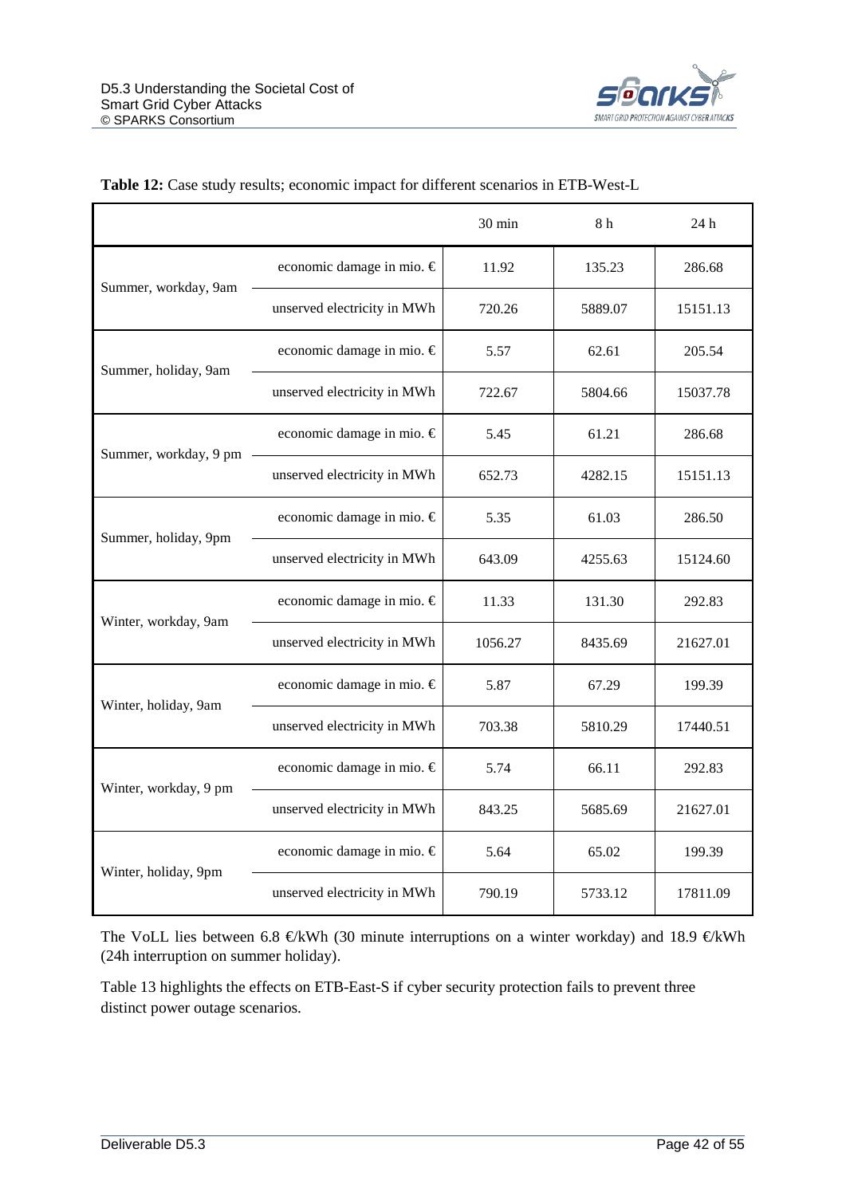**Table 12:** Case study results; economic impact for different scenarios in ETB-West-L

| | | 30 min | 8 h | 24 h |
|---|---|---|---|---|
| Summer, workday, 9am | economic damage in mio. € | 11.92 | 135.23 | 286.68 |
| | unserved electricity in MWh | 720.26 | 5889.07 | 15151.13 |
| Summer, holiday, 9am | economic damage in mio. € | 5.57 | 62.61 | 205.54 |
| | unserved electricity in MWh | 722.67 | 5804.66 | 15037.78 |
| Summer, workday, 9 pm | economic damage in mio. € | 5.45 | 61.21 | 286.68 |
| | unserved electricity in MWh | 652.73 | 4282.15 | 15151.13 |
| Summer, holiday, 9pm | economic damage in mio. € | 5.35 | 61.03 | 286.50 |
| | unserved electricity in MWh | 643.09 | 4255.63 | 15124.60 |
| Winter, workday, 9am | economic damage in mio. € | 11.33 | 131.30 | 292.83 |
| | unserved electricity in MWh | 1056.27 | 8435.69 | 21627.01 |
| Winter, holiday, 9am | economic damage in mio. € | 5.87 | 67.29 | 199.39 |
| | unserved electricity in MWh | 703.38 | 5810.29 | 17440.51 |
| Winter, workday, 9 pm | economic damage in mio. € | 5.74 | 66.11 | 292.83 |
| | unserved electricity in MWh | 843.25 | 5685.69 | 21627.01 |
| Winter, holiday, 9pm | economic damage in mio. € | 5.64 | 65.02 | 199.39 |
| | unserved electricity in MWh | 790.19 | 5733.12 | 17811.09 |

The VoLL lies between 6.8 €/kWh (30 minute interruptions on a winter workday) and 18.9 €/kWh (24h interruption on summer holiday).

Table 13 highlights the effects on ETB-East-S if cyber security protection fails to prevent three distinct power outage scenarios.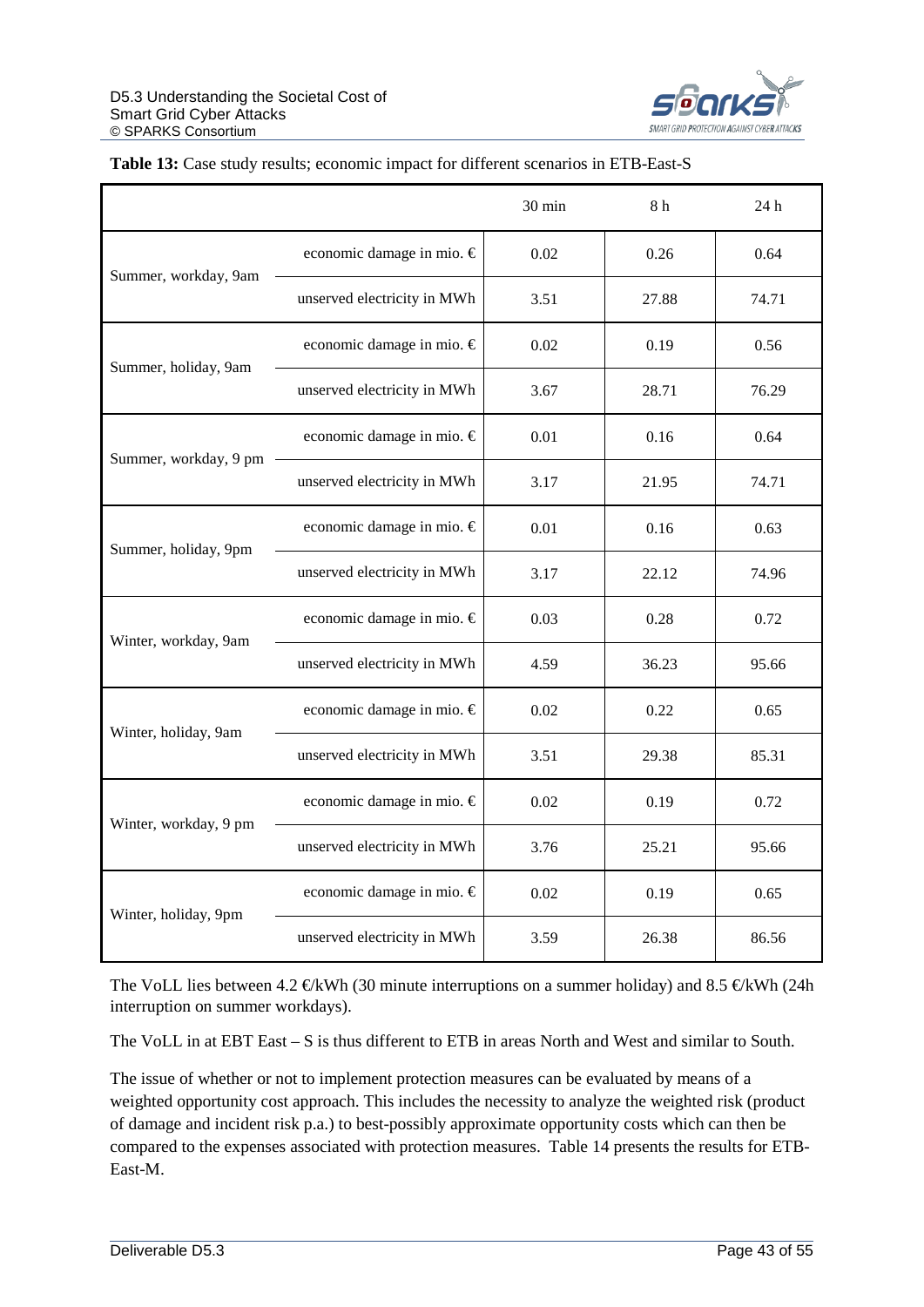**Table 13:** Case study results; economic impact for different scenarios in ETB-East-S

| | | 30 min | 8 h | 24 h |
|---|---|---|---|---|
| Summer, workday, 9am | economic damage in mio. € | 0.02 | 0.26 | 0.64 |
| | unserved electricity in MWh | 3.51 | 27.88 | 74.71 |
| Summer, holiday, 9am | economic damage in mio. € | 0.02 | 0.19 | 0.56 |
| | unserved electricity in MWh | 3.67 | 28.71 | 76.29 |
| Summer, workday, 9 pm | economic damage in mio. € | 0.01 | 0.16 | 0.64 |
| | unserved electricity in MWh | 3.17 | 21.95 | 74.71 |
| Summer, holiday, 9pm | economic damage in mio. € | 0.01 | 0.16 | 0.63 |
| | unserved electricity in MWh | 3.17 | 22.12 | 74.96 |
| Winter, workday, 9am | economic damage in mio. € | 0.03 | 0.28 | 0.72 |
| | unserved electricity in MWh | 4.59 | 36.23 | 95.66 |
| Winter, holiday, 9am | economic damage in mio. € | 0.02 | 0.22 | 0.65 |
| | unserved electricity in MWh | 3.51 | 29.38 | 85.31 |
| Winter, workday, 9 pm | economic damage in mio. € | 0.02 | 0.19 | 0.72 |
| | unserved electricity in MWh | 3.76 | 25.21 | 95.66 |
| Winter, holiday, 9pm | economic damage in mio. € | 0.02 | 0.19 | 0.65 |
| | unserved electricity in MWh | 3.59 | 26.38 | 86.56 |

The VoLL lies between 4.2 €/kWh (30 minute interruptions on a summer holiday) and 8.5 €/kWh (24h interruption on summer workdays).

The VoLL in at EBT East – S is thus different to ETB in areas North and West and similar to South.

The issue of whether or not to implement protection measures can be evaluated by means of a weighted opportunity cost approach. This includes the necessity to analyze the weighted risk (product of damage and incident risk p.a.) to best-possibly approximate opportunity costs which can then be compared to the expenses associated with protection measures. Table 14 presents the results for ETB-East-M.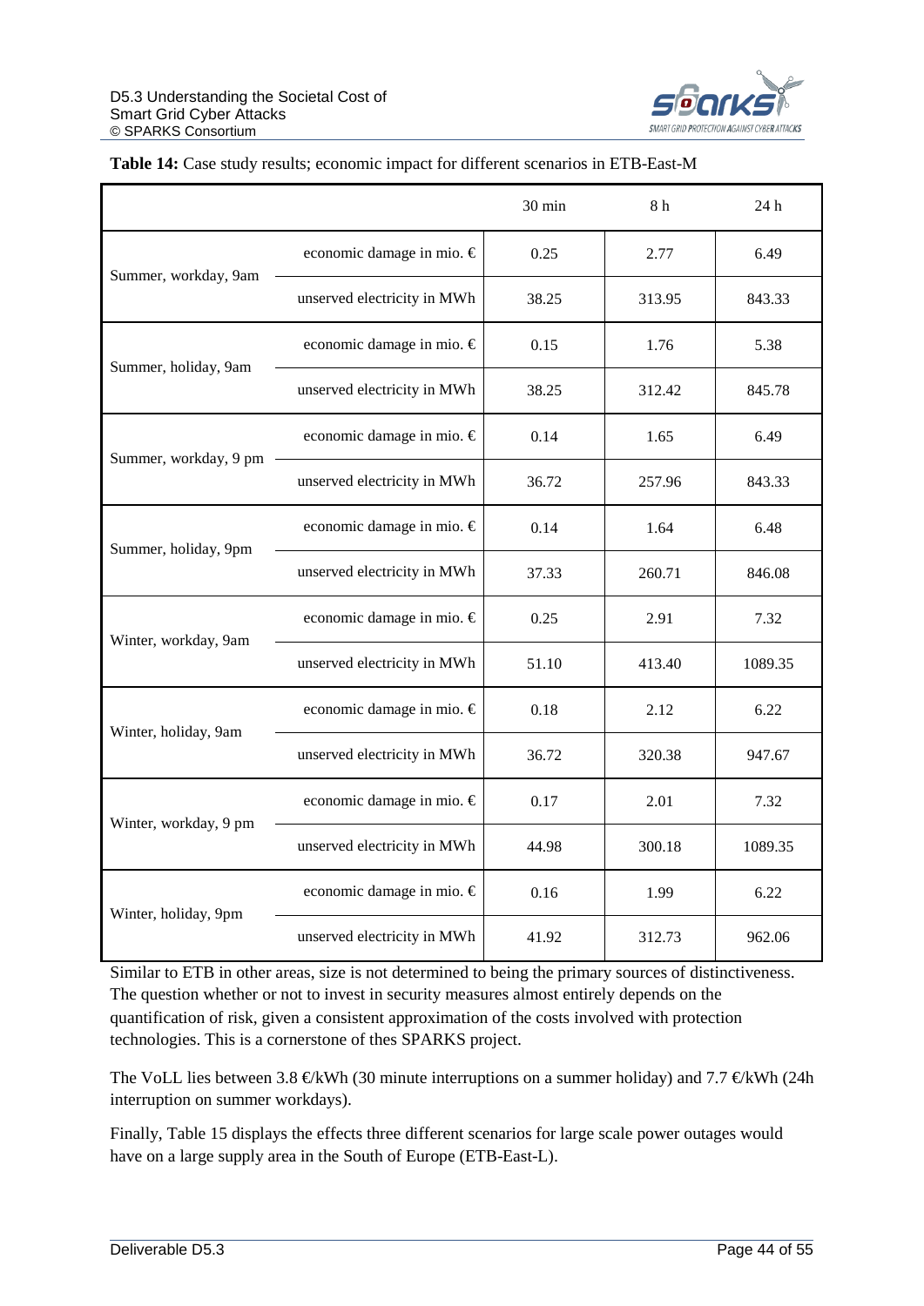**Table 14:** Case study results; economic impact for different scenarios in ETB-East-M

| | | 30 min | 8 h | 24 h |
|---|---|---|---|---|
| Summer, workday, 9am | economic damage in mio. € | 0.25 | 2.77 | 6.49 |
| | unserved electricity in MWh | 38.25 | 313.95 | 843.33 |
| Summer, holiday, 9am | economic damage in mio. € | 0.15 | 1.76 | 5.38 |
| | unserved electricity in MWh | 38.25 | 312.42 | 845.78 |
| Summer, workday, 9 pm | economic damage in mio. € | 0.14 | 1.65 | 6.49 |
| | unserved electricity in MWh | 36.72 | 257.96 | 843.33 |
| Summer, holiday, 9pm | economic damage in mio. € | 0.14 | 1.64 | 6.48 |
| | unserved electricity in MWh | 37.33 | 260.71 | 846.08 |
| Winter, workday, 9am | economic damage in mio. € | 0.25 | 2.91 | 7.32 |
| | unserved electricity in MWh | 51.10 | 413.40 | 1089.35 |
| Winter, holiday, 9am | economic damage in mio. € | 0.18 | 2.12 | 6.22 |
| | unserved electricity in MWh | 36.72 | 320.38 | 947.67 |
| Winter, workday, 9 pm | economic damage in mio. € | 0.17 | 2.01 | 7.32 |
| | unserved electricity in MWh | 44.98 | 300.18 | 1089.35 |
| Winter, holiday, 9pm | economic damage in mio. € | 0.16 | 1.99 | 6.22 |
| | unserved electricity in MWh | 41.92 | 312.73 | 962.06 |

Similar to ETB in other areas, size is not determined to being the primary sources of distinctiveness. The question whether or not to invest in security measures almost entirely depends on the quantification of risk, given a consistent approximation of the costs involved with protection technologies. This is a cornerstone of thes SPARKS project.

The VoLL lies between 3.8 €/kWh (30 minute interruptions on a summer holiday) and 7.7 €/kWh (24h interruption on summer workdays).

Finally, Table 15 displays the effects three different scenarios for large scale power outages would have on a large supply area in the South of Europe (ETB-East-L).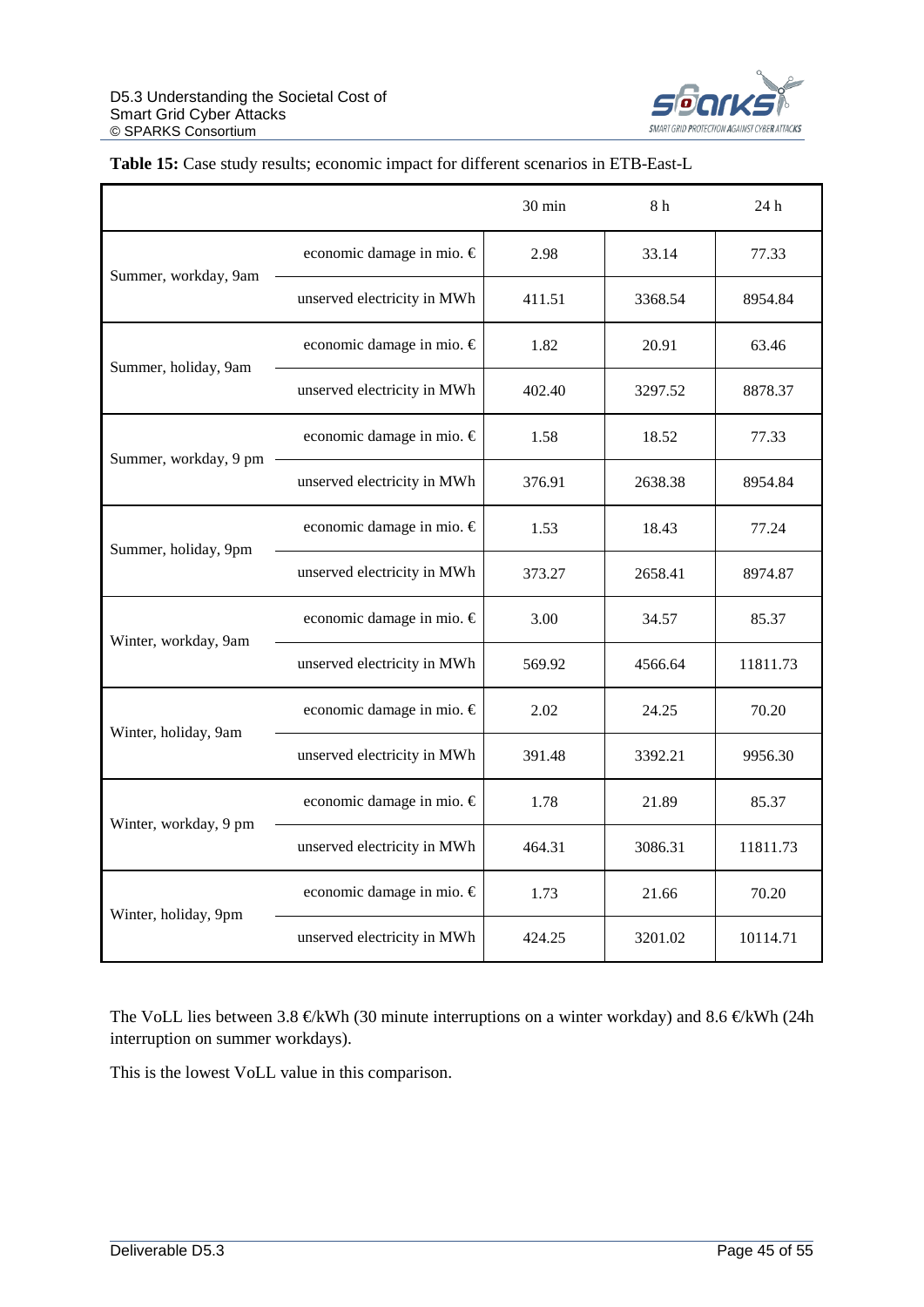**Table 15:** Case study results; economic impact for different scenarios in ETB-East-L

| | | 30 min | 8 h | 24 h |
|---|---|---|---|---|
| Summer, workday, 9am | economic damage in mio. € | 2.98 | 33.14 | 77.33 |
| | unserved electricity in MWh | 411.51 | 3368.54 | 8954.84 |
| Summer, holiday, 9am | economic damage in mio. € | 1.82 | 20.91 | 63.46 |
| | unserved electricity in MWh | 402.40 | 3297.52 | 8878.37 |
| Summer, workday, 9 pm | economic damage in mio. € | 1.58 | 18.52 | 77.33 |
| | unserved electricity in MWh | 376.91 | 2638.38 | 8954.84 |
| Summer, holiday, 9pm | economic damage in mio. € | 1.53 | 18.43 | 77.24 |
| | unserved electricity in MWh | 373.27 | 2658.41 | 8974.87 |
| Winter, workday, 9am | economic damage in mio. € | 3.00 | 34.57 | 85.37 |
| | unserved electricity in MWh | 569.92 | 4566.64 | 11811.73 |
| Winter, holiday, 9am | economic damage in mio. € | 2.02 | 24.25 | 70.20 |
| | unserved electricity in MWh | 391.48 | 3392.21 | 9956.30 |
| Winter, workday, 9 pm | economic damage in mio. € | 1.78 | 21.89 | 85.37 |
| | unserved electricity in MWh | 464.31 | 3086.31 | 11811.73 |
| Winter, holiday, 9pm | economic damage in mio. € | 1.73 | 21.66 | 70.20 |
| | unserved electricity in MWh | 424.25 | 3201.02 | 10114.71 |

The VoLL lies between 3.8 €/kWh (30 minute interruptions on a winter workday) and 8.6 €/kWh (24h interruption on summer workdays).

This is the lowest VoLL value in this comparison.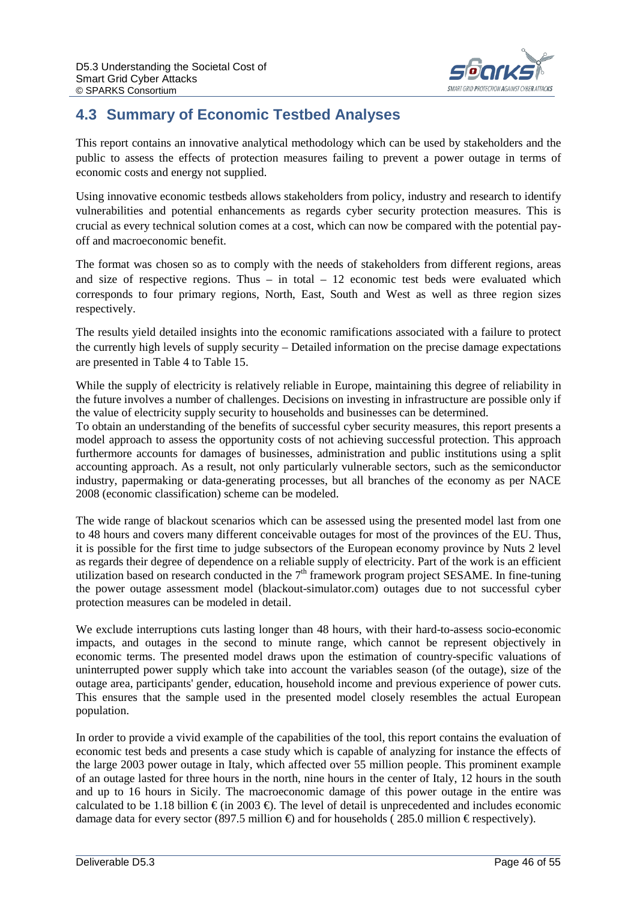## 4.3 Summary of Economic Testbed Analyses

This report contains an innovative analytical methodology which can be used by stakeholders and the public to assess the effects of protection measures failing to prevent a power outage in terms of economic costs and energy not supplied.

Using innovative economic testbeds allows stakeholders from policy, industry and research to identify vulnerabilities and potential enhancements as regards cyber security protection measures. This is crucial as every technical solution comes at a cost, which can now be compared with the potential pay-off and macroeconomic benefit.

The format was chosen so as to comply with the needs of stakeholders from different regions, areas and size of respective regions. Thus – in total – 12 economic test beds were evaluated which corresponds to four primary regions, North, East, South and West as well as three region sizes respectively.

The results yield detailed insights into the economic ramifications associated with a failure to protect the currently high levels of supply security – Detailed information on the precise damage expectations are presented in Table 4 to Table 15.

While the supply of electricity is relatively reliable in Europe, maintaining this degree of reliability in the future involves a number of challenges. Decisions on investing in infrastructure are possible only if the value of electricity supply security to households and businesses can be determined.
To obtain an understanding of the benefits of successful cyber security measures, this report presents a model approach to assess the opportunity costs of not achieving successful protection. This approach furthermore accounts for damages of businesses, administration and public institutions using a split accounting approach. As a result, not only particularly vulnerable sectors, such as the semiconductor industry, papermaking or data-generating processes, but all branches of the economy as per NACE 2008 (economic classification) scheme can be modeled.

The wide range of blackout scenarios which can be assessed using the presented model last from one to 48 hours and covers many different conceivable outages for most of the provinces of the EU. Thus, it is possible for the first time to judge subsectors of the European economy province by Nuts 2 level as regards their degree of dependence on a reliable supply of electricity. Part of the work is an efficient utilization based on research conducted in the 7th framework program project SESAME. In fine-tuning the power outage assessment model (blackout-simulator.com) outages due to not successful cyber protection measures can be modeled in detail.

We exclude interruptions cuts lasting longer than 48 hours, with their hard-to-assess socio-economic impacts, and outages in the second to minute range, which cannot be represent objectively in economic terms. The presented model draws upon the estimation of country-specific valuations of uninterrupted power supply which take into account the variables season (of the outage), size of the outage area, participants' gender, education, household income and previous experience of power cuts. This ensures that the sample used in the presented model closely resembles the actual European population.

In order to provide a vivid example of the capabilities of the tool, this report contains the evaluation of economic test beds and presents a case study which is capable of analyzing for instance the effects of the large 2003 power outage in Italy, which affected over 55 million people. This prominent example of an outage lasted for three hours in the north, nine hours in the center of Italy, 12 hours in the south and up to 16 hours in Sicily. The macroeconomic damage of this power outage in the entire was calculated to be 1.18 billion € (in 2003 €). The level of detail is unprecedented and includes economic damage data for every sector (897.5 million €) and for households ( 285.0 million € respectively).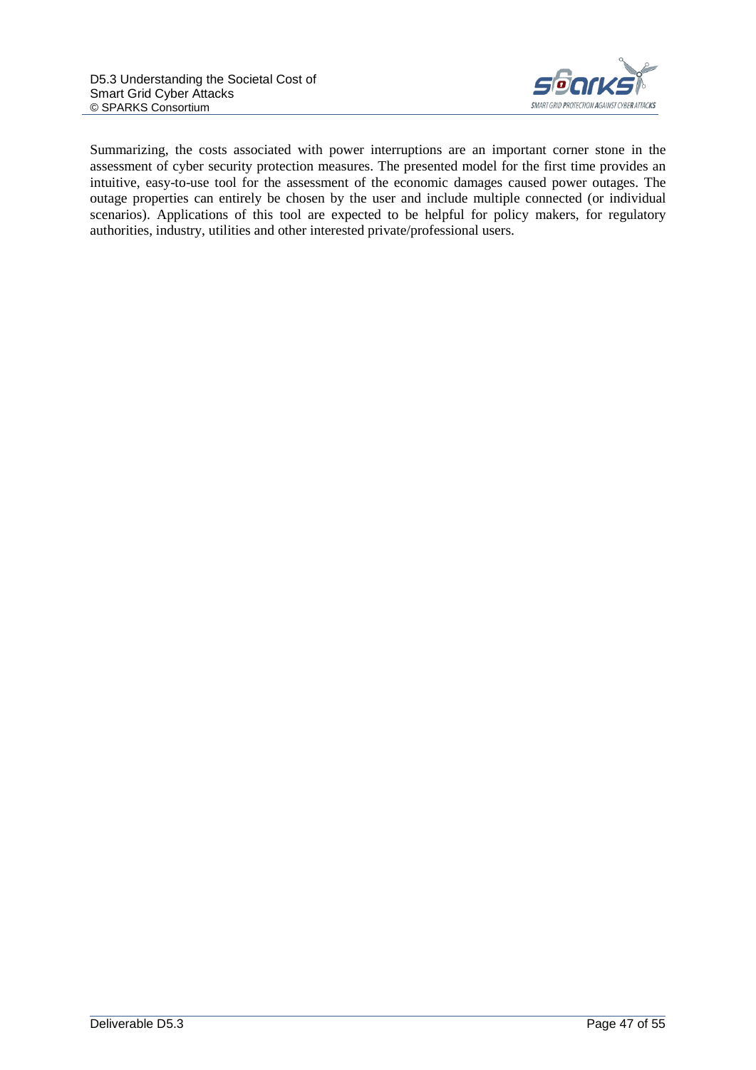Summarizing, the costs associated with power interruptions are an important corner stone in the assessment of cyber security protection measures. The presented model for the first time provides an intuitive, easy-to-use tool for the assessment of the economic damages caused power outages. The outage properties can entirely be chosen by the user and include multiple connected (or individual scenarios). Applications of this tool are expected to be helpful for policy makers, for regulatory authorities, industry, utilities and other interested private/professional users.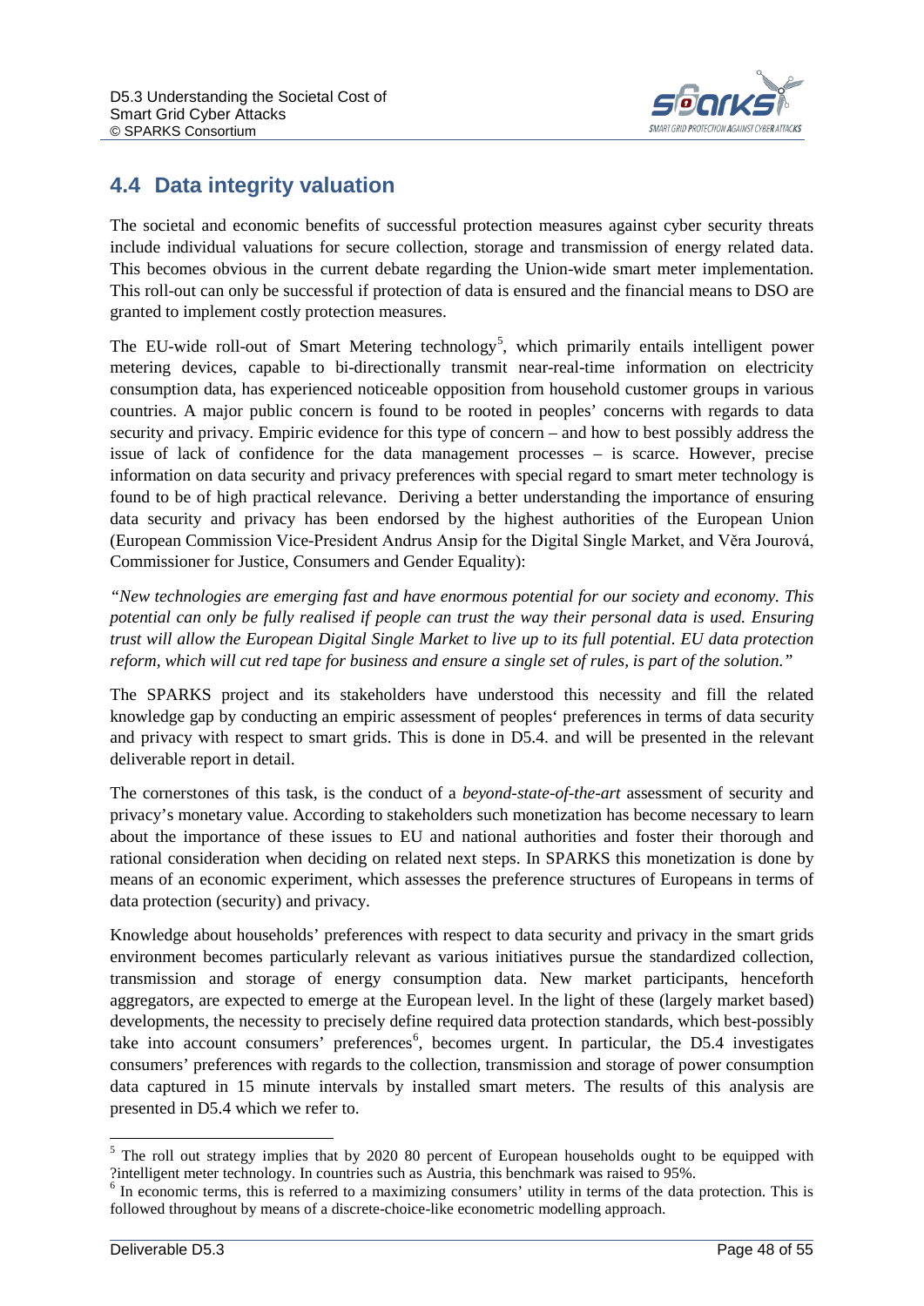## 4.4 Data integrity valuation

The societal and economic benefits of successful protection measures against cyber security threats include individual valuations for secure collection, storage and transmission of energy related data. This becomes obvious in the current debate regarding the Union-wide smart meter implementation. This roll-out can only be successful if protection of data is ensured and the financial means to DSO are granted to implement costly protection measures.

The EU-wide roll-out of Smart Metering technology[5], which primarily entails intelligent power metering devices, capable to bi-directionally transmit near-real-time information on electricity consumption data, has experienced noticeable opposition from household customer groups in various countries. A major public concern is found to be rooted in peoples' concerns with regards to data security and privacy. Empiric evidence for this type of concern – and how to best possibly address the issue of lack of confidence for the data management processes – is scarce. However, precise information on data security and privacy preferences with special regard to smart meter technology is found to be of high practical relevance. Deriving a better understanding the importance of ensuring data security and privacy has been endorsed by the highest authorities of the European Union (European Commission Vice-President Andrus Ansip for the Digital Single Market, and Věra Jourová, Commissioner for Justice, Consumers and Gender Equality):

*"New technologies are emerging fast and have enormous potential for our society and economy. This potential can only be fully realised if people can trust the way their personal data is used. Ensuring trust will allow the European Digital Single Market to live up to its full potential. EU data protection reform, which will cut red tape for business and ensure a single set of rules, is part of the solution."*

The SPARKS project and its stakeholders have understood this necessity and fill the related knowledge gap by conducting an empiric assessment of peoples' preferences in terms of data security and privacy with respect to smart grids. This is done in D5.4. and will be presented in the relevant deliverable report in detail.

The cornerstones of this task, is the conduct of a *beyond-state-of-the-art* assessment of security and privacy's monetary value. According to stakeholders such monetization has become necessary to learn about the importance of these issues to EU and national authorities and foster their thorough and rational consideration when deciding on related next steps. In SPARKS this monetization is done by means of an economic experiment, which assesses the preference structures of Europeans in terms of data protection (security) and privacy.

Knowledge about households' preferences with respect to data security and privacy in the smart grids environment becomes particularly relevant as various initiatives pursue the standardized collection, transmission and storage of energy consumption data. New market participants, henceforth aggregators, are expected to emerge at the European level. In the light of these (largely market based) developments, the necessity to precisely define required data protection standards, which best-possibly take into account consumers' preferences[6], becomes urgent. In particular, the D5.4 investigates consumers' preferences with regards to the collection, transmission and storage of power consumption data captured in 15 minute intervals by installed smart meters. The results of this analysis are presented in D5.4 which we refer to.

---

[5] The roll out strategy implies that by 2020 80 percent of European households ought to be equipped with ?intelligent meter technology. In countries such as Austria, this benchmark was raised to 95%.

[6] In economic terms, this is referred to a maximizing consumers' utility in terms of the data protection. This is followed throughout by means of a discrete-choice-like econometric modelling approach.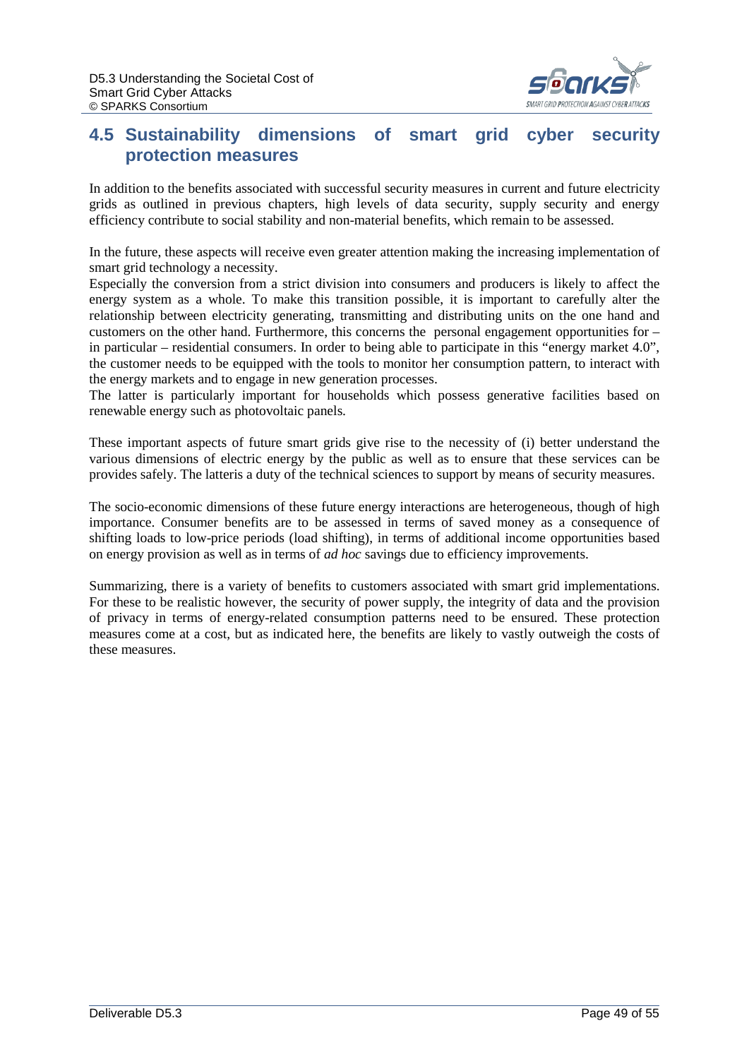## 4.5 Sustainability dimensions of smart grid cyber security protection measures

In addition to the benefits associated with successful security measures in current and future electricity grids as outlined in previous chapters, high levels of data security, supply security and energy efficiency contribute to social stability and non-material benefits, which remain to be assessed.

In the future, these aspects will receive even greater attention making the increasing implementation of smart grid technology a necessity.
Especially the conversion from a strict division into consumers and producers is likely to affect the energy system as a whole. To make this transition possible, it is important to carefully alter the relationship between electricity generating, transmitting and distributing units on the one hand and customers on the other hand. Furthermore, this concerns the personal engagement opportunities for – in particular – residential consumers. In order to being able to participate in this "energy market 4.0", the customer needs to be equipped with the tools to monitor her consumption pattern, to interact with the energy markets and to engage in new generation processes.
The latter is particularly important for households which possess generative facilities based on renewable energy such as photovoltaic panels.

These important aspects of future smart grids give rise to the necessity of (i) better understand the various dimensions of electric energy by the public as well as to ensure that these services can be provides safely. The latteris a duty of the technical sciences to support by means of security measures.

The socio-economic dimensions of these future energy interactions are heterogeneous, though of high importance. Consumer benefits are to be assessed in terms of saved money as a consequence of shifting loads to low-price periods (load shifting), in terms of additional income opportunities based on energy provision as well as in terms of *ad hoc* savings due to efficiency improvements.

Summarizing, there is a variety of benefits to customers associated with smart grid implementations. For these to be realistic however, the security of power supply, the integrity of data and the provision of privacy in terms of energy-related consumption patterns need to be ensured. These protection measures come at a cost, but as indicated here, the benefits are likely to vastly outweigh the costs of these measures.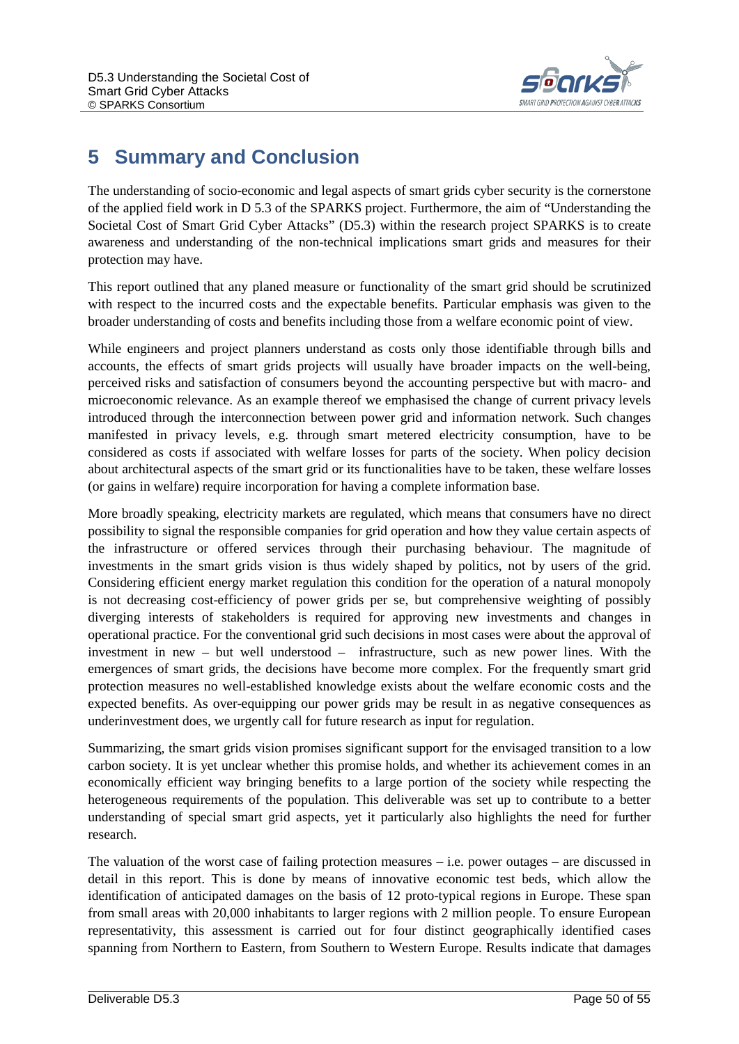# 5 Summary and Conclusion

The understanding of socio-economic and legal aspects of smart grids cyber security is the cornerstone of the applied field work in D 5.3 of the SPARKS project. Furthermore, the aim of "Understanding the Societal Cost of Smart Grid Cyber Attacks" (D5.3) within the research project SPARKS is to create awareness and understanding of the non-technical implications smart grids and measures for their protection may have.

This report outlined that any planed measure or functionality of the smart grid should be scrutinized with respect to the incurred costs and the expectable benefits. Particular emphasis was given to the broader understanding of costs and benefits including those from a welfare economic point of view.

While engineers and project planners understand as costs only those identifiable through bills and accounts, the effects of smart grids projects will usually have broader impacts on the well-being, perceived risks and satisfaction of consumers beyond the accounting perspective but with macro- and microeconomic relevance. As an example thereof we emphasised the change of current privacy levels introduced through the interconnection between power grid and information network. Such changes manifested in privacy levels, e.g. through smart metered electricity consumption, have to be considered as costs if associated with welfare losses for parts of the society. When policy decision about architectural aspects of the smart grid or its functionalities have to be taken, these welfare losses (or gains in welfare) require incorporation for having a complete information base.

More broadly speaking, electricity markets are regulated, which means that consumers have no direct possibility to signal the responsible companies for grid operation and how they value certain aspects of the infrastructure or offered services through their purchasing behaviour. The magnitude of investments in the smart grids vision is thus widely shaped by politics, not by users of the grid. Considering efficient energy market regulation this condition for the operation of a natural monopoly is not decreasing cost-efficiency of power grids per se, but comprehensive weighting of possibly diverging interests of stakeholders is required for approving new investments and changes in operational practice. For the conventional grid such decisions in most cases were about the approval of investment in new – but well understood – infrastructure, such as new power lines. With the emergences of smart grids, the decisions have become more complex. For the frequently smart grid protection measures no well-established knowledge exists about the welfare economic costs and the expected benefits. As over-equipping our power grids may be result in as negative consequences as underinvestment does, we urgently call for future research as input for regulation.

Summarizing, the smart grids vision promises significant support for the envisaged transition to a low carbon society. It is yet unclear whether this promise holds, and whether its achievement comes in an economically efficient way bringing benefits to a large portion of the society while respecting the heterogeneous requirements of the population. This deliverable was set up to contribute to a better understanding of special smart grid aspects, yet it particularly also highlights the need for further research.

The valuation of the worst case of failing protection measures – i.e. power outages – are discussed in detail in this report. This is done by means of innovative economic test beds, which allow the identification of anticipated damages on the basis of 12 proto-typical regions in Europe. These span from small areas with 20,000 inhabitants to larger regions with 2 million people. To ensure European representativity, this assessment is carried out for four distinct geographically identified cases spanning from Northern to Eastern, from Southern to Western Europe. Results indicate that damages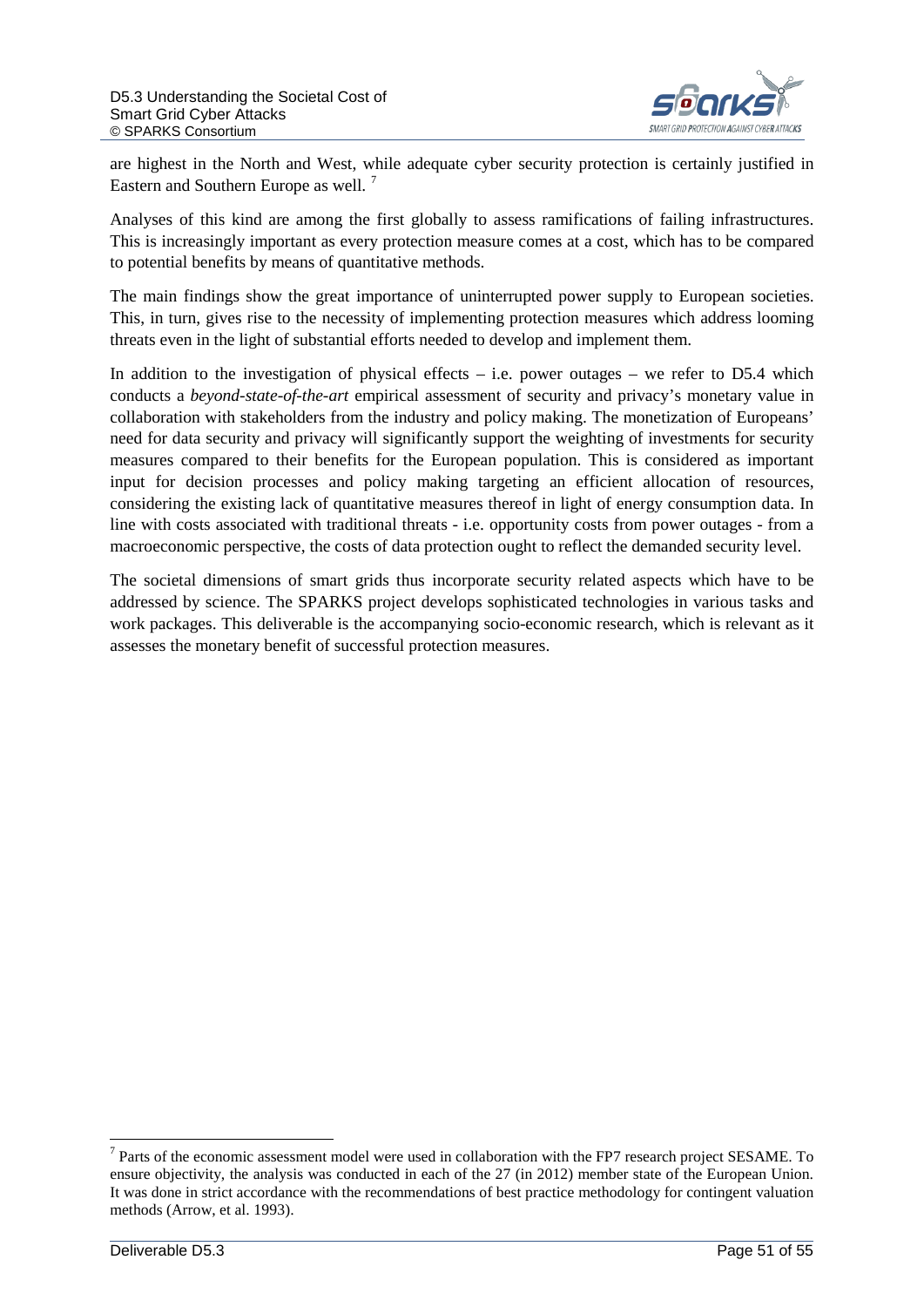are highest in the North and West, while adequate cyber security protection is certainly justified in Eastern and Southern Europe as well. [7]

Analyses of this kind are among the first globally to assess ramifications of failing infrastructures. This is increasingly important as every protection measure comes at a cost, which has to be compared to potential benefits by means of quantitative methods.

The main findings show the great importance of uninterrupted power supply to European societies. This, in turn, gives rise to the necessity of implementing protection measures which address looming threats even in the light of substantial efforts needed to develop and implement them.

In addition to the investigation of physical effects – i.e. power outages – we refer to D5.4 which conducts a *beyond-state-of-the-art* empirical assessment of security and privacy's monetary value in collaboration with stakeholders from the industry and policy making. The monetization of Europeans' need for data security and privacy will significantly support the weighting of investments for security measures compared to their benefits for the European population. This is considered as important input for decision processes and policy making targeting an efficient allocation of resources, considering the existing lack of quantitative measures thereof in light of energy consumption data. In line with costs associated with traditional threats - i.e. opportunity costs from power outages - from a macroeconomic perspective, the costs of data protection ought to reflect the demanded security level.

The societal dimensions of smart grids thus incorporate security related aspects which have to be addressed by science. The SPARKS project develops sophisticated technologies in various tasks and work packages. This deliverable is the accompanying socio-economic research, which is relevant as it assesses the monetary benefit of successful protection measures.

[7] Parts of the economic assessment model were used in collaboration with the FP7 research project SESAME. To ensure objectivity, the analysis was conducted in each of the 27 (in 2012) member state of the European Union. It was done in strict accordance with the recommendations of best practice methodology for contingent valuation methods (Arrow, et al. 1993).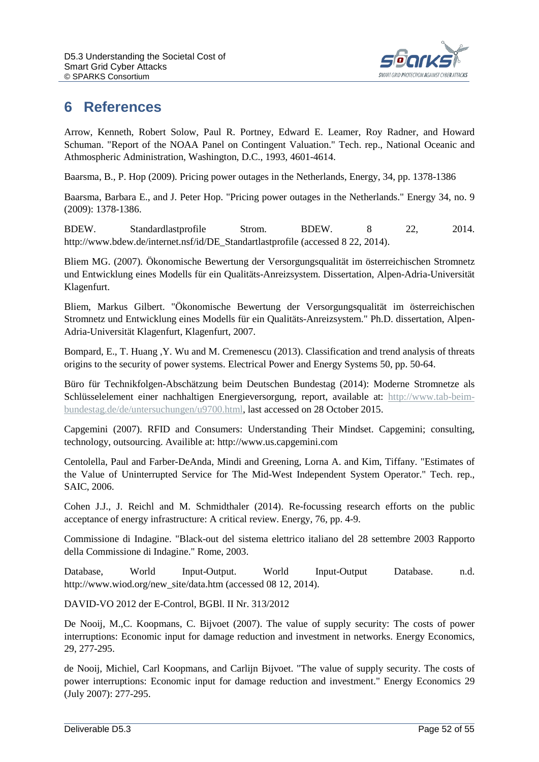# 6 References

Arrow, Kenneth, Robert Solow, Paul R. Portney, Edward E. Leamer, Roy Radner, and Howard Schuman. "Report of the NOAA Panel on Contingent Valuation." Tech. rep., National Oceanic and Athmospheric Administration, Washington, D.C., 1993, 4601-4614.

Baarsma, B., P. Hop (2009). Pricing power outages in the Netherlands, Energy, 34, pp. 1378-1386

Baarsma, Barbara E., and J. Peter Hop. "Pricing power outages in the Netherlands." Energy 34, no. 9 (2009): 1378-1386.

BDEW. Standardlastprofile Strom. BDEW. 8 22, 2014. http://www.bdew.de/internet.nsf/id/DE_Standartlastprofile (accessed 8 22, 2014).

Bliem MG. (2007). Ökonomische Bewertung der Versorgungsqualität im österreichischen Stromnetz und Entwicklung eines Modells für ein Qualitäts-Anreizsystem. Dissertation, Alpen-Adria-Universität Klagenfurt.

Bliem, Markus Gilbert. "Ökonomische Bewertung der Versorgungsqualität im österreichischen Stromnetz und Entwicklung eines Modells für ein Qualitäts-Anreizsystem." Ph.D. dissertation, Alpen-Adria-Universität Klagenfurt, Klagenfurt, 2007.

Bompard, E., T. Huang ,Y. Wu and M. Cremenescu (2013). Classification and trend analysis of threats origins to the security of power systems. Electrical Power and Energy Systems 50, pp. 50-64.

Büro für Technikfolgen-Abschätzung beim Deutschen Bundestag (2014): Moderne Stromnetze als Schlüsselelement einer nachhaltigen Energieversorgung, report, available at: http://www.tab-beim-bundestag.de/de/untersuchungen/u9700.html, last accessed on 28 October 2015.

Capgemini (2007). RFID and Consumers: Understanding Their Mindset. Capgemini; consulting, technology, outsourcing. Availible at: http://www.us.capgemini.com

Centolella, Paul and Farber-DeAnda, Mindi and Greening, Lorna A. and Kim, Tiffany. "Estimates of the Value of Uninterrupted Service for The Mid-West Independent System Operator." Tech. rep., SAIC, 2006.

Cohen J.J., J. Reichl and M. Schmidthaler (2014). Re-focussing research efforts on the public acceptance of energy infrastructure: A critical review. Energy, 76, pp. 4-9.

Commissione di Indagine. "Black-out del sistema elettrico italiano del 28 settembre 2003 Rapporto della Commissione di Indagine." Rome, 2003.

Database, World Input-Output. World Input-Output Database. n.d. http://www.wiod.org/new_site/data.htm (accessed 08 12, 2014).

DAVID-VO 2012 der E-Control, BGBl. II Nr. 313/2012

De Nooij, M.,C. Koopmans, C. Bijvoet (2007). The value of supply security: The costs of power interruptions: Economic input for damage reduction and investment in networks. Energy Economics, 29, 277-295.

de Nooij, Michiel, Carl Koopmans, and Carlijn Bijvoet. "The value of supply security. The costs of power interruptions: Economic input for damage reduction and investment." Energy Economics 29 (July 2007): 277-295.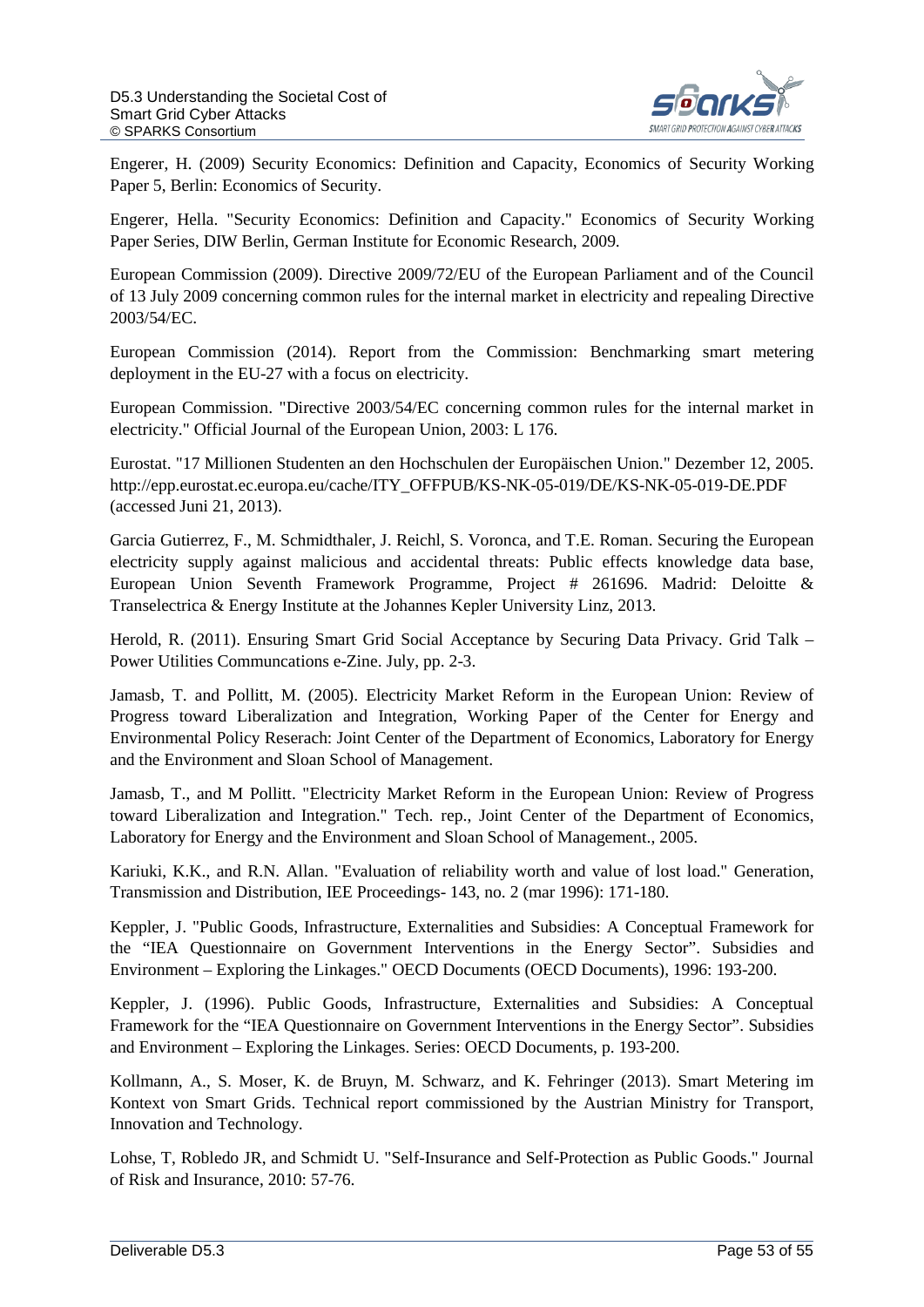Engerer, H. (2009) Security Economics: Definition and Capacity, Economics of Security Working Paper 5, Berlin: Economics of Security.

Engerer, Hella. "Security Economics: Definition and Capacity." Economics of Security Working Paper Series, DIW Berlin, German Institute for Economic Research, 2009.

European Commission (2009). Directive 2009/72/EU of the European Parliament and of the Council of 13 July 2009 concerning common rules for the internal market in electricity and repealing Directive 2003/54/EC.

European Commission (2014). Report from the Commission: Benchmarking smart metering deployment in the EU-27 with a focus on electricity.

European Commission. "Directive 2003/54/EC concerning common rules for the internal market in electricity." Official Journal of the European Union, 2003: L 176.

Eurostat. "17 Millionen Studenten an den Hochschulen der Europäischen Union." Dezember 12, 2005. http://epp.eurostat.ec.europa.eu/cache/ITY_OFFPUB/KS-NK-05-019/DE/KS-NK-05-019-DE.PDF (accessed Juni 21, 2013).

Garcia Gutierrez, F., M. Schmidthaler, J. Reichl, S. Voronca, and T.E. Roman. Securing the European electricity supply against malicious and accidental threats: Public effects knowledge data base, European Union Seventh Framework Programme, Project # 261696. Madrid: Deloitte & Transelectrica & Energy Institute at the Johannes Kepler University Linz, 2013.

Herold, R. (2011). Ensuring Smart Grid Social Acceptance by Securing Data Privacy. Grid Talk – Power Utilities Communcations e-Zine. July, pp. 2-3.

Jamasb, T. and Pollitt, M. (2005). Electricity Market Reform in the European Union: Review of Progress toward Liberalization and Integration, Working Paper of the Center for Energy and Environmental Policy Reserach: Joint Center of the Department of Economics, Laboratory for Energy and the Environment and Sloan School of Management.

Jamasb, T., and M Pollitt. "Electricity Market Reform in the European Union: Review of Progress toward Liberalization and Integration." Tech. rep., Joint Center of the Department of Economics, Laboratory for Energy and the Environment and Sloan School of Management., 2005.

Kariuki, K.K., and R.N. Allan. "Evaluation of reliability worth and value of lost load." Generation, Transmission and Distribution, IEE Proceedings- 143, no. 2 (mar 1996): 171-180.

Keppler, J. "Public Goods, Infrastructure, Externalities and Subsidies: A Conceptual Framework for the "IEA Questionnaire on Government Interventions in the Energy Sector". Subsidies and Environment – Exploring the Linkages." OECD Documents (OECD Documents), 1996: 193-200.

Keppler, J. (1996). Public Goods, Infrastructure, Externalities and Subsidies: A Conceptual Framework for the "IEA Questionnaire on Government Interventions in the Energy Sector". Subsidies and Environment – Exploring the Linkages. Series: OECD Documents, p. 193-200.

Kollmann, A., S. Moser, K. de Bruyn, M. Schwarz, and K. Fehringer (2013). Smart Metering im Kontext von Smart Grids. Technical report commissioned by the Austrian Ministry for Transport, Innovation and Technology.

Lohse, T, Robledo JR, and Schmidt U. "Self-Insurance and Self-Protection as Public Goods." Journal of Risk and Insurance, 2010: 57-76.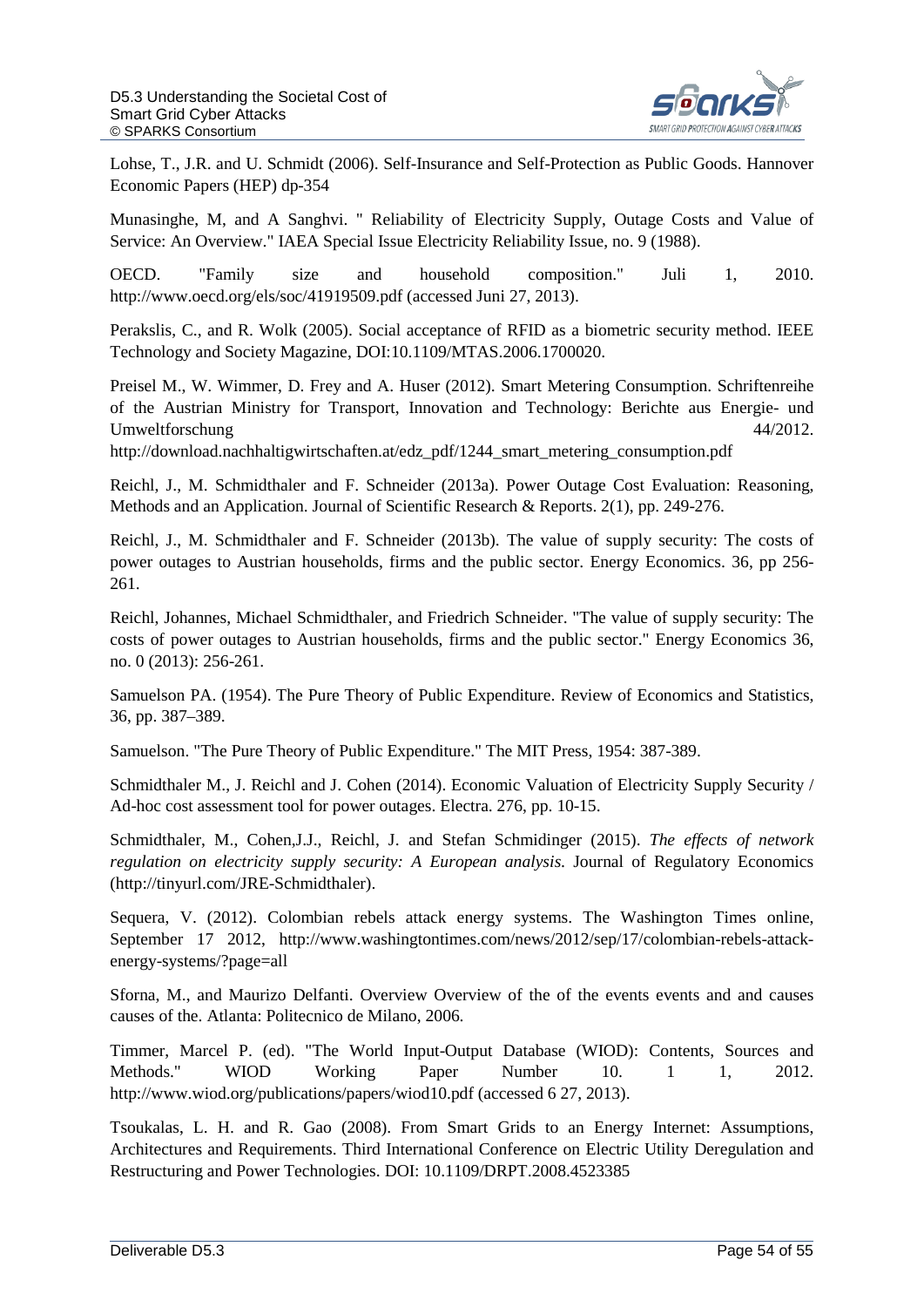Lohse, T., J.R. and U. Schmidt (2006). Self-Insurance and Self-Protection as Public Goods. Hannover Economic Papers (HEP) dp-354

Munasinghe, M, and A Sanghvi. " Reliability of Electricity Supply, Outage Costs and Value of Service: An Overview." IAEA Special Issue Electricity Reliability Issue, no. 9 (1988).

OECD. "Family size and household composition." Juli 1, 2010. http://www.oecd.org/els/soc/41919509.pdf (accessed Juni 27, 2013).

Perakslis, C., and R. Wolk (2005). Social acceptance of RFID as a biometric security method. IEEE Technology and Society Magazine, DOI:10.1109/MTAS.2006.1700020.

Preisel M., W. Wimmer, D. Frey and A. Huser (2012). Smart Metering Consumption. Schriftenreihe of the Austrian Ministry for Transport, Innovation and Technology: Berichte aus Energie- und Umweltforschung 44/2012. http://download.nachhaltigwirtschaften.at/edz_pdf/1244_smart_metering_consumption.pdf

Reichl, J., M. Schmidthaler and F. Schneider (2013a). Power Outage Cost Evaluation: Reasoning, Methods and an Application. Journal of Scientific Research & Reports. 2(1), pp. 249-276.

Reichl, J., M. Schmidthaler and F. Schneider (2013b). The value of supply security: The costs of power outages to Austrian households, firms and the public sector. Energy Economics. 36, pp 256-261.

Reichl, Johannes, Michael Schmidthaler, and Friedrich Schneider. "The value of supply security: The costs of power outages to Austrian households, firms and the public sector." Energy Economics 36, no. 0 (2013): 256-261.

Samuelson PA. (1954). The Pure Theory of Public Expenditure. Review of Economics and Statistics, 36, pp. 387–389.

Samuelson. "The Pure Theory of Public Expenditure." The MIT Press, 1954: 387-389.

Schmidthaler M., J. Reichl and J. Cohen (2014). Economic Valuation of Electricity Supply Security / Ad-hoc cost assessment tool for power outages. Electra. 276, pp. 10-15.

Schmidthaler, M., Cohen,J.J., Reichl, J. and Stefan Schmidinger (2015). *The effects of network regulation on electricity supply security: A European analysis.* Journal of Regulatory Economics (http://tinyurl.com/JRE-Schmidthaler).

Sequera, V. (2012). Colombian rebels attack energy systems. The Washington Times online, September 17 2012, http://www.washingtontimes.com/news/2012/sep/17/colombian-rebels-attack-energy-systems/?page=all

Sforna, M., and Maurizo Delfanti. Overview Overview of the of the events events and and causes causes of the. Atlanta: Politecnico de Milano, 2006.

Timmer, Marcel P. (ed). "The World Input-Output Database (WIOD): Contents, Sources and Methods." WIOD Working Paper Number 10. 1 1, 2012. http://www.wiod.org/publications/papers/wiod10.pdf (accessed 6 27, 2013).

Tsoukalas, L. H. and R. Gao (2008). From Smart Grids to an Energy Internet: Assumptions, Architectures and Requirements. Third International Conference on Electric Utility Deregulation and Restructuring and Power Technologies. DOI: 10.1109/DRPT.2008.4523385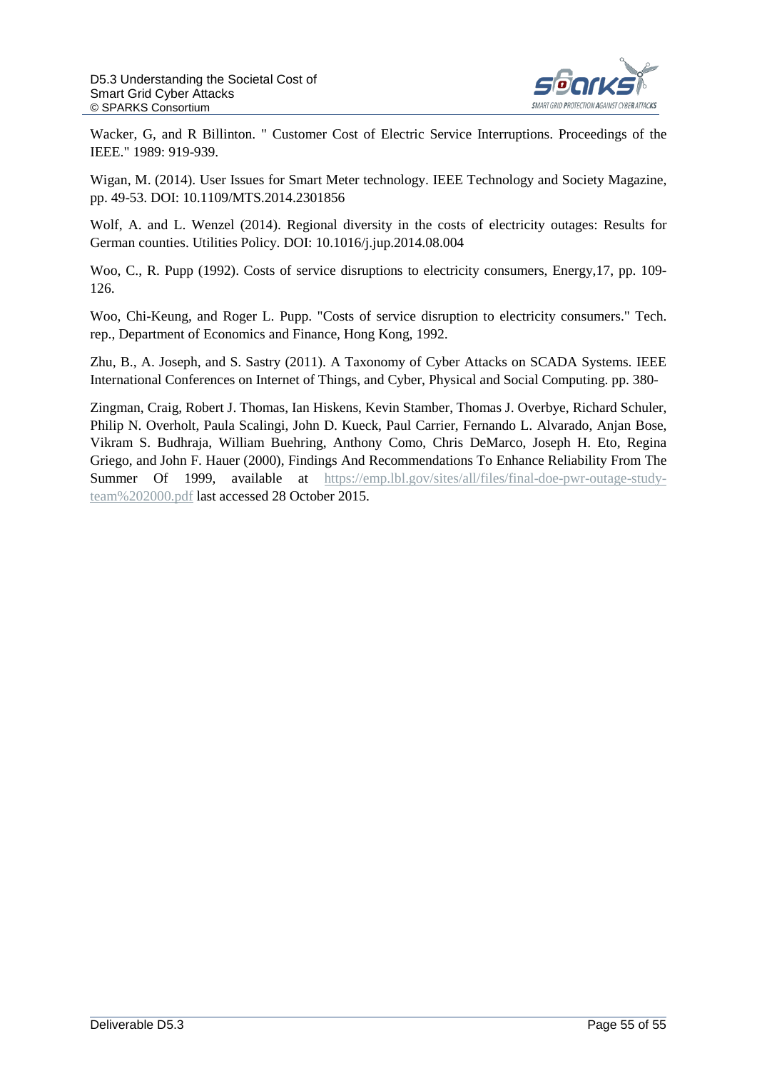Wacker, G, and R Billinton. " Customer Cost of Electric Service Interruptions. Proceedings of the IEEE." 1989: 919-939.

Wigan, M. (2014). User Issues for Smart Meter technology. IEEE Technology and Society Magazine, pp. 49-53. DOI: 10.1109/MTS.2014.2301856

Wolf, A. and L. Wenzel (2014). Regional diversity in the costs of electricity outages: Results for German counties. Utilities Policy. DOI: 10.1016/j.jup.2014.08.004

Woo, C., R. Pupp (1992). Costs of service disruptions to electricity consumers, Energy,17, pp. 109-126.

Woo, Chi-Keung, and Roger L. Pupp. "Costs of service disruption to electricity consumers." Tech. rep., Department of Economics and Finance, Hong Kong, 1992.

Zhu, B., A. Joseph, and S. Sastry (2011). A Taxonomy of Cyber Attacks on SCADA Systems. IEEE International Conferences on Internet of Things, and Cyber, Physical and Social Computing. pp. 380-

Zingman, Craig, Robert J. Thomas, Ian Hiskens, Kevin Stamber, Thomas J. Overbye, Richard Schuler, Philip N. Overholt, Paula Scalingi, John D. Kueck, Paul Carrier, Fernando L. Alvarado, Anjan Bose, Vikram S. Budhraja, William Buehring, Anthony Como, Chris DeMarco, Joseph H. Eto, Regina Griego, and John F. Hauer (2000), Findings And Recommendations To Enhance Reliability From The Summer Of 1999, available at https://emp.lbl.gov/sites/all/files/final-doe-pwr-outage-study-team%202000.pdf last accessed 28 October 2015.